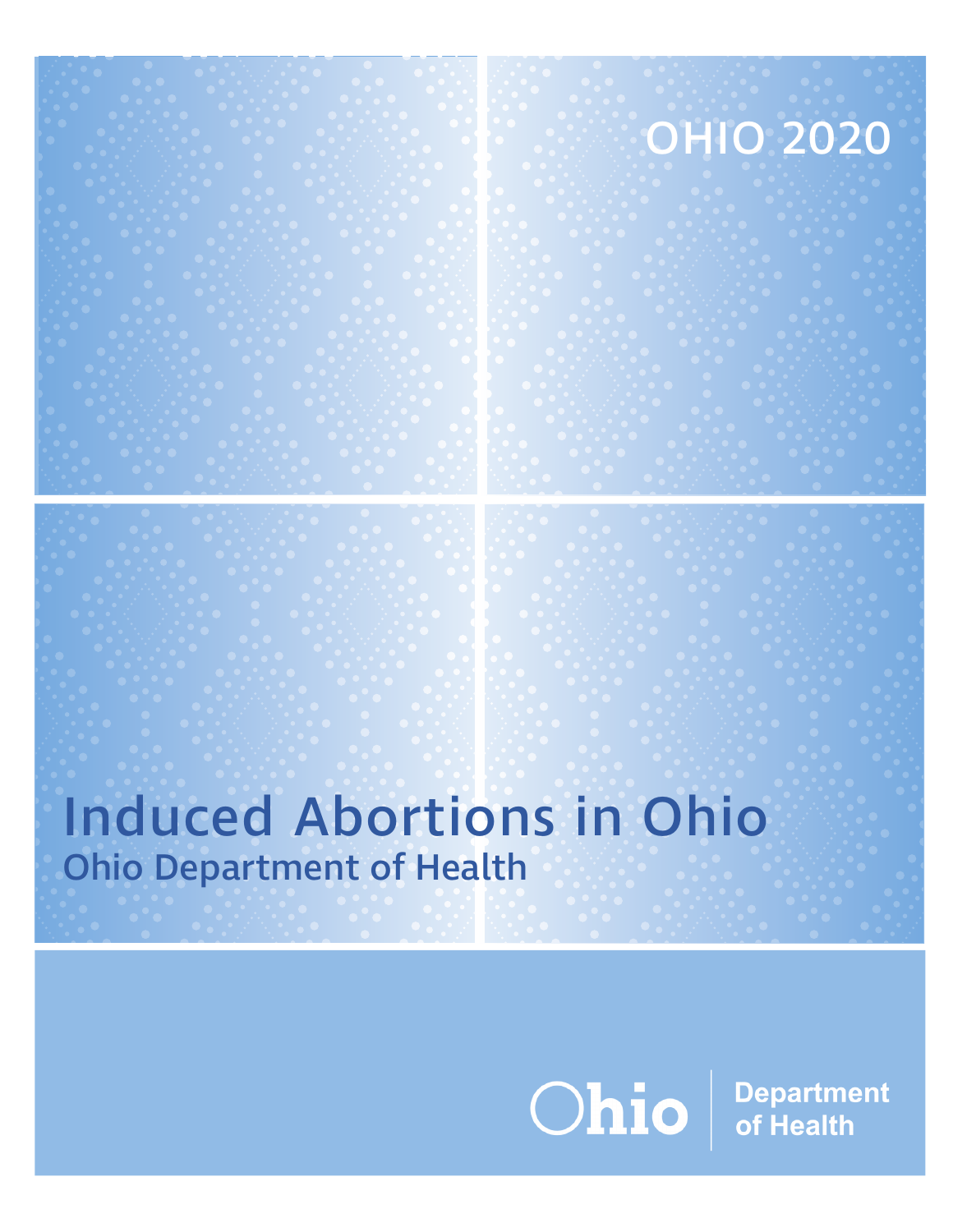OHIO 2020

# Induced Abortions in Ohio

## Ohio Department of Health

Ohio Department of Health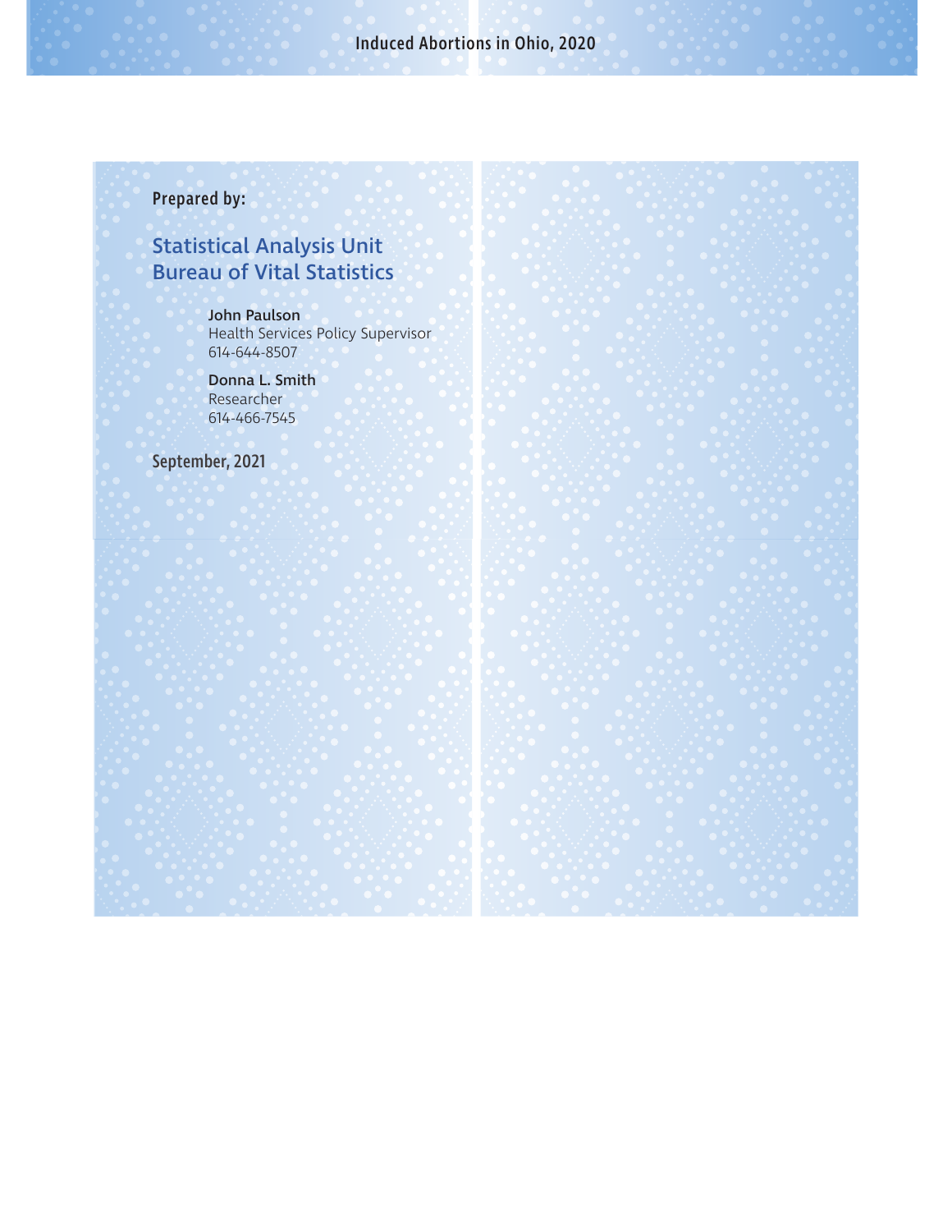**Prepared by:**

## Statistical Analysis Unit
## Bureau of Vital Statistics

**John Paulson**
Health Services Policy Supervisor
614-644-8507

**Donna L. Smith**
Researcher
614-466-7545

**September, 2021**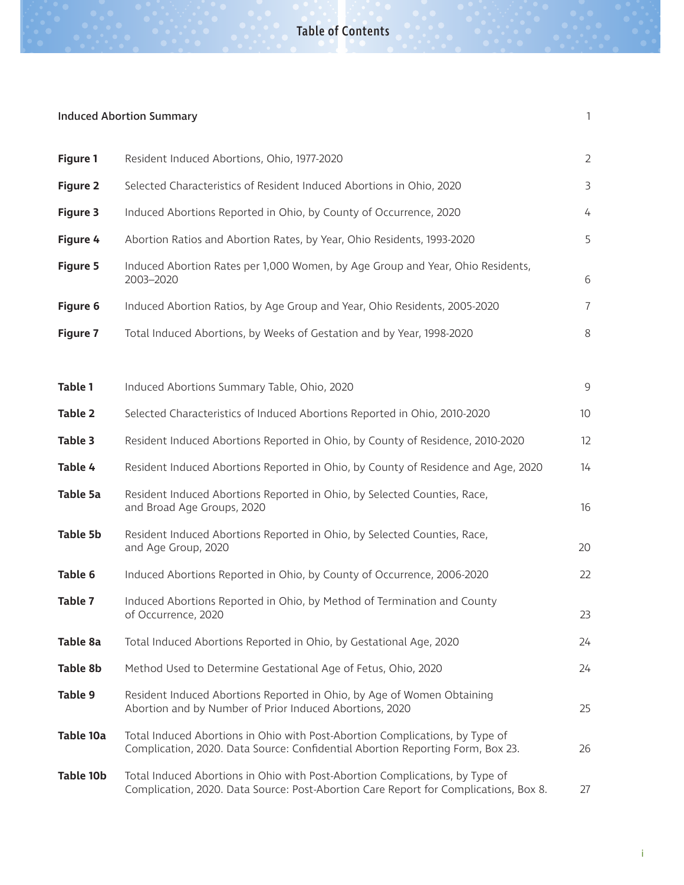# Table of Contents

| | | |
|---|---|---|
| **Induced Abortion Summary** | | 1 |
| **Figure 1** | Resident Induced Abortions, Ohio, 1977-2020 | 2 |
| **Figure 2** | Selected Characteristics of Resident Induced Abortions in Ohio, 2020 | 3 |
| **Figure 3** | Induced Abortions Reported in Ohio, by County of Occurrence, 2020 | 4 |
| **Figure 4** | Abortion Ratios and Abortion Rates, by Year, Ohio Residents, 1993-2020 | 5 |
| **Figure 5** | Induced Abortion Rates per 1,000 Women, by Age Group and Year, Ohio Residents, 2003–2020 | 6 |
| **Figure 6** | Induced Abortion Ratios, by Age Group and Year, Ohio Residents, 2005-2020 | 7 |
| **Figure 7** | Total Induced Abortions, by Weeks of Gestation and by Year, 1998-2020 | 8 |
| **Table 1** | Induced Abortions Summary Table, Ohio, 2020 | 9 |
| **Table 2** | Selected Characteristics of Induced Abortions Reported in Ohio, 2010-2020 | 10 |
| **Table 3** | Resident Induced Abortions Reported in Ohio, by County of Residence, 2010-2020 | 12 |
| **Table 4** | Resident Induced Abortions Reported in Ohio, by County of Residence and Age, 2020 | 14 |
| **Table 5a** | Resident Induced Abortions Reported in Ohio, by Selected Counties, Race, and Broad Age Groups, 2020 | 16 |
| **Table 5b** | Resident Induced Abortions Reported in Ohio, by Selected Counties, Race, and Age Group, 2020 | 20 |
| **Table 6** | Induced Abortions Reported in Ohio, by County of Occurrence, 2006-2020 | 22 |
| **Table 7** | Induced Abortions Reported in Ohio, by Method of Termination and County of Occurrence, 2020 | 23 |
| **Table 8a** | Total Induced Abortions Reported in Ohio, by Gestational Age, 2020 | 24 |
| **Table 8b** | Method Used to Determine Gestational Age of Fetus, Ohio, 2020 | 24 |
| **Table 9** | Resident Induced Abortions Reported in Ohio, by Age of Women Obtaining Abortion and by Number of Prior Induced Abortions, 2020 | 25 |
| **Table 10a** | Total Induced Abortions in Ohio with Post-Abortion Complications, by Type of Complication, 2020. Data Source: Confidential Abortion Reporting Form, Box 23. | 26 |
| **Table 10b** | Total Induced Abortions in Ohio with Post-Abortion Complications, by Type of Complication, 2020. Data Source: Post-Abortion Care Report for Complications, Box 8. | 27 |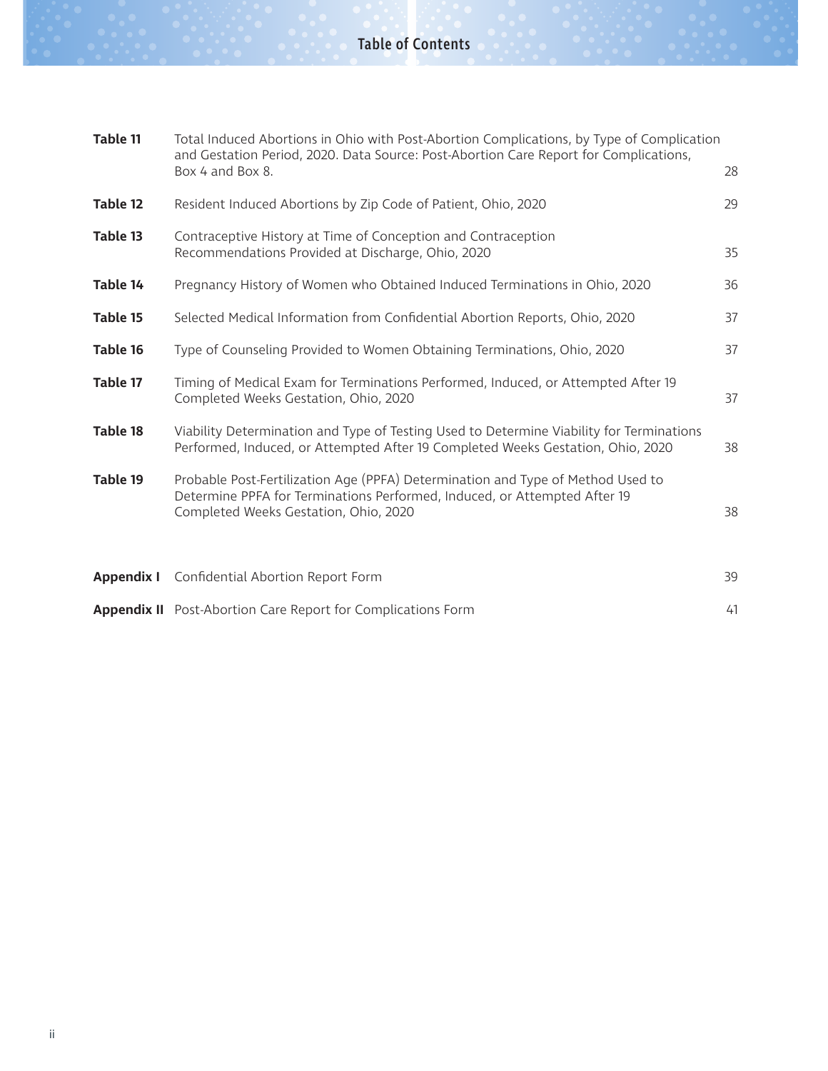## Table of Contents

| | | |
|---|---|---|
| **Table 11** | Total Induced Abortions in Ohio with Post-Abortion Complications, by Type of Complication and Gestation Period, 2020. Data Source: Post-Abortion Care Report for Complications, Box 4 and Box 8. | 28 |
| **Table 12** | Resident Induced Abortions by Zip Code of Patient, Ohio, 2020 | 29 |
| **Table 13** | Contraceptive History at Time of Conception and Contraception Recommendations Provided at Discharge, Ohio, 2020 | 35 |
| **Table 14** | Pregnancy History of Women who Obtained Induced Terminations in Ohio, 2020 | 36 |
| **Table 15** | Selected Medical Information from Confidential Abortion Reports, Ohio, 2020 | 37 |
| **Table 16** | Type of Counseling Provided to Women Obtaining Terminations, Ohio, 2020 | 37 |
| **Table 17** | Timing of Medical Exam for Terminations Performed, Induced, or Attempted After 19 Completed Weeks Gestation, Ohio, 2020 | 37 |
| **Table 18** | Viability Determination and Type of Testing Used to Determine Viability for Terminations Performed, Induced, or Attempted After 19 Completed Weeks Gestation, Ohio, 2020 | 38 |
| **Table 19** | Probable Post-Fertilization Age (PPFA) Determination and Type of Method Used to Determine PPFA for Terminations Performed, Induced, or Attempted After 19 Completed Weeks Gestation, Ohio, 2020 | 38 |
| **Appendix I** | Confidential Abortion Report Form | 39 |
| **Appendix II** | Post-Abortion Care Report for Complications Form | 41 |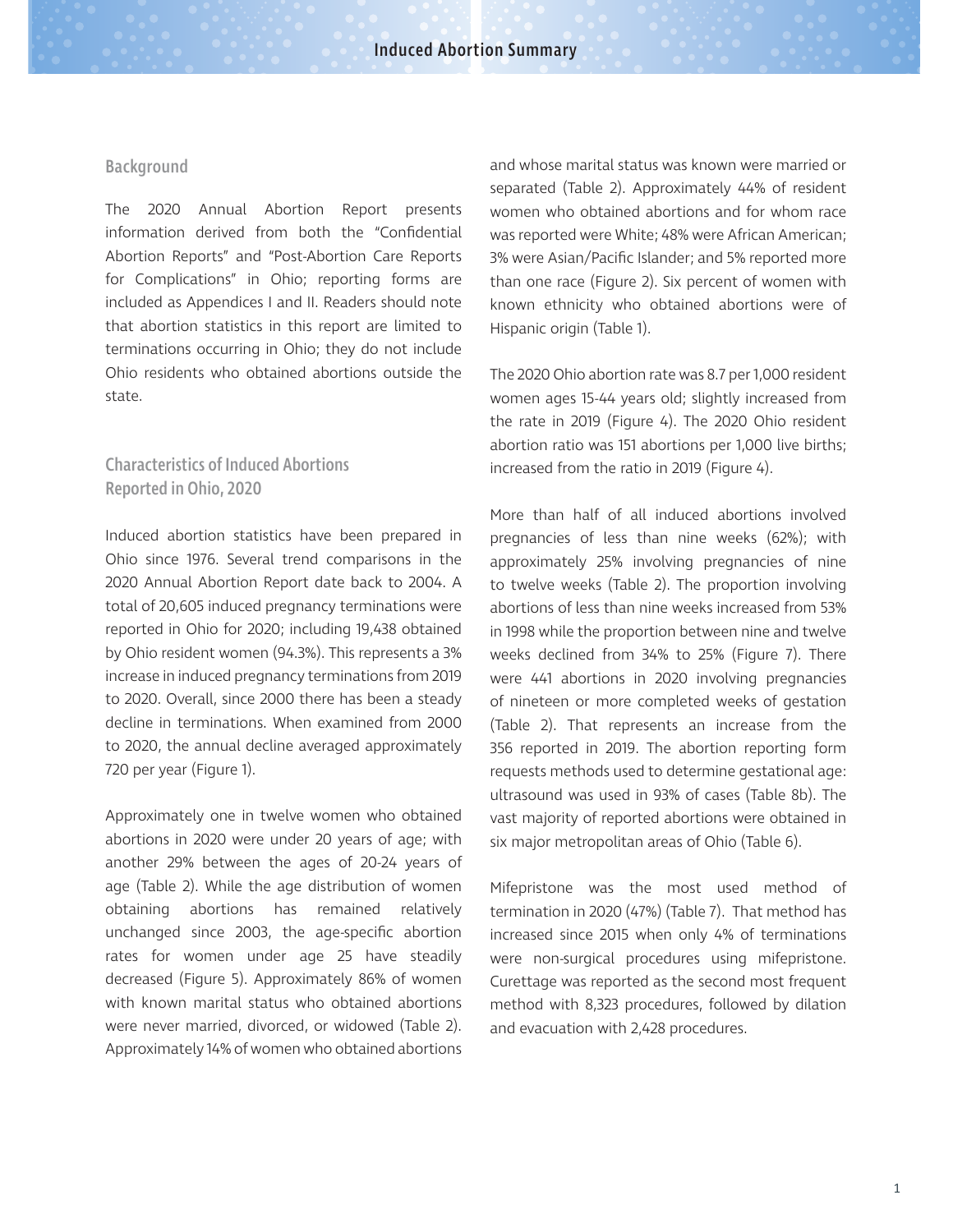## Background

The 2020 Annual Abortion Report presents information derived from both the "Confidential Abortion Reports" and "Post-Abortion Care Reports for Complications" in Ohio; reporting forms are included as Appendices I and II. Readers should note that abortion statistics in this report are limited to terminations occurring in Ohio; they do not include Ohio residents who obtained abortions outside the state.

## Characteristics of Induced Abortions Reported in Ohio, 2020

Induced abortion statistics have been prepared in Ohio since 1976. Several trend comparisons in the 2020 Annual Abortion Report date back to 2004. A total of 20,605 induced pregnancy terminations were reported in Ohio for 2020; including 19,438 obtained by Ohio resident women (94.3%). This represents a 3% increase in induced pregnancy terminations from 2019 to 2020. Overall, since 2000 there has been a steady decline in terminations. When examined from 2000 to 2020, the annual decline averaged approximately 720 per year (Figure 1).

Approximately one in twelve women who obtained abortions in 2020 were under 20 years of age; with another 29% between the ages of 20-24 years of age (Table 2). While the age distribution of women obtaining abortions has remained relatively unchanged since 2003, the age-specific abortion rates for women under age 25 have steadily decreased (Figure 5). Approximately 86% of women with known marital status who obtained abortions were never married, divorced, or widowed (Table 2). Approximately 14% of women who obtained abortions and whose marital status was known were married or separated (Table 2). Approximately 44% of resident women who obtained abortions and for whom race was reported were White; 48% were African American; 3% were Asian/Pacific Islander; and 5% reported more than one race (Figure 2). Six percent of women with known ethnicity who obtained abortions were of Hispanic origin (Table 1).

The 2020 Ohio abortion rate was 8.7 per 1,000 resident women ages 15-44 years old; slightly increased from the rate in 2019 (Figure 4). The 2020 Ohio resident abortion ratio was 151 abortions per 1,000 live births; increased from the ratio in 2019 (Figure 4).

More than half of all induced abortions involved pregnancies of less than nine weeks (62%); with approximately 25% involving pregnancies of nine to twelve weeks (Table 2). The proportion involving abortions of less than nine weeks increased from 53% in 1998 while the proportion between nine and twelve weeks declined from 34% to 25% (Figure 7). There were 441 abortions in 2020 involving pregnancies of nineteen or more completed weeks of gestation (Table 2). That represents an increase from the 356 reported in 2019. The abortion reporting form requests methods used to determine gestational age: ultrasound was used in 93% of cases (Table 8b). The vast majority of reported abortions were obtained in six major metropolitan areas of Ohio (Table 6).

Mifepristone was the most used method of termination in 2020 (47%) (Table 7). That method has increased since 2015 when only 4% of terminations were non-surgical procedures using mifepristone. Curettage was reported as the second most frequent method with 8,323 procedures, followed by dilation and evacuation with 2,428 procedures.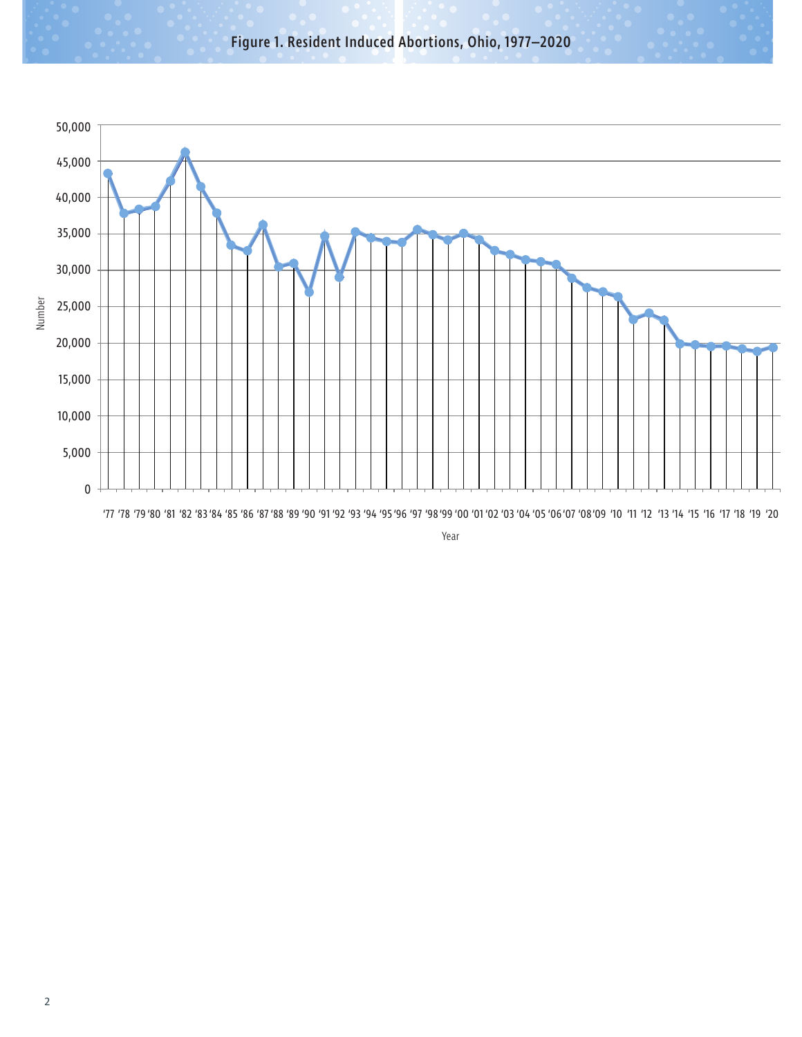# Figure 1. Resident Induced Abortions, Ohio, 1977–2020

Number

50,000
45,000
40,000
35,000
30,000
25,000
20,000
15,000
10,000
5,000
0

'77 '78 '79 '80 '81 '82 '83 '84 '85 '86 '87 '88 '89 '90 '91 '92 '93 '94 '95 '96 '97 '98 '99 '00 '01 '02 '03 '04 '05 '06 '07 '08 '09 '10 '11 '12 '13 '14 '15 '16 '17 '18 '19 '20

Year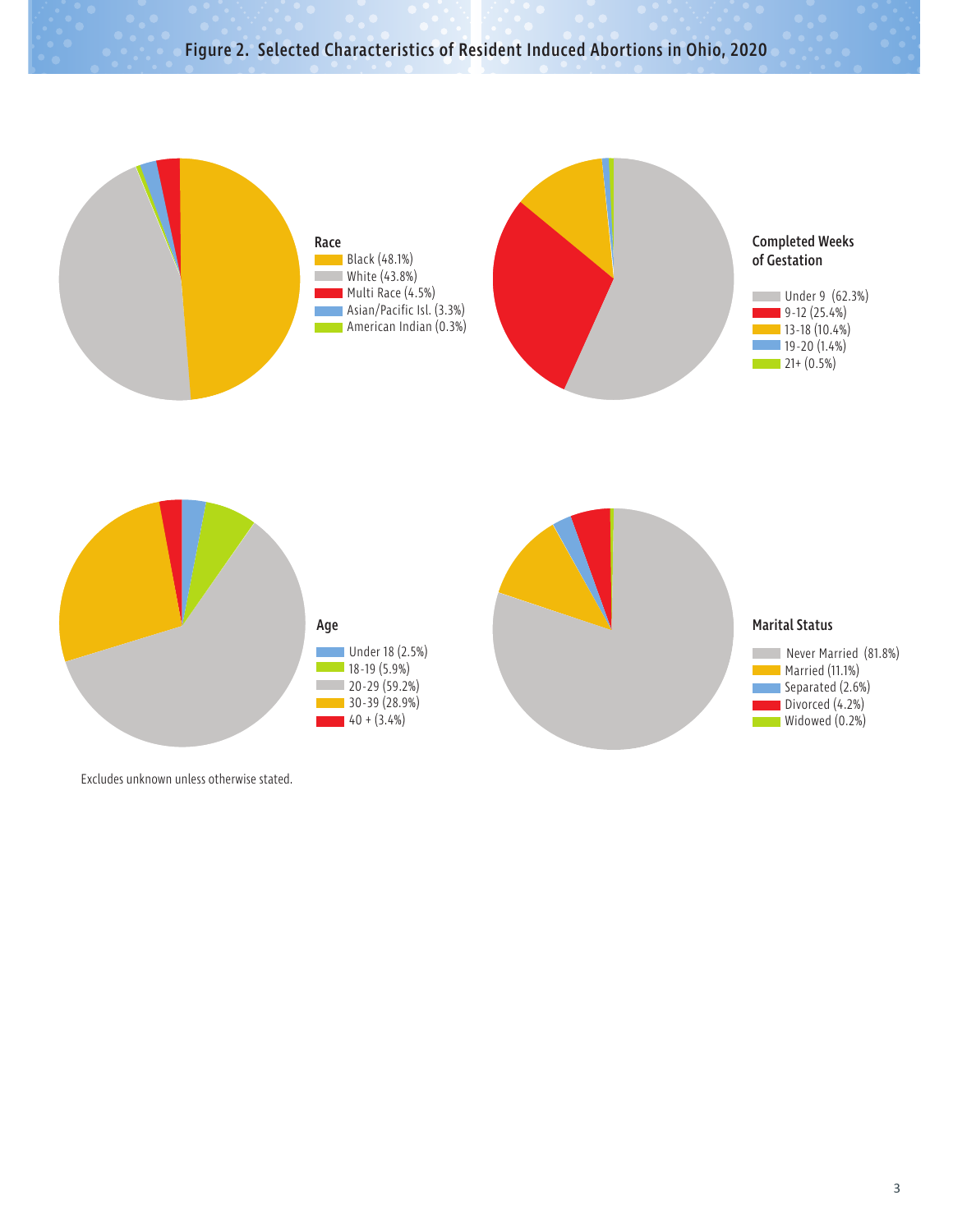## Figure 2. Selected Characteristics of Resident Induced Abortions in Ohio, 2020

**Race**

- Black (48.1%)
- White (43.8%)
- Multi Race (4.5%)
- Asian/Pacific Isl. (3.3%)
- American Indian (0.3%)

**Completed Weeks of Gestation**

- Under 9 (62.3%)
- 9-12 (25.4%)
- 13-18 (10.4%)
- 19-20 (1.4%)
- 21+ (0.5%)

**Age**

- Under 18 (2.5%)
- 18-19 (5.9%)
- 20-29 (59.2%)
- 30-39 (28.9%)
- 40 + (3.4%)

**Marital Status**

- Never Married (81.8%)
- Married (11.1%)
- Separated (2.6%)
- Divorced (4.2%)
- Widowed (0.2%)

Excludes unknown unless otherwise stated.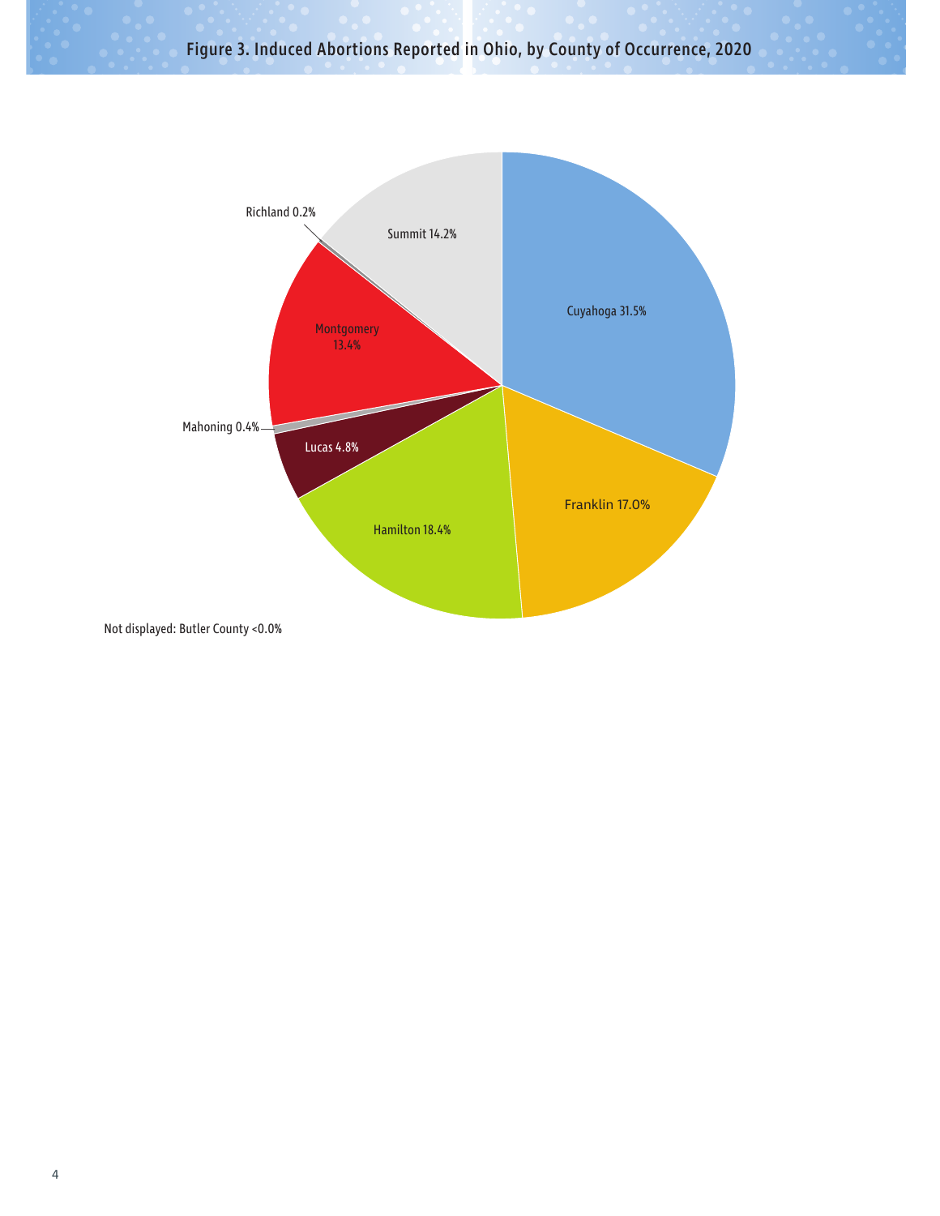## Figure 3. Induced Abortions Reported in Ohio, by County of Occurrence, 2020

| County | Percent |
| --- | --- |
| Cuyahoga | 31.5% |
| Hamilton | 18.4% |
| Franklin | 17.0% |
| Summit | 14.2% |
| Montgomery | 13.4% |
| Lucas | 4.8% |
| Mahoning | 0.4% |
| Richland | 0.2% |

Not displayed: Butler County <0.0%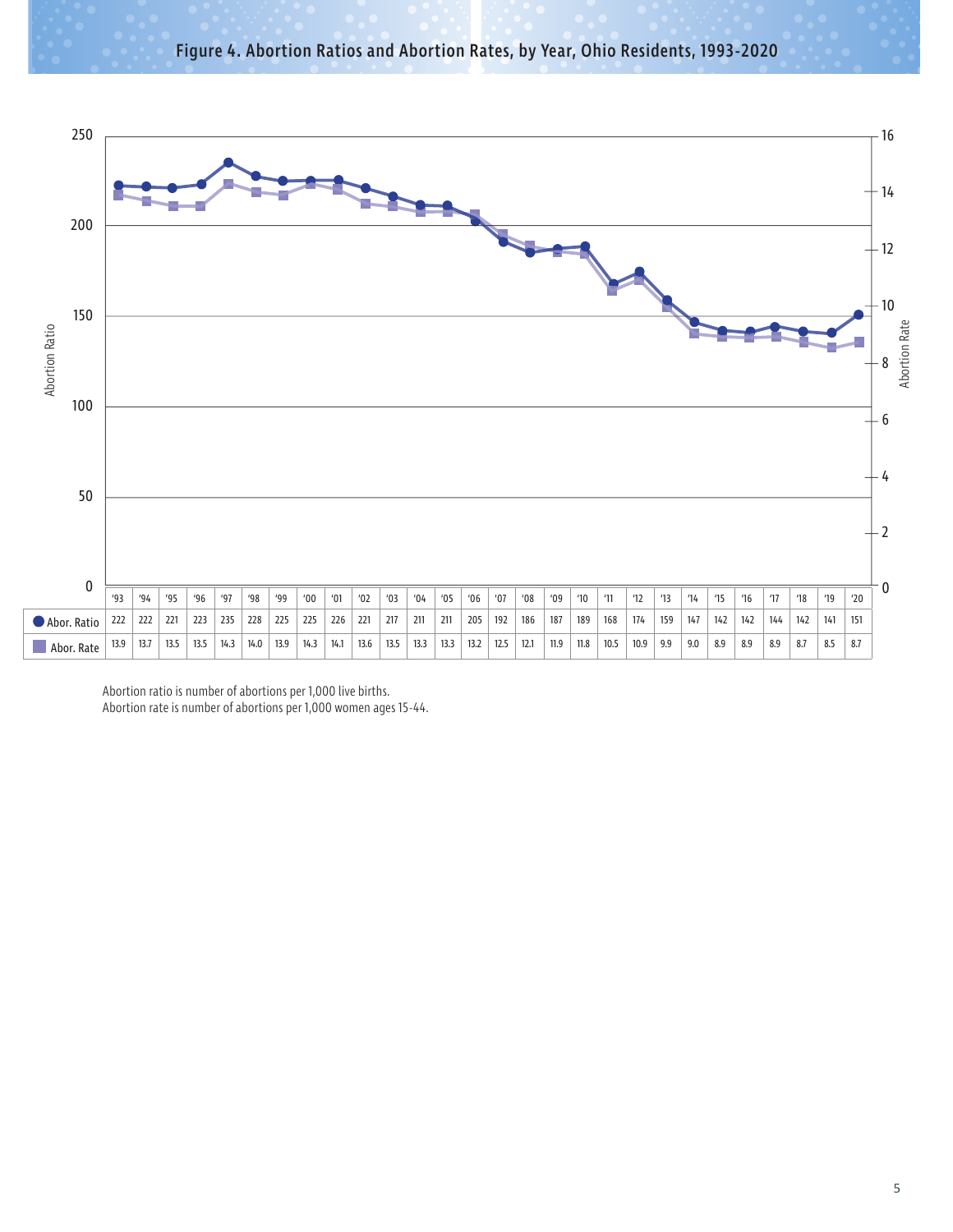## Figure 4. Abortion Ratios and Abortion Rates, by Year, Ohio Residents, 1993-2020

| | '93 | '94 | '95 | '96 | '97 | '98 | '99 | '00 | '01 | '02 | '03 | '04 | '05 | '06 | '07 | '08 | '09 | '10 | '11 | '12 | '13 | '14 | '15 | '16 | '17 | '18 | '19 | '20 |
|---|---|---|---|---|---|---|---|---|---|---|---|---|---|---|---|---|---|---|---|---|---|---|---|---|---|---|---|---|
| Abor. Ratio | 222 | 222 | 221 | 223 | 235 | 228 | 225 | 225 | 226 | 221 | 217 | 211 | 211 | 205 | 192 | 186 | 187 | 189 | 168 | 174 | 159 | 147 | 142 | 142 | 144 | 142 | 141 | 151 |
| Abor. Rate | 13.9 | 13.7 | 13.5 | 13.5 | 14.3 | 14.0 | 13.9 | 14.3 | 14.1 | 13.6 | 13.5 | 13.3 | 13.3 | 13.2 | 12.5 | 12.1 | 11.9 | 11.8 | 10.5 | 10.9 | 9.9 | 9.0 | 8.9 | 8.9 | 8.9 | 8.7 | 8.5 | 8.7 |

Abortion ratio is number of abortions per 1,000 live births.
Abortion rate is number of abortions per 1,000 women ages 15-44.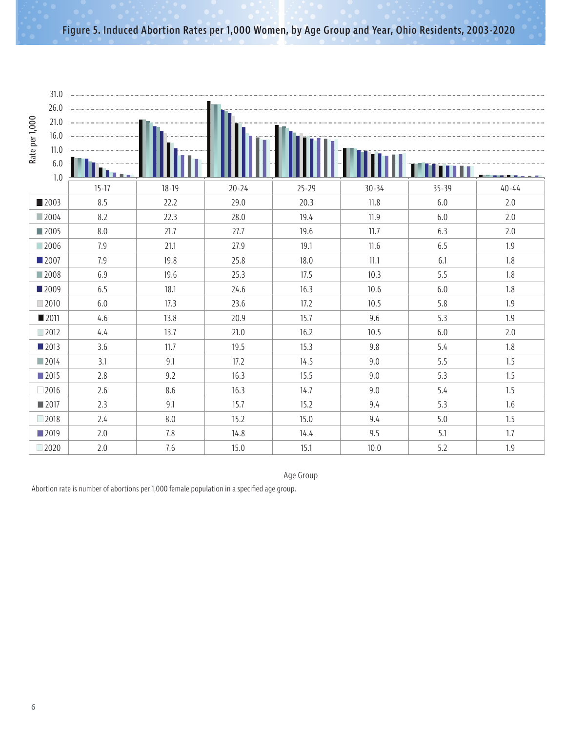## Figure 5. Induced Abortion Rates per 1,000 Women, by Age Group and Year, Ohio Residents, 2003-2020

| Year | 15-17 | 18-19 | 20-24 | 25-29 | 30-34 | 35-39 | 40-44 |
|---|---|---|---|---|---|---|---|
| 2003 | 8.5 | 22.2 | 29.0 | 20.3 | 11.8 | 6.0 | 2.0 |
| 2004 | 8.2 | 22.3 | 28.0 | 19.4 | 11.9 | 6.0 | 2.0 |
| 2005 | 8.0 | 21.7 | 27.7 | 19.6 | 11.7 | 6.3 | 2.0 |
| 2006 | 7.9 | 21.1 | 27.9 | 19.1 | 11.6 | 6.5 | 1.9 |
| 2007 | 7.9 | 19.8 | 25.8 | 18.0 | 11.1 | 6.1 | 1.8 |
| 2008 | 6.9 | 19.6 | 25.3 | 17.5 | 10.3 | 5.5 | 1.8 |
| 2009 | 6.5 | 18.1 | 24.6 | 16.3 | 10.6 | 6.0 | 1.8 |
| 2010 | 6.0 | 17.3 | 23.6 | 17.2 | 10.5 | 5.8 | 1.9 |
| 2011 | 4.6 | 13.8 | 20.9 | 15.7 | 9.6 | 5.3 | 1.9 |
| 2012 | 4.4 | 13.7 | 21.0 | 16.2 | 10.5 | 6.0 | 2.0 |
| 2013 | 3.6 | 11.7 | 19.5 | 15.3 | 9.8 | 5.4 | 1.8 |
| 2014 | 3.1 | 9.1 | 17.2 | 14.5 | 9.0 | 5.5 | 1.5 |
| 2015 | 2.8 | 9.2 | 16.3 | 15.5 | 9.0 | 5.3 | 1.5 |
| 2016 | 2.6 | 8.6 | 16.3 | 14.7 | 9.0 | 5.4 | 1.5 |
| 2017 | 2.3 | 9.1 | 15.7 | 15.2 | 9.4 | 5.3 | 1.6 |
| 2018 | 2.4 | 8.0 | 15.2 | 15.0 | 9.4 | 5.0 | 1.5 |
| 2019 | 2.0 | 7.8 | 14.8 | 14.4 | 9.5 | 5.1 | 1.7 |
| 2020 | 2.0 | 7.6 | 15.0 | 15.1 | 10.0 | 5.2 | 1.9 |

Age Group

Abortion rate is number of abortions per 1,000 female population in a specified age group.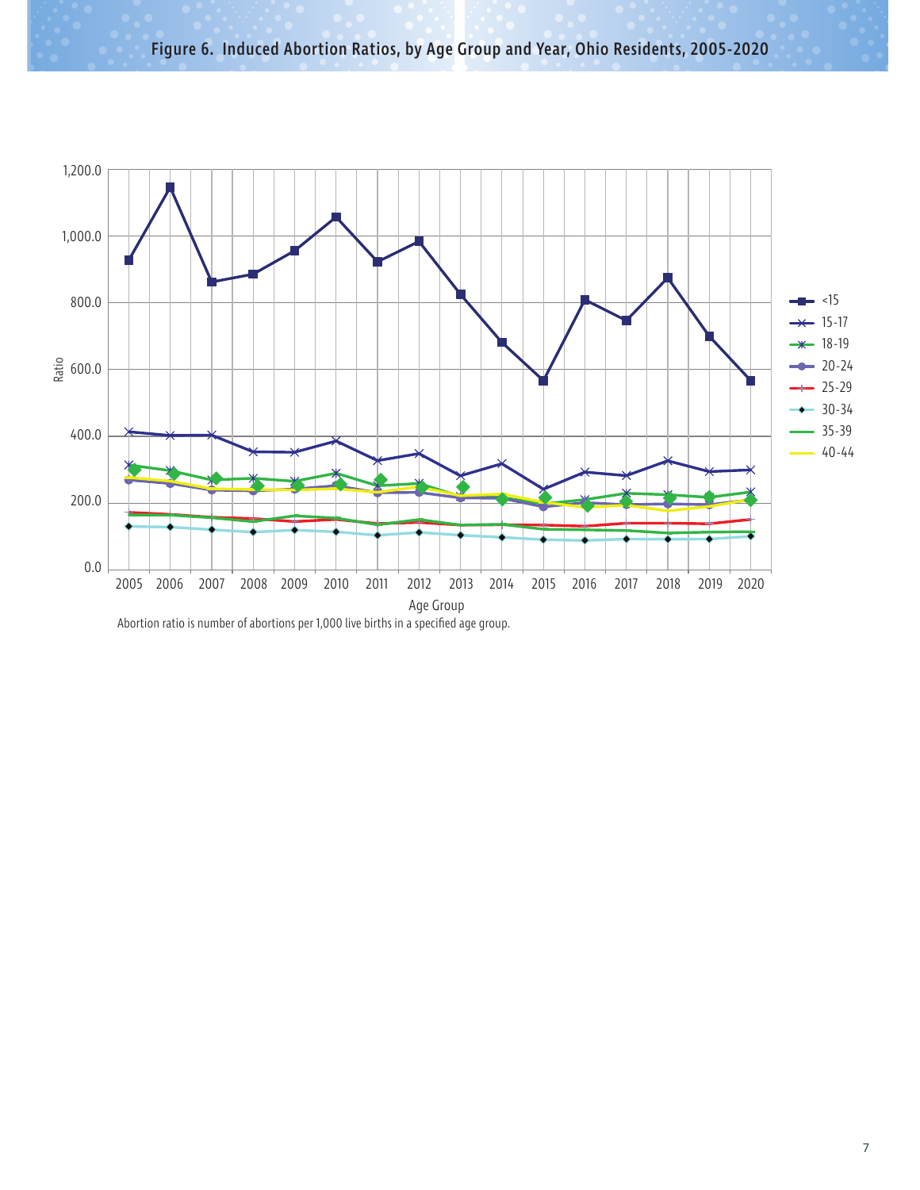## Figure 6. Induced Abortion Ratios, by Age Group and Year, Ohio Residents, 2005-2020

Ratio

1,200.0
1,000.0
800.0
600.0
400.0
200.0
0.0

2005 2006 2007 2008 2009 2010 2011 2012 2013 2014 2015 2016 2017 2018 2019 2020

Age Group

<15
15-17
18-19
20-24
25-29
30-34
35-39
40-44

Abortion ratio is number of abortions per 1,000 live births in a specified age group.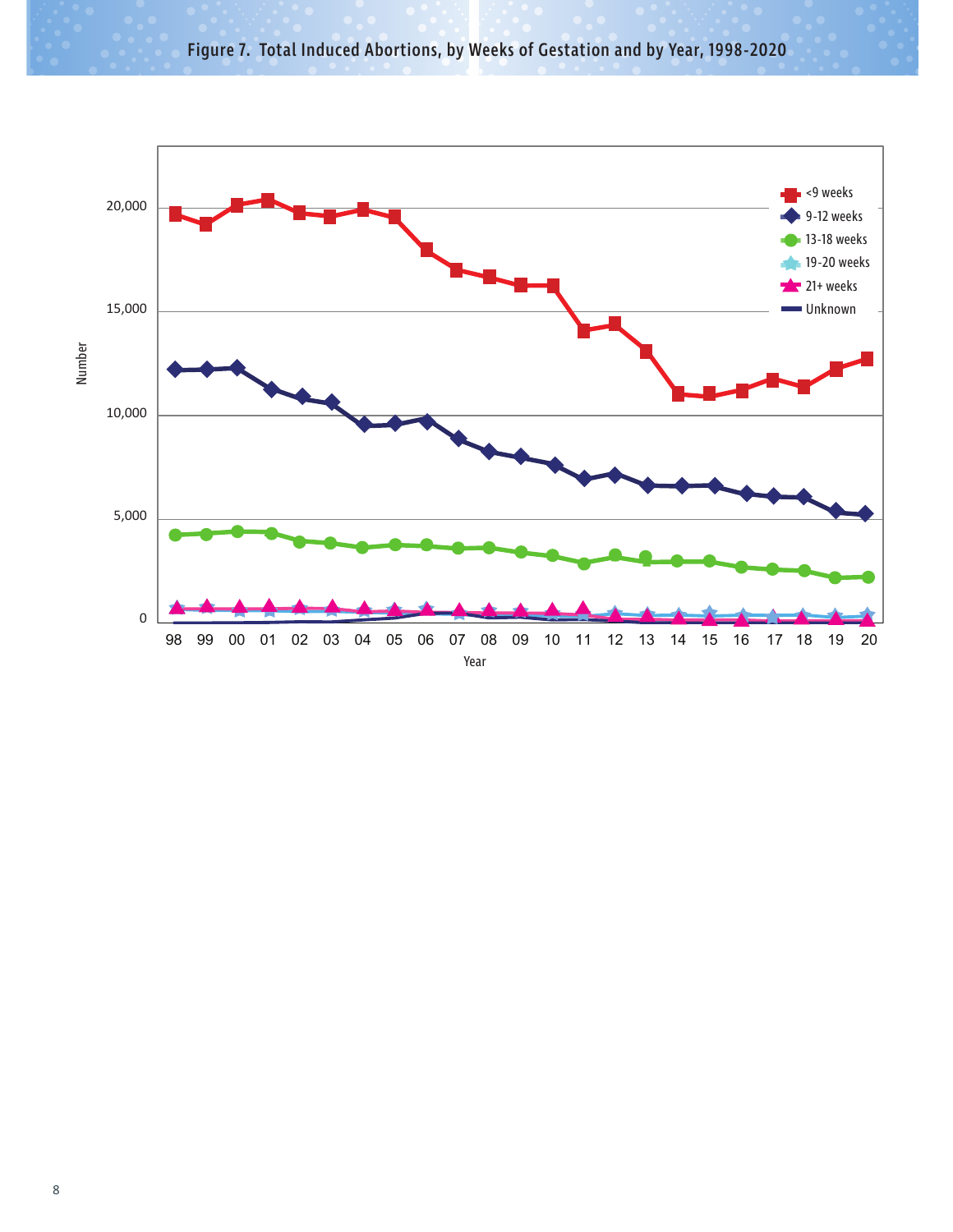## Figure 7. Total Induced Abortions, by Weeks of Gestation and by Year, 1998-2020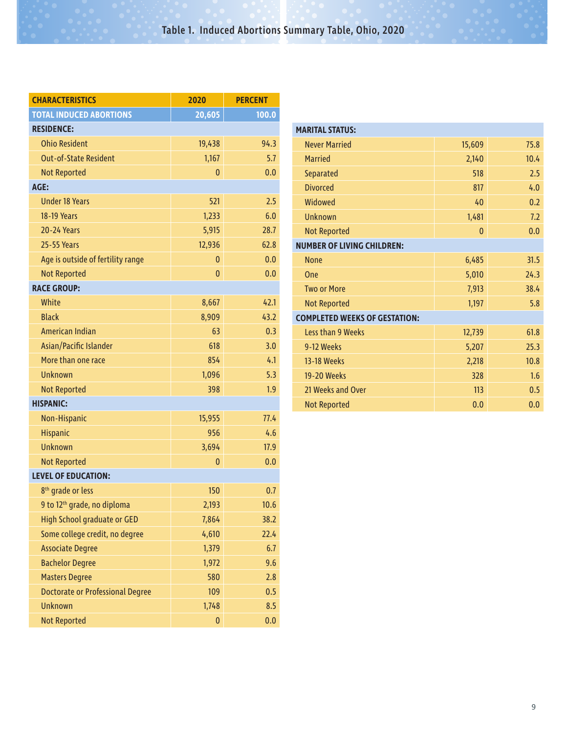# Table 1. Induced Abortions Summary Table, Ohio, 2020

| CHARACTERISTICS | 2020 | PERCENT |
|---|---|---|
| **TOTAL INDUCED ABORTIONS** | **20,605** | **100.0** |
| **RESIDENCE:** | | |
| Ohio Resident | 19,438 | 94.3 |
| Out-of-State Resident | 1,167 | 5.7 |
| Not Reported | 0 | 0.0 |
| **AGE:** | | |
| Under 18 Years | 521 | 2.5 |
| 18-19 Years | 1,233 | 6.0 |
| 20-24 Years | 5,915 | 28.7 |
| 25-55 Years | 12,936 | 62.8 |
| Age is outside of fertility range | 0 | 0.0 |
| Not Reported | 0 | 0.0 |
| **RACE GROUP:** | | |
| White | 8,667 | 42.1 |
| Black | 8,909 | 43.2 |
| American Indian | 63 | 0.3 |
| Asian/Pacific Islander | 618 | 3.0 |
| More than one race | 854 | 4.1 |
| Unknown | 1,096 | 5.3 |
| Not Reported | 398 | 1.9 |
| **HISPANIC:** | | |
| Non-Hispanic | 15,955 | 77.4 |
| Hispanic | 956 | 4.6 |
| Unknown | 3,694 | 17.9 |
| Not Reported | 0 | 0.0 |
| **LEVEL OF EDUCATION:** | | |
| 8th grade or less | 150 | 0.7 |
| 9 to 12th grade, no diploma | 2,193 | 10.6 |
| High School graduate or GED | 7,864 | 38.2 |
| Some college credit, no degree | 4,610 | 22.4 |
| Associate Degree | 1,379 | 6.7 |
| Bachelor Degree | 1,972 | 9.6 |
| Masters Degree | 580 | 2.8 |
| Doctorate or Professional Degree | 109 | 0.5 |
| Unknown | 1,748 | 8.5 |
| Not Reported | 0 | 0.0 |
| **MARITAL STATUS:** | | |
| Never Married | 15,609 | 75.8 |
| Married | 2,140 | 10.4 |
| Separated | 518 | 2.5 |
| Divorced | 817 | 4.0 |
| Widowed | 40 | 0.2 |
| Unknown | 1,481 | 7.2 |
| Not Reported | 0 | 0.0 |
| **NUMBER OF LIVING CHILDREN:** | | |
| None | 6,485 | 31.5 |
| One | 5,010 | 24.3 |
| Two or More | 7,913 | 38.4 |
| Not Reported | 1,197 | 5.8 |
| **COMPLETED WEEKS OF GESTATION:** | | |
| Less than 9 Weeks | 12,739 | 61.8 |
| 9-12 Weeks | 5,207 | 25.3 |
| 13-18 Weeks | 2,218 | 10.8 |
| 19-20 Weeks | 328 | 1.6 |
| 21 Weeks and Over | 113 | 0.5 |
| Not Reported | 0.0 | 0.0 |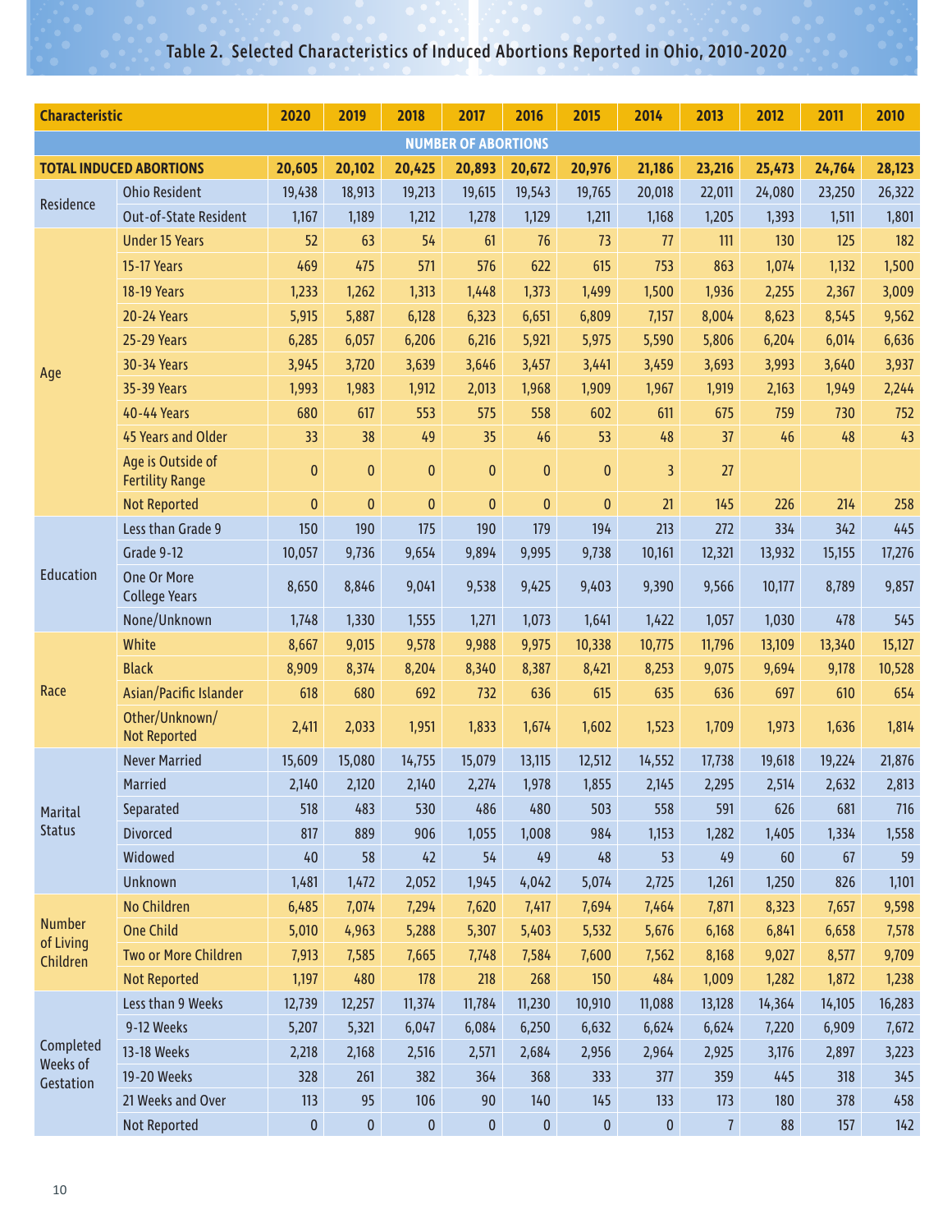## Table 2. Selected Characteristics of Induced Abortions Reported in Ohio, 2010-2020

| Characteristic | | 2020 | 2019 | 2018 | 2017 | 2016 | 2015 | 2014 | 2013 | 2012 | 2011 | 2010 |
|---|---|---|---|---|---|---|---|---|---|---|---|---|
| **NUMBER OF ABORTIONS** | | | | | | | | | | | | |
| **TOTAL INDUCED ABORTIONS** | | **20,605** | **20,102** | **20,425** | **20,893** | **20,672** | **20,976** | **21,186** | **23,216** | **25,473** | **24,764** | **28,123** |
| Residence | Ohio Resident | 19,438 | 18,913 | 19,213 | 19,615 | 19,543 | 19,765 | 20,018 | 22,011 | 24,080 | 23,250 | 26,322 |
| | Out-of-State Resident | 1,167 | 1,189 | 1,212 | 1,278 | 1,129 | 1,211 | 1,168 | 1,205 | 1,393 | 1,511 | 1,801 |
| Age | Under 15 Years | 52 | 63 | 54 | 61 | 76 | 73 | 77 | 111 | 130 | 125 | 182 |
| | 15-17 Years | 469 | 475 | 571 | 576 | 622 | 615 | 753 | 863 | 1,074 | 1,132 | 1,500 |
| | 18-19 Years | 1,233 | 1,262 | 1,313 | 1,448 | 1,373 | 1,499 | 1,500 | 1,936 | 2,255 | 2,367 | 3,009 |
| | 20-24 Years | 5,915 | 5,887 | 6,128 | 6,323 | 6,651 | 6,809 | 7,157 | 8,004 | 8,623 | 8,545 | 9,562 |
| | 25-29 Years | 6,285 | 6,057 | 6,206 | 6,216 | 5,921 | 5,975 | 5,590 | 5,806 | 6,204 | 6,014 | 6,636 |
| | 30-34 Years | 3,945 | 3,720 | 3,639 | 3,646 | 3,457 | 3,441 | 3,459 | 3,693 | 3,993 | 3,640 | 3,937 |
| | 35-39 Years | 1,993 | 1,983 | 1,912 | 2,013 | 1,968 | 1,909 | 1,967 | 1,919 | 2,163 | 1,949 | 2,244 |
| | 40-44 Years | 680 | 617 | 553 | 575 | 558 | 602 | 611 | 675 | 759 | 730 | 752 |
| | 45 Years and Older | 33 | 38 | 49 | 35 | 46 | 53 | 48 | 37 | 46 | 48 | 43 |
| | Age is Outside of Fertility Range | 0 | 0 | 0 | 0 | 0 | 0 | 3 | 27 | | | |
| | Not Reported | 0 | 0 | 0 | 0 | 0 | 0 | 21 | 145 | 226 | 214 | 258 |
| Education | Less than Grade 9 | 150 | 190 | 175 | 190 | 179 | 194 | 213 | 272 | 334 | 342 | 445 |
| | Grade 9-12 | 10,057 | 9,736 | 9,654 | 9,894 | 9,995 | 9,738 | 10,161 | 12,321 | 13,932 | 15,155 | 17,276 |
| | One Or More College Years | 8,650 | 8,846 | 9,041 | 9,538 | 9,425 | 9,403 | 9,390 | 9,566 | 10,177 | 8,789 | 9,857 |
| | None/Unknown | 1,748 | 1,330 | 1,555 | 1,271 | 1,073 | 1,641 | 1,422 | 1,057 | 1,030 | 478 | 545 |
| Race | White | 8,667 | 9,015 | 9,578 | 9,988 | 9,975 | 10,338 | 10,775 | 11,796 | 13,109 | 13,340 | 15,127 |
| | Black | 8,909 | 8,374 | 8,204 | 8,340 | 8,387 | 8,421 | 8,253 | 9,075 | 9,694 | 9,178 | 10,528 |
| | Asian/Pacific Islander | 618 | 680 | 692 | 732 | 636 | 615 | 635 | 636 | 697 | 610 | 654 |
| | Other/Unknown/ Not Reported | 2,411 | 2,033 | 1,951 | 1,833 | 1,674 | 1,602 | 1,523 | 1,709 | 1,973 | 1,636 | 1,814 |
| Marital Status | Never Married | 15,609 | 15,080 | 14,755 | 15,079 | 13,115 | 12,512 | 14,552 | 17,738 | 19,618 | 19,224 | 21,876 |
| | Married | 2,140 | 2,120 | 2,140 | 2,274 | 1,978 | 1,855 | 2,145 | 2,295 | 2,514 | 2,632 | 2,813 |
| | Separated | 518 | 483 | 530 | 486 | 480 | 503 | 558 | 591 | 626 | 681 | 716 |
| | Divorced | 817 | 889 | 906 | 1,055 | 1,008 | 984 | 1,153 | 1,282 | 1,405 | 1,334 | 1,558 |
| | Widowed | 40 | 58 | 42 | 54 | 49 | 48 | 53 | 49 | 60 | 67 | 59 |
| | Unknown | 1,481 | 1,472 | 2,052 | 1,945 | 4,042 | 5,074 | 2,725 | 1,261 | 1,250 | 826 | 1,101 |
| Number of Living Children | No Children | 6,485 | 7,074 | 7,294 | 7,620 | 7,417 | 7,694 | 7,464 | 7,871 | 8,323 | 7,657 | 9,598 |
| | One Child | 5,010 | 4,963 | 5,288 | 5,307 | 5,403 | 5,532 | 5,676 | 6,168 | 6,841 | 6,658 | 7,578 |
| | Two or More Children | 7,913 | 7,585 | 7,665 | 7,748 | 7,584 | 7,600 | 7,562 | 8,168 | 9,027 | 8,577 | 9,709 |
| | Not Reported | 1,197 | 480 | 178 | 218 | 268 | 150 | 484 | 1,009 | 1,282 | 1,872 | 1,238 |
| Completed Weeks of Gestation | Less than 9 Weeks | 12,739 | 12,257 | 11,374 | 11,784 | 11,230 | 10,910 | 11,088 | 13,128 | 14,364 | 14,105 | 16,283 |
| | 9-12 Weeks | 5,207 | 5,321 | 6,047 | 6,084 | 6,250 | 6,632 | 6,624 | 6,624 | 7,220 | 6,909 | 7,672 |
| | 13-18 Weeks | 2,218 | 2,168 | 2,516 | 2,571 | 2,684 | 2,956 | 2,964 | 2,925 | 3,176 | 2,897 | 3,223 |
| | 19-20 Weeks | 328 | 261 | 382 | 364 | 368 | 333 | 377 | 359 | 445 | 318 | 345 |
| | 21 Weeks and Over | 113 | 95 | 106 | 90 | 140 | 145 | 133 | 173 | 180 | 378 | 458 |
| | Not Reported | 0 | 0 | 0 | 0 | 0 | 0 | 0 | 7 | 88 | 157 | 142 |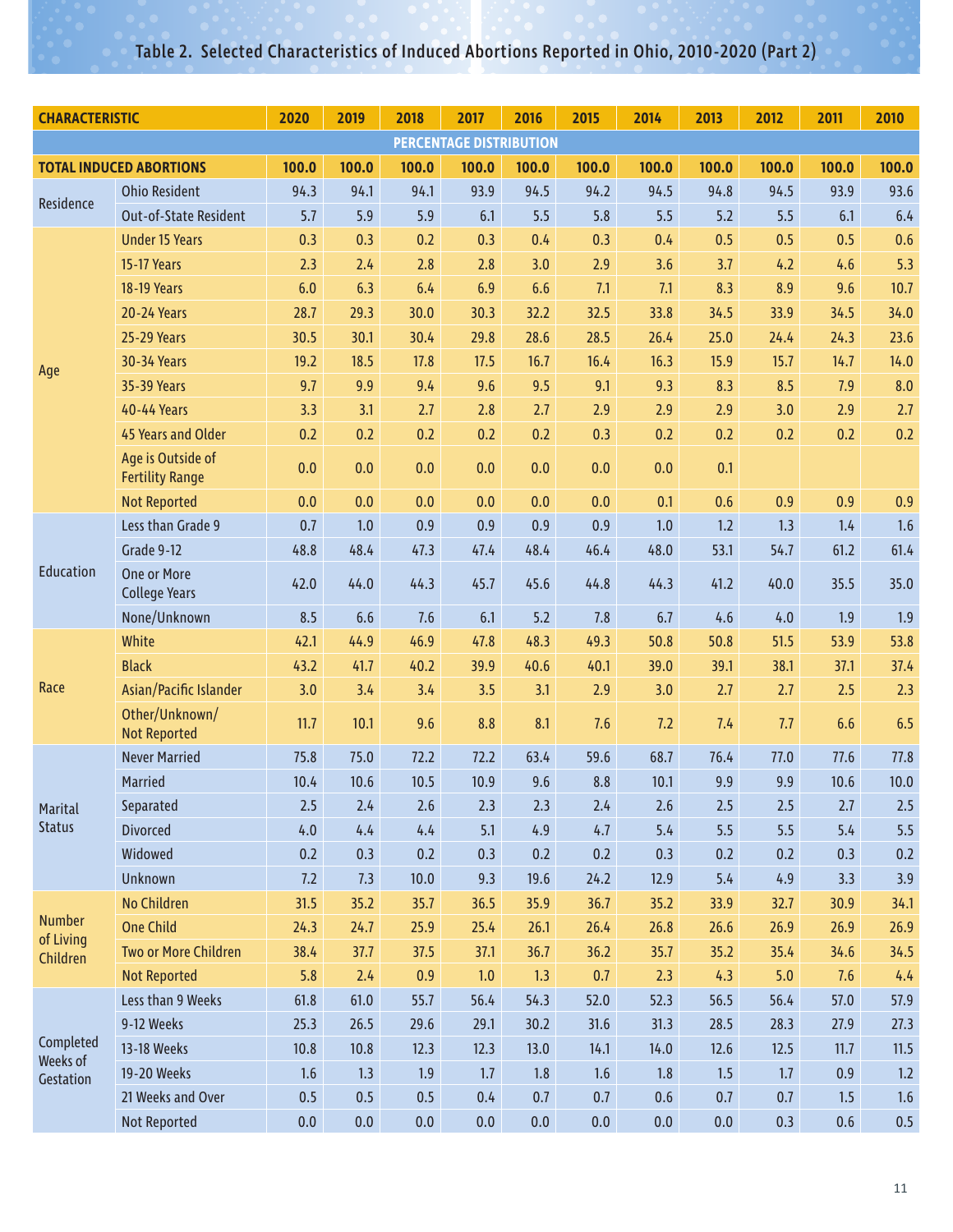## Table 2. Selected Characteristics of Induced Abortions Reported in Ohio, 2010-2020 (Part 2)

| CHARACTERISTIC | | 2020 | 2019 | 2018 | 2017 | 2016 | 2015 | 2014 | 2013 | 2012 | 2011 | 2010 |
|---|---|---|---|---|---|---|---|---|---|---|---|---|
| **PERCENTAGE DISTRIBUTION** | | | | | | | | | | | | |
| **TOTAL INDUCED ABORTIONS** | | **100.0** | **100.0** | **100.0** | **100.0** | **100.0** | **100.0** | **100.0** | **100.0** | **100.0** | **100.0** | **100.0** |
| Residence | Ohio Resident | 94.3 | 94.1 | 94.1 | 93.9 | 94.5 | 94.2 | 94.5 | 94.8 | 94.5 | 93.9 | 93.6 |
| | Out-of-State Resident | 5.7 | 5.9 | 5.9 | 6.1 | 5.5 | 5.8 | 5.5 | 5.2 | 5.5 | 6.1 | 6.4 |
| Age | Under 15 Years | 0.3 | 0.3 | 0.2 | 0.3 | 0.4 | 0.3 | 0.4 | 0.5 | 0.5 | 0.5 | 0.6 |
| | 15-17 Years | 2.3 | 2.4 | 2.8 | 2.8 | 3.0 | 2.9 | 3.6 | 3.7 | 4.2 | 4.6 | 5.3 |
| | 18-19 Years | 6.0 | 6.3 | 6.4 | 6.9 | 6.6 | 7.1 | 7.1 | 8.3 | 8.9 | 9.6 | 10.7 |
| | 20-24 Years | 28.7 | 29.3 | 30.0 | 30.3 | 32.2 | 32.5 | 33.8 | 34.5 | 33.9 | 34.5 | 34.0 |
| | 25-29 Years | 30.5 | 30.1 | 30.4 | 29.8 | 28.6 | 28.5 | 26.4 | 25.0 | 24.4 | 24.3 | 23.6 |
| | 30-34 Years | 19.2 | 18.5 | 17.8 | 17.5 | 16.7 | 16.4 | 16.3 | 15.9 | 15.7 | 14.7 | 14.0 |
| | 35-39 Years | 9.7 | 9.9 | 9.4 | 9.6 | 9.5 | 9.1 | 9.3 | 8.3 | 8.5 | 7.9 | 8.0 |
| | 40-44 Years | 3.3 | 3.1 | 2.7 | 2.8 | 2.7 | 2.9 | 2.9 | 2.9 | 3.0 | 2.9 | 2.7 |
| | 45 Years and Older | 0.2 | 0.2 | 0.2 | 0.2 | 0.2 | 0.3 | 0.2 | 0.2 | 0.2 | 0.2 | 0.2 |
| | Age is Outside of Fertility Range | 0.0 | 0.0 | 0.0 | 0.0 | 0.0 | 0.0 | 0.0 | 0.1 | | | |
| | Not Reported | 0.0 | 0.0 | 0.0 | 0.0 | 0.0 | 0.0 | 0.1 | 0.6 | 0.9 | 0.9 | 0.9 |
| Education | Less than Grade 9 | 0.7 | 1.0 | 0.9 | 0.9 | 0.9 | 0.9 | 1.0 | 1.2 | 1.3 | 1.4 | 1.6 |
| | Grade 9-12 | 48.8 | 48.4 | 47.3 | 47.4 | 48.4 | 46.4 | 48.0 | 53.1 | 54.7 | 61.2 | 61.4 |
| | One or More College Years | 42.0 | 44.0 | 44.3 | 45.7 | 45.6 | 44.8 | 44.3 | 41.2 | 40.0 | 35.5 | 35.0 |
| | None/Unknown | 8.5 | 6.6 | 7.6 | 6.1 | 5.2 | 7.8 | 6.7 | 4.6 | 4.0 | 1.9 | 1.9 |
| Race | White | 42.1 | 44.9 | 46.9 | 47.8 | 48.3 | 49.3 | 50.8 | 50.8 | 51.5 | 53.9 | 53.8 |
| | Black | 43.2 | 41.7 | 40.2 | 39.9 | 40.6 | 40.1 | 39.0 | 39.1 | 38.1 | 37.1 | 37.4 |
| | Asian/Pacific Islander | 3.0 | 3.4 | 3.4 | 3.5 | 3.1 | 2.9 | 3.0 | 2.7 | 2.7 | 2.5 | 2.3 |
| | Other/Unknown/ Not Reported | 11.7 | 10.1 | 9.6 | 8.8 | 8.1 | 7.6 | 7.2 | 7.4 | 7.7 | 6.6 | 6.5 |
| Marital Status | Never Married | 75.8 | 75.0 | 72.2 | 72.2 | 63.4 | 59.6 | 68.7 | 76.4 | 77.0 | 77.6 | 77.8 |
| | Married | 10.4 | 10.6 | 10.5 | 10.9 | 9.6 | 8.8 | 10.1 | 9.9 | 9.9 | 10.6 | 10.0 |
| | Separated | 2.5 | 2.4 | 2.6 | 2.3 | 2.3 | 2.4 | 2.6 | 2.5 | 2.5 | 2.7 | 2.5 |
| | Divorced | 4.0 | 4.4 | 4.4 | 5.1 | 4.9 | 4.7 | 5.4 | 5.5 | 5.5 | 5.4 | 5.5 |
| | Widowed | 0.2 | 0.3 | 0.2 | 0.3 | 0.2 | 0.2 | 0.3 | 0.2 | 0.2 | 0.3 | 0.2 |
| | Unknown | 7.2 | 7.3 | 10.0 | 9.3 | 19.6 | 24.2 | 12.9 | 5.4 | 4.9 | 3.3 | 3.9 |
| Number of Living Children | No Children | 31.5 | 35.2 | 35.7 | 36.5 | 35.9 | 36.7 | 35.2 | 33.9 | 32.7 | 30.9 | 34.1 |
| | One Child | 24.3 | 24.7 | 25.9 | 25.4 | 26.1 | 26.4 | 26.8 | 26.6 | 26.9 | 26.9 | 26.9 |
| | Two or More Children | 38.4 | 37.7 | 37.5 | 37.1 | 36.7 | 36.2 | 35.7 | 35.2 | 35.4 | 34.6 | 34.5 |
| | Not Reported | 5.8 | 2.4 | 0.9 | 1.0 | 1.3 | 0.7 | 2.3 | 4.3 | 5.0 | 7.6 | 4.4 |
| Completed Weeks of Gestation | Less than 9 Weeks | 61.8 | 61.0 | 55.7 | 56.4 | 54.3 | 52.0 | 52.3 | 56.5 | 56.4 | 57.0 | 57.9 |
| | 9-12 Weeks | 25.3 | 26.5 | 29.6 | 29.1 | 30.2 | 31.6 | 31.3 | 28.5 | 28.3 | 27.9 | 27.3 |
| | 13-18 Weeks | 10.8 | 10.8 | 12.3 | 12.3 | 13.0 | 14.1 | 14.0 | 12.6 | 12.5 | 11.7 | 11.5 |
| | 19-20 Weeks | 1.6 | 1.3 | 1.9 | 1.7 | 1.8 | 1.6 | 1.8 | 1.5 | 1.7 | 0.9 | 1.2 |
| | 21 Weeks and Over | 0.5 | 0.5 | 0.5 | 0.4 | 0.7 | 0.7 | 0.6 | 0.7 | 0.7 | 1.5 | 1.6 |
| | Not Reported | 0.0 | 0.0 | 0.0 | 0.0 | 0.0 | 0.0 | 0.0 | 0.0 | 0.3 | 0.6 | 0.5 |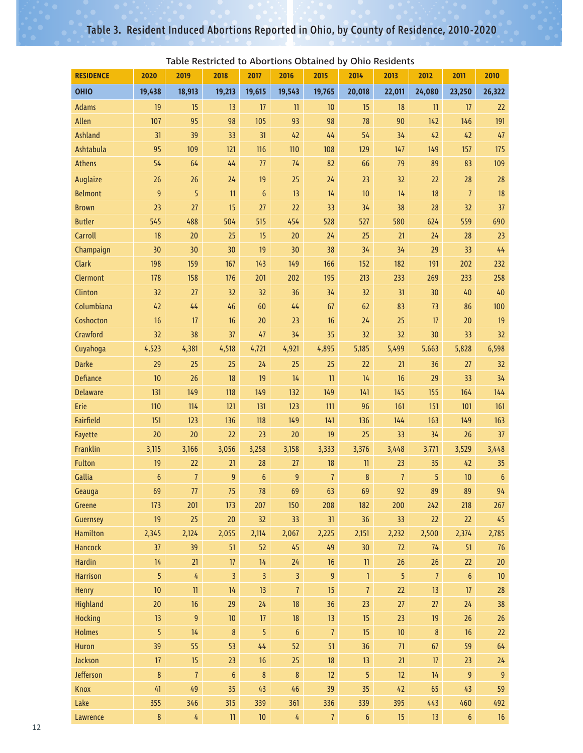# Table 3. Resident Induced Abortions Reported in Ohio, by County of Residence, 2010-2020

Table Restricted to Abortions Obtained by Ohio Residents

| RESIDENCE | 2020 | 2019 | 2018 | 2017 | 2016 | 2015 | 2014 | 2013 | 2012 | 2011 | 2010 |
|---|---|---|---|---|---|---|---|---|---|---|---|
| **OHIO** | **19,438** | **18,913** | **19,213** | **19,615** | **19,543** | **19,765** | **20,018** | **22,011** | **24,080** | **23,250** | **26,322** |
| Adams | 19 | 15 | 13 | 17 | 11 | 10 | 15 | 18 | 11 | 17 | 22 |
| Allen | 107 | 95 | 98 | 105 | 93 | 98 | 78 | 90 | 142 | 146 | 191 |
| Ashland | 31 | 39 | 33 | 31 | 42 | 44 | 54 | 34 | 42 | 42 | 47 |
| Ashtabula | 95 | 109 | 121 | 116 | 110 | 108 | 129 | 147 | 149 | 157 | 175 |
| Athens | 54 | 64 | 44 | 77 | 74 | 82 | 66 | 79 | 89 | 83 | 109 |
| Auglaize | 26 | 26 | 24 | 19 | 25 | 24 | 23 | 32 | 22 | 28 | 28 |
| Belmont | 9 | 5 | 11 | 6 | 13 | 14 | 10 | 14 | 18 | 7 | 18 |
| Brown | 23 | 27 | 15 | 27 | 22 | 33 | 34 | 38 | 28 | 32 | 37 |
| Butler | 545 | 488 | 504 | 515 | 454 | 528 | 527 | 580 | 624 | 559 | 690 |
| Carroll | 18 | 20 | 25 | 15 | 20 | 24 | 25 | 21 | 24 | 28 | 23 |
| Champaign | 30 | 30 | 30 | 19 | 30 | 38 | 34 | 34 | 29 | 33 | 44 |
| Clark | 198 | 159 | 167 | 143 | 149 | 166 | 152 | 182 | 191 | 202 | 232 |
| Clermont | 178 | 158 | 176 | 201 | 202 | 195 | 213 | 233 | 269 | 233 | 258 |
| Clinton | 32 | 27 | 32 | 32 | 36 | 34 | 32 | 31 | 30 | 40 | 40 |
| Columbiana | 42 | 44 | 46 | 60 | 44 | 67 | 62 | 83 | 73 | 86 | 100 |
| Coshocton | 16 | 17 | 16 | 20 | 23 | 16 | 24 | 25 | 17 | 20 | 19 |
| Crawford | 32 | 38 | 37 | 47 | 34 | 35 | 32 | 32 | 30 | 33 | 32 |
| Cuyahoga | 4,523 | 4,381 | 4,518 | 4,721 | 4,921 | 4,895 | 5,185 | 5,499 | 5,663 | 5,828 | 6,598 |
| Darke | 29 | 25 | 25 | 24 | 25 | 25 | 22 | 21 | 36 | 27 | 32 |
| Defiance | 10 | 26 | 18 | 19 | 14 | 11 | 14 | 16 | 29 | 33 | 34 |
| Delaware | 131 | 149 | 118 | 149 | 132 | 149 | 141 | 145 | 155 | 164 | 144 |
| Erie | 110 | 114 | 121 | 131 | 123 | 111 | 96 | 161 | 151 | 101 | 161 |
| Fairfield | 151 | 123 | 136 | 118 | 149 | 141 | 136 | 144 | 163 | 149 | 163 |
| Fayette | 20 | 20 | 22 | 23 | 20 | 19 | 25 | 33 | 34 | 26 | 37 |
| Franklin | 3,115 | 3,166 | 3,056 | 3,258 | 3,158 | 3,333 | 3,376 | 3,448 | 3,771 | 3,529 | 3,448 |
| Fulton | 19 | 22 | 21 | 28 | 27 | 18 | 11 | 23 | 35 | 42 | 35 |
| Gallia | 6 | 7 | 9 | 6 | 9 | 7 | 8 | 7 | 5 | 10 | 6 |
| Geauga | 69 | 77 | 75 | 78 | 69 | 63 | 69 | 92 | 89 | 89 | 94 |
| Greene | 173 | 201 | 173 | 207 | 150 | 208 | 182 | 200 | 242 | 218 | 267 |
| Guernsey | 19 | 25 | 20 | 32 | 33 | 31 | 36 | 33 | 22 | 22 | 45 |
| Hamilton | 2,345 | 2,124 | 2,055 | 2,114 | 2,067 | 2,225 | 2,151 | 2,232 | 2,500 | 2,374 | 2,785 |
| Hancock | 37 | 39 | 51 | 52 | 45 | 49 | 30 | 72 | 74 | 51 | 76 |
| Hardin | 14 | 21 | 17 | 14 | 24 | 16 | 11 | 26 | 26 | 22 | 20 |
| Harrison | 5 | 4 | 3 | 3 | 3 | 9 | 1 | 5 | 7 | 6 | 10 |
| Henry | 10 | 11 | 14 | 13 | 7 | 15 | 7 | 22 | 13 | 17 | 28 |
| Highland | 20 | 16 | 29 | 24 | 18 | 36 | 23 | 27 | 27 | 24 | 38 |
| Hocking | 13 | 9 | 10 | 17 | 18 | 13 | 15 | 23 | 19 | 26 | 26 |
| Holmes | 5 | 14 | 8 | 5 | 6 | 7 | 15 | 10 | 8 | 16 | 22 |
| Huron | 39 | 55 | 53 | 44 | 52 | 51 | 36 | 71 | 67 | 59 | 64 |
| Jackson | 17 | 15 | 23 | 16 | 25 | 18 | 13 | 21 | 17 | 23 | 24 |
| Jefferson | 8 | 7 | 6 | 8 | 8 | 12 | 5 | 12 | 14 | 9 | 9 |
| Knox | 41 | 49 | 35 | 43 | 46 | 39 | 35 | 42 | 65 | 43 | 59 |
| Lake | 355 | 346 | 315 | 339 | 361 | 336 | 339 | 395 | 443 | 460 | 492 |
| Lawrence | 8 | 4 | 11 | 10 | 4 | 7 | 6 | 15 | 13 | 6 | 16 |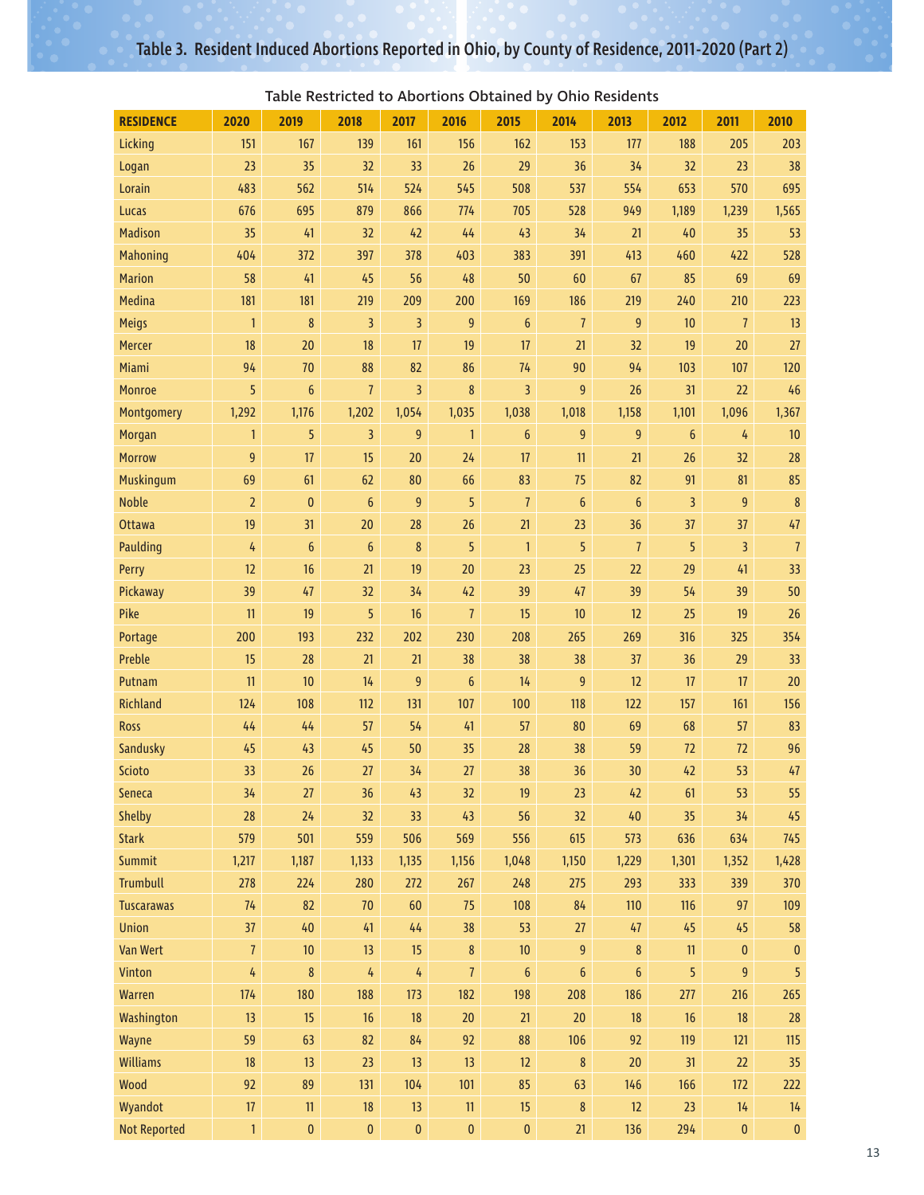## Table 3. Resident Induced Abortions Reported in Ohio, by County of Residence, 2011-2020 (Part 2)

Table Restricted to Abortions Obtained by Ohio Residents

| RESIDENCE | 2020 | 2019 | 2018 | 2017 | 2016 | 2015 | 2014 | 2013 | 2012 | 2011 | 2010 |
|---|---|---|---|---|---|---|---|---|---|---|---|
| Licking | 151 | 167 | 139 | 161 | 156 | 162 | 153 | 177 | 188 | 205 | 203 |
| Logan | 23 | 35 | 32 | 33 | 26 | 29 | 36 | 34 | 32 | 23 | 38 |
| Lorain | 483 | 562 | 514 | 524 | 545 | 508 | 537 | 554 | 653 | 570 | 695 |
| Lucas | 676 | 695 | 879 | 866 | 774 | 705 | 528 | 949 | 1,189 | 1,239 | 1,565 |
| Madison | 35 | 41 | 32 | 42 | 44 | 43 | 34 | 21 | 40 | 35 | 53 |
| Mahoning | 404 | 372 | 397 | 378 | 403 | 383 | 391 | 413 | 460 | 422 | 528 |
| Marion | 58 | 41 | 45 | 56 | 48 | 50 | 60 | 67 | 85 | 69 | 69 |
| Medina | 181 | 181 | 219 | 209 | 200 | 169 | 186 | 219 | 240 | 210 | 223 |
| Meigs | 1 | 8 | 3 | 3 | 9 | 6 | 7 | 9 | 10 | 7 | 13 |
| Mercer | 18 | 20 | 18 | 17 | 19 | 17 | 21 | 32 | 19 | 20 | 27 |
| Miami | 94 | 70 | 88 | 82 | 86 | 74 | 90 | 94 | 103 | 107 | 120 |
| Monroe | 5 | 6 | 7 | 3 | 8 | 3 | 9 | 26 | 31 | 22 | 46 |
| Montgomery | 1,292 | 1,176 | 1,202 | 1,054 | 1,035 | 1,038 | 1,018 | 1,158 | 1,101 | 1,096 | 1,367 |
| Morgan | 1 | 5 | 3 | 9 | 1 | 6 | 9 | 9 | 6 | 4 | 10 |
| Morrow | 9 | 17 | 15 | 20 | 24 | 17 | 11 | 21 | 26 | 32 | 28 |
| Muskingum | 69 | 61 | 62 | 80 | 66 | 83 | 75 | 82 | 91 | 81 | 85 |
| Noble | 2 | 0 | 6 | 9 | 5 | 7 | 6 | 6 | 3 | 9 | 8 |
| Ottawa | 19 | 31 | 20 | 28 | 26 | 21 | 23 | 36 | 37 | 37 | 47 |
| Paulding | 4 | 6 | 6 | 8 | 5 | 1 | 5 | 7 | 5 | 3 | 7 |
| Perry | 12 | 16 | 21 | 19 | 20 | 23 | 25 | 22 | 29 | 41 | 33 |
| Pickaway | 39 | 47 | 32 | 34 | 42 | 39 | 47 | 39 | 54 | 39 | 50 |
| Pike | 11 | 19 | 5 | 16 | 7 | 15 | 10 | 12 | 25 | 19 | 26 |
| Portage | 200 | 193 | 232 | 202 | 230 | 208 | 265 | 269 | 316 | 325 | 354 |
| Preble | 15 | 28 | 21 | 21 | 38 | 38 | 38 | 37 | 36 | 29 | 33 |
| Putnam | 11 | 10 | 14 | 9 | 6 | 14 | 9 | 12 | 17 | 17 | 20 |
| Richland | 124 | 108 | 112 | 131 | 107 | 100 | 118 | 122 | 157 | 161 | 156 |
| Ross | 44 | 44 | 57 | 54 | 41 | 57 | 80 | 69 | 68 | 57 | 83 |
| Sandusky | 45 | 43 | 45 | 50 | 35 | 28 | 38 | 59 | 72 | 72 | 96 |
| Scioto | 33 | 26 | 27 | 34 | 27 | 38 | 36 | 30 | 42 | 53 | 47 |
| Seneca | 34 | 27 | 36 | 43 | 32 | 19 | 23 | 42 | 61 | 53 | 55 |
| Shelby | 28 | 24 | 32 | 33 | 43 | 56 | 32 | 40 | 35 | 34 | 45 |
| Stark | 579 | 501 | 559 | 506 | 569 | 556 | 615 | 573 | 636 | 634 | 745 |
| Summit | 1,217 | 1,187 | 1,133 | 1,135 | 1,156 | 1,048 | 1,150 | 1,229 | 1,301 | 1,352 | 1,428 |
| Trumbull | 278 | 224 | 280 | 272 | 267 | 248 | 275 | 293 | 333 | 339 | 370 |
| Tuscarawas | 74 | 82 | 70 | 60 | 75 | 108 | 84 | 110 | 116 | 97 | 109 |
| Union | 37 | 40 | 41 | 44 | 38 | 53 | 27 | 47 | 45 | 45 | 58 |
| Van Wert | 7 | 10 | 13 | 15 | 8 | 10 | 9 | 8 | 11 | 0 | 0 |
| Vinton | 4 | 8 | 4 | 4 | 7 | 6 | 6 | 6 | 5 | 9 | 5 |
| Warren | 174 | 180 | 188 | 173 | 182 | 198 | 208 | 186 | 277 | 216 | 265 |
| Washington | 13 | 15 | 16 | 18 | 20 | 21 | 20 | 18 | 16 | 18 | 28 |
| Wayne | 59 | 63 | 82 | 84 | 92 | 88 | 106 | 92 | 119 | 121 | 115 |
| Williams | 18 | 13 | 23 | 13 | 13 | 12 | 8 | 20 | 31 | 22 | 35 |
| Wood | 92 | 89 | 131 | 104 | 101 | 85 | 63 | 146 | 166 | 172 | 222 |
| Wyandot | 17 | 11 | 18 | 13 | 11 | 15 | 8 | 12 | 23 | 14 | 14 |
| Not Reported | 1 | 0 | 0 | 0 | 0 | 0 | 21 | 136 | 294 | 0 | 0 |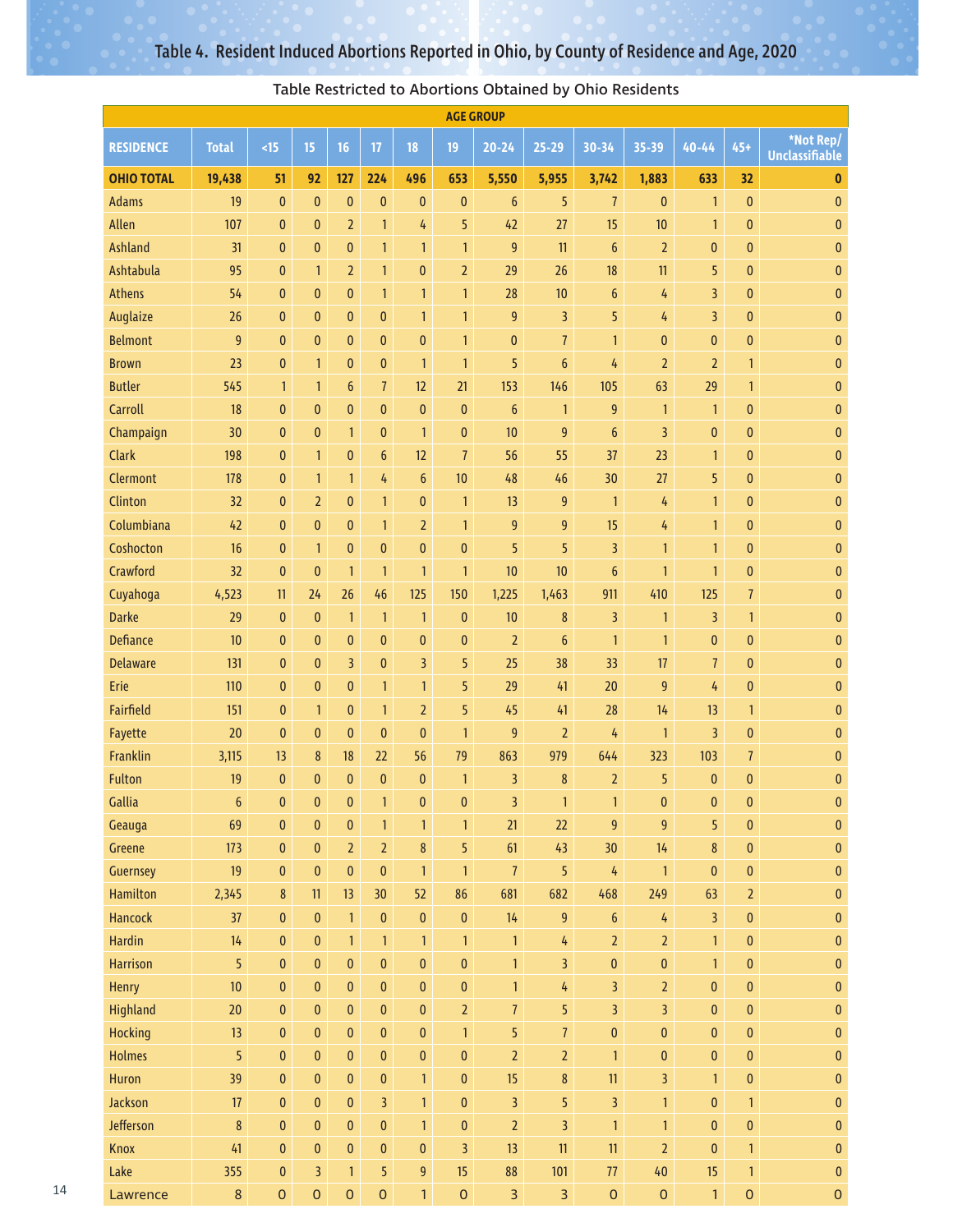## Table 4. Resident Induced Abortions Reported in Ohio, by County of Residence and Age, 2020

Table Restricted to Abortions Obtained by Ohio Residents

| | | AGE GROUP | | | | | | | | | | | | |
|---|---|---|---|---|---|---|---|---|---|---|---|---|---|---|
| RESIDENCE | Total | <15 | 15 | 16 | 17 | 18 | 19 | 20-24 | 25-29 | 30-34 | 35-39 | 40-44 | 45+ | *Not Rep/ Unclassifiable |
| **OHIO TOTAL** | **19,438** | **51** | **92** | **127** | **224** | **496** | **653** | **5,550** | **5,955** | **3,742** | **1,883** | **633** | **32** | **0** |
| Adams | 19 | 0 | 0 | 0 | 0 | 0 | 0 | 6 | 5 | 7 | 0 | 1 | 0 | 0 |
| Allen | 107 | 0 | 0 | 2 | 1 | 4 | 5 | 42 | 27 | 15 | 10 | 1 | 0 | 0 |
| Ashland | 31 | 0 | 0 | 0 | 1 | 1 | 1 | 9 | 11 | 6 | 2 | 0 | 0 | 0 |
| Ashtabula | 95 | 0 | 1 | 2 | 1 | 0 | 2 | 29 | 26 | 18 | 11 | 5 | 0 | 0 |
| Athens | 54 | 0 | 0 | 0 | 1 | 1 | 1 | 28 | 10 | 6 | 4 | 3 | 0 | 0 |
| Auglaize | 26 | 0 | 0 | 0 | 0 | 1 | 1 | 9 | 3 | 5 | 4 | 3 | 0 | 0 |
| Belmont | 9 | 0 | 0 | 0 | 0 | 0 | 1 | 0 | 7 | 1 | 0 | 0 | 0 | 0 |
| Brown | 23 | 0 | 1 | 0 | 0 | 1 | 1 | 5 | 6 | 4 | 2 | 2 | 1 | 0 |
| Butler | 545 | 1 | 1 | 6 | 7 | 12 | 21 | 153 | 146 | 105 | 63 | 29 | 1 | 0 |
| Carroll | 18 | 0 | 0 | 0 | 0 | 0 | 0 | 6 | 1 | 9 | 1 | 1 | 0 | 0 |
| Champaign | 30 | 0 | 0 | 1 | 0 | 1 | 0 | 10 | 9 | 6 | 3 | 0 | 0 | 0 |
| Clark | 198 | 0 | 1 | 0 | 6 | 12 | 7 | 56 | 55 | 37 | 23 | 1 | 0 | 0 |
| Clermont | 178 | 0 | 1 | 1 | 4 | 6 | 10 | 48 | 46 | 30 | 27 | 5 | 0 | 0 |
| Clinton | 32 | 0 | 2 | 0 | 1 | 0 | 1 | 13 | 9 | 1 | 4 | 1 | 0 | 0 |
| Columbiana | 42 | 0 | 0 | 0 | 1 | 2 | 1 | 9 | 9 | 15 | 4 | 1 | 0 | 0 |
| Coshocton | 16 | 0 | 1 | 0 | 0 | 0 | 0 | 5 | 5 | 3 | 1 | 1 | 0 | 0 |
| Crawford | 32 | 0 | 0 | 1 | 1 | 1 | 1 | 10 | 10 | 6 | 1 | 1 | 0 | 0 |
| Cuyahoga | 4,523 | 11 | 24 | 26 | 46 | 125 | 150 | 1,225 | 1,463 | 911 | 410 | 125 | 7 | 0 |
| Darke | 29 | 0 | 0 | 1 | 1 | 1 | 0 | 10 | 8 | 3 | 1 | 3 | 1 | 0 |
| Defiance | 10 | 0 | 0 | 0 | 0 | 0 | 0 | 2 | 6 | 1 | 1 | 0 | 0 | 0 |
| Delaware | 131 | 0 | 0 | 3 | 0 | 3 | 5 | 25 | 38 | 33 | 17 | 7 | 0 | 0 |
| Erie | 110 | 0 | 0 | 0 | 1 | 1 | 5 | 29 | 41 | 20 | 9 | 4 | 0 | 0 |
| Fairfield | 151 | 0 | 1 | 0 | 1 | 2 | 5 | 45 | 41 | 28 | 14 | 13 | 1 | 0 |
| Fayette | 20 | 0 | 0 | 0 | 0 | 0 | 1 | 9 | 2 | 4 | 1 | 3 | 0 | 0 |
| Franklin | 3,115 | 13 | 8 | 18 | 22 | 56 | 79 | 863 | 979 | 644 | 323 | 103 | 7 | 0 |
| Fulton | 19 | 0 | 0 | 0 | 0 | 0 | 1 | 3 | 8 | 2 | 5 | 0 | 0 | 0 |
| Gallia | 6 | 0 | 0 | 0 | 1 | 0 | 0 | 3 | 1 | 1 | 0 | 0 | 0 | 0 |
| Geauga | 69 | 0 | 0 | 0 | 1 | 1 | 1 | 21 | 22 | 9 | 9 | 5 | 0 | 0 |
| Greene | 173 | 0 | 0 | 2 | 2 | 8 | 5 | 61 | 43 | 30 | 14 | 8 | 0 | 0 |
| Guernsey | 19 | 0 | 0 | 0 | 0 | 1 | 1 | 7 | 5 | 4 | 1 | 0 | 0 | 0 |
| Hamilton | 2,345 | 8 | 11 | 13 | 30 | 52 | 86 | 681 | 682 | 468 | 249 | 63 | 2 | 0 |
| Hancock | 37 | 0 | 0 | 1 | 0 | 0 | 0 | 14 | 9 | 6 | 4 | 3 | 0 | 0 |
| Hardin | 14 | 0 | 0 | 1 | 1 | 1 | 1 | 1 | 4 | 2 | 2 | 1 | 0 | 0 |
| Harrison | 5 | 0 | 0 | 0 | 0 | 0 | 0 | 1 | 3 | 0 | 0 | 1 | 0 | 0 |
| Henry | 10 | 0 | 0 | 0 | 0 | 0 | 0 | 1 | 4 | 3 | 2 | 0 | 0 | 0 |
| Highland | 20 | 0 | 0 | 0 | 0 | 0 | 2 | 7 | 5 | 3 | 3 | 0 | 0 | 0 |
| Hocking | 13 | 0 | 0 | 0 | 0 | 0 | 1 | 5 | 7 | 0 | 0 | 0 | 0 | 0 |
| Holmes | 5 | 0 | 0 | 0 | 0 | 0 | 0 | 2 | 2 | 1 | 0 | 0 | 0 | 0 |
| Huron | 39 | 0 | 0 | 0 | 0 | 1 | 0 | 15 | 8 | 11 | 3 | 1 | 0 | 0 |
| Jackson | 17 | 0 | 0 | 0 | 3 | 1 | 0 | 3 | 5 | 3 | 1 | 0 | 1 | 0 |
| Jefferson | 8 | 0 | 0 | 0 | 0 | 1 | 0 | 2 | 3 | 1 | 1 | 0 | 0 | 0 |
| Knox | 41 | 0 | 0 | 0 | 0 | 0 | 3 | 13 | 11 | 11 | 2 | 0 | 1 | 0 |
| Lake | 355 | 0 | 3 | 1 | 5 | 9 | 15 | 88 | 101 | 77 | 40 | 15 | 1 | 0 |
| Lawrence | 8 | 0 | 0 | 0 | 0 | 1 | 0 | 3 | 3 | 0 | 0 | 1 | 0 | 0 |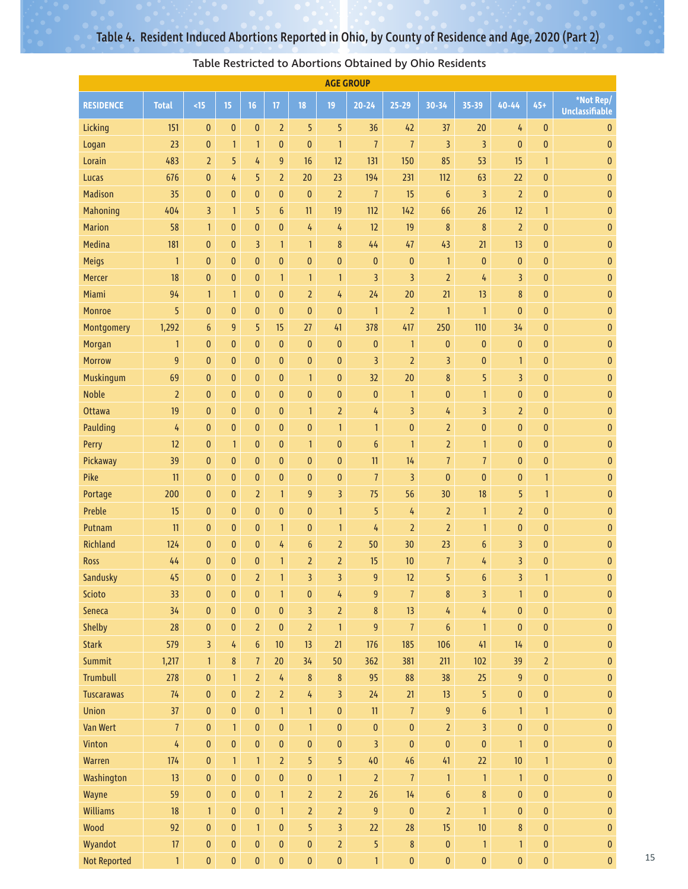## Table 4. Resident Induced Abortions Reported in Ohio, by County of Residence and Age, 2020 (Part 2)

Table Restricted to Abortions Obtained by Ohio Residents

| | | AGE GROUP | | | | | | | | | | | | |
|---|---|---|---|---|---|---|---|---|---|---|---|---|---|---|
| RESIDENCE | Total | <15 | 15 | 16 | 17 | 18 | 19 | 20-24 | 25-29 | 30-34 | 35-39 | 40-44 | 45+ | *Not Rep/ Unclassifiable |
| Licking | 151 | 0 | 0 | 0 | 2 | 5 | 5 | 36 | 42 | 37 | 20 | 4 | 0 | 0 |
| Logan | 23 | 0 | 1 | 1 | 0 | 0 | 1 | 7 | 7 | 3 | 3 | 0 | 0 | 0 |
| Lorain | 483 | 2 | 5 | 4 | 9 | 16 | 12 | 131 | 150 | 85 | 53 | 15 | 1 | 0 |
| Lucas | 676 | 0 | 4 | 5 | 2 | 20 | 23 | 194 | 231 | 112 | 63 | 22 | 0 | 0 |
| Madison | 35 | 0 | 0 | 0 | 0 | 0 | 2 | 7 | 15 | 6 | 3 | 2 | 0 | 0 |
| Mahoning | 404 | 3 | 1 | 5 | 6 | 11 | 19 | 112 | 142 | 66 | 26 | 12 | 1 | 0 |
| Marion | 58 | 1 | 0 | 0 | 0 | 4 | 4 | 12 | 19 | 8 | 8 | 2 | 0 | 0 |
| Medina | 181 | 0 | 0 | 3 | 1 | 1 | 8 | 44 | 47 | 43 | 21 | 13 | 0 | 0 |
| Meigs | 1 | 0 | 0 | 0 | 0 | 0 | 0 | 0 | 0 | 1 | 0 | 0 | 0 | 0 |
| Mercer | 18 | 0 | 0 | 0 | 1 | 1 | 1 | 3 | 3 | 2 | 4 | 3 | 0 | 0 |
| Miami | 94 | 1 | 1 | 0 | 0 | 2 | 4 | 24 | 20 | 21 | 13 | 8 | 0 | 0 |
| Monroe | 5 | 0 | 0 | 0 | 0 | 0 | 0 | 1 | 2 | 1 | 1 | 0 | 0 | 0 |
| Montgomery | 1,292 | 6 | 9 | 5 | 15 | 27 | 41 | 378 | 417 | 250 | 110 | 34 | 0 | 0 |
| Morgan | 1 | 0 | 0 | 0 | 0 | 0 | 0 | 0 | 1 | 0 | 0 | 0 | 0 | 0 |
| Morrow | 9 | 0 | 0 | 0 | 0 | 0 | 0 | 3 | 2 | 3 | 0 | 1 | 0 | 0 |
| Muskingum | 69 | 0 | 0 | 0 | 0 | 1 | 0 | 32 | 20 | 8 | 5 | 3 | 0 | 0 |
| Noble | 2 | 0 | 0 | 0 | 0 | 0 | 0 | 0 | 1 | 0 | 1 | 0 | 0 | 0 |
| Ottawa | 19 | 0 | 0 | 0 | 0 | 1 | 2 | 4 | 3 | 4 | 3 | 2 | 0 | 0 |
| Paulding | 4 | 0 | 0 | 0 | 0 | 0 | 1 | 1 | 0 | 2 | 0 | 0 | 0 | 0 |
| Perry | 12 | 0 | 1 | 0 | 0 | 1 | 0 | 6 | 1 | 2 | 1 | 0 | 0 | 0 |
| Pickaway | 39 | 0 | 0 | 0 | 0 | 0 | 0 | 11 | 14 | 7 | 7 | 0 | 0 | 0 |
| Pike | 11 | 0 | 0 | 0 | 0 | 0 | 0 | 7 | 3 | 0 | 0 | 0 | 1 | 0 |
| Portage | 200 | 0 | 0 | 2 | 1 | 9 | 3 | 75 | 56 | 30 | 18 | 5 | 1 | 0 |
| Preble | 15 | 0 | 0 | 0 | 0 | 0 | 1 | 5 | 4 | 2 | 1 | 2 | 0 | 0 |
| Putnam | 11 | 0 | 0 | 0 | 1 | 0 | 1 | 4 | 2 | 2 | 1 | 0 | 0 | 0 |
| Richland | 124 | 0 | 0 | 0 | 4 | 6 | 2 | 50 | 30 | 23 | 6 | 3 | 0 | 0 |
| Ross | 44 | 0 | 0 | 0 | 1 | 2 | 2 | 15 | 10 | 7 | 4 | 3 | 0 | 0 |
| Sandusky | 45 | 0 | 0 | 2 | 1 | 3 | 3 | 9 | 12 | 5 | 6 | 3 | 1 | 0 |
| Scioto | 33 | 0 | 0 | 0 | 1 | 0 | 4 | 9 | 7 | 8 | 3 | 1 | 0 | 0 |
| Seneca | 34 | 0 | 0 | 0 | 0 | 3 | 2 | 8 | 13 | 4 | 4 | 0 | 0 | 0 |
| Shelby | 28 | 0 | 0 | 2 | 0 | 2 | 1 | 9 | 7 | 6 | 1 | 0 | 0 | 0 |
| Stark | 579 | 3 | 4 | 6 | 10 | 13 | 21 | 176 | 185 | 106 | 41 | 14 | 0 | 0 |
| Summit | 1,217 | 1 | 8 | 7 | 20 | 34 | 50 | 362 | 381 | 211 | 102 | 39 | 2 | 0 |
| Trumbull | 278 | 0 | 1 | 2 | 4 | 8 | 8 | 95 | 88 | 38 | 25 | 9 | 0 | 0 |
| Tuscarawas | 74 | 0 | 0 | 2 | 2 | 4 | 3 | 24 | 21 | 13 | 5 | 0 | 0 | 0 |
| Union | 37 | 0 | 0 | 0 | 1 | 1 | 0 | 11 | 7 | 9 | 6 | 1 | 1 | 0 |
| Van Wert | 7 | 0 | 1 | 0 | 0 | 1 | 0 | 0 | 0 | 2 | 3 | 0 | 0 | 0 |
| Vinton | 4 | 0 | 0 | 0 | 0 | 0 | 0 | 3 | 0 | 0 | 0 | 1 | 0 | 0 |
| Warren | 174 | 0 | 1 | 1 | 2 | 5 | 5 | 40 | 46 | 41 | 22 | 10 | 1 | 0 |
| Washington | 13 | 0 | 0 | 0 | 0 | 0 | 1 | 2 | 7 | 1 | 1 | 1 | 0 | 0 |
| Wayne | 59 | 0 | 0 | 0 | 1 | 2 | 2 | 26 | 14 | 6 | 8 | 0 | 0 | 0 |
| Williams | 18 | 1 | 0 | 0 | 1 | 2 | 2 | 9 | 0 | 2 | 1 | 0 | 0 | 0 |
| Wood | 92 | 0 | 0 | 1 | 0 | 5 | 3 | 22 | 28 | 15 | 10 | 8 | 0 | 0 |
| Wyandot | 17 | 0 | 0 | 0 | 0 | 0 | 2 | 5 | 8 | 0 | 1 | 1 | 0 | 0 |
| Not Reported | 1 | 0 | 0 | 0 | 0 | 0 | 0 | 1 | 0 | 0 | 0 | 0 | 0 | 0 |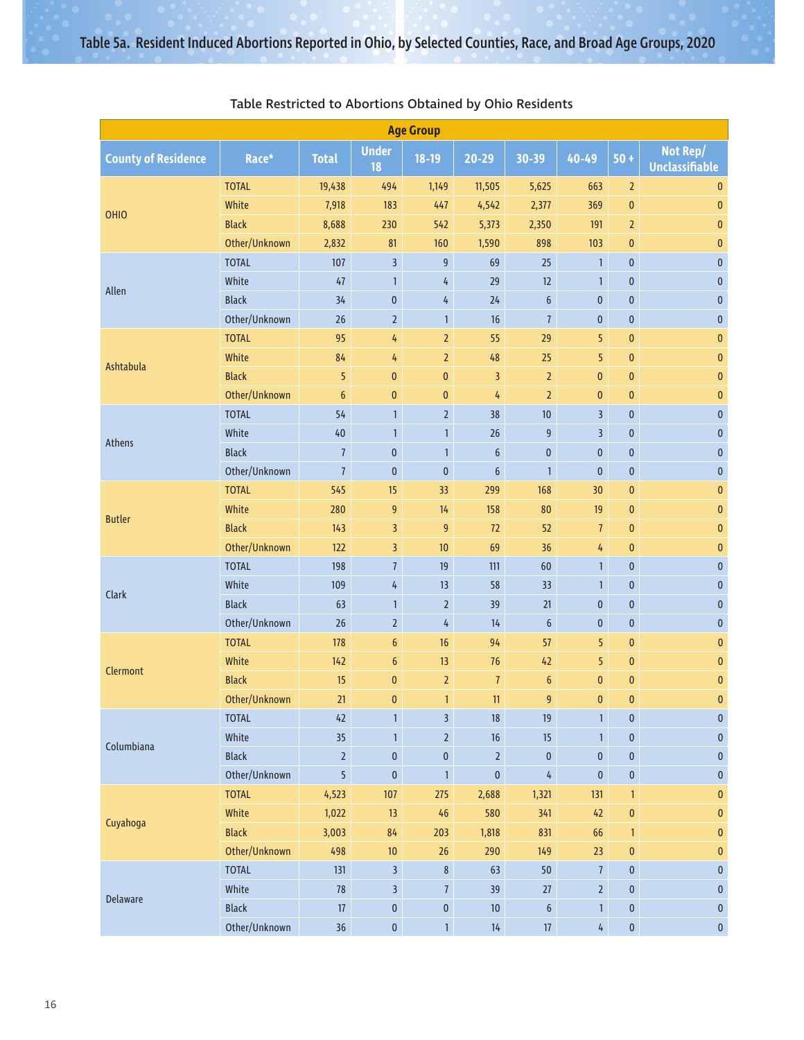# Table 5a. Resident Induced Abortions Reported in Ohio, by Selected Counties, Race, and Broad Age Groups, 2020

Table Restricted to Abortions Obtained by Ohio Residents

| County of Residence | Race* | Total | Age Group | | | | | | |
|---|---|---|---|---|---|---|---|---|---|
| | | | Under 18 | 18-19 | 20-29 | 30-39 | 40-49 | 50 + | Not Rep/ Unclassifiable |
| OHIO | TOTAL | 19,438 | 494 | 1,149 | 11,505 | 5,625 | 663 | 2 | 0 |
| | White | 7,918 | 183 | 447 | 4,542 | 2,377 | 369 | 0 | 0 |
| | Black | 8,688 | 230 | 542 | 5,373 | 2,350 | 191 | 2 | 0 |
| | Other/Unknown | 2,832 | 81 | 160 | 1,590 | 898 | 103 | 0 | 0 |
| Allen | TOTAL | 107 | 3 | 9 | 69 | 25 | 1 | 0 | 0 |
| | White | 47 | 1 | 4 | 29 | 12 | 1 | 0 | 0 |
| | Black | 34 | 0 | 4 | 24 | 6 | 0 | 0 | 0 |
| | Other/Unknown | 26 | 2 | 1 | 16 | 7 | 0 | 0 | 0 |
| Ashtabula | TOTAL | 95 | 4 | 2 | 55 | 29 | 5 | 0 | 0 |
| | White | 84 | 4 | 2 | 48 | 25 | 5 | 0 | 0 |
| | Black | 5 | 0 | 0 | 3 | 2 | 0 | 0 | 0 |
| | Other/Unknown | 6 | 0 | 0 | 4 | 2 | 0 | 0 | 0 |
| Athens | TOTAL | 54 | 1 | 2 | 38 | 10 | 3 | 0 | 0 |
| | White | 40 | 1 | 1 | 26 | 9 | 3 | 0 | 0 |
| | Black | 7 | 0 | 1 | 6 | 0 | 0 | 0 | 0 |
| | Other/Unknown | 7 | 0 | 0 | 6 | 1 | 0 | 0 | 0 |
| Butler | TOTAL | 545 | 15 | 33 | 299 | 168 | 30 | 0 | 0 |
| | White | 280 | 9 | 14 | 158 | 80 | 19 | 0 | 0 |
| | Black | 143 | 3 | 9 | 72 | 52 | 7 | 0 | 0 |
| | Other/Unknown | 122 | 3 | 10 | 69 | 36 | 4 | 0 | 0 |
| Clark | TOTAL | 198 | 7 | 19 | 111 | 60 | 1 | 0 | 0 |
| | White | 109 | 4 | 13 | 58 | 33 | 1 | 0 | 0 |
| | Black | 63 | 1 | 2 | 39 | 21 | 0 | 0 | 0 |
| | Other/Unknown | 26 | 2 | 4 | 14 | 6 | 0 | 0 | 0 |
| Clermont | TOTAL | 178 | 6 | 16 | 94 | 57 | 5 | 0 | 0 |
| | White | 142 | 6 | 13 | 76 | 42 | 5 | 0 | 0 |
| | Black | 15 | 0 | 2 | 7 | 6 | 0 | 0 | 0 |
| | Other/Unknown | 21 | 0 | 1 | 11 | 9 | 0 | 0 | 0 |
| Columbiana | TOTAL | 42 | 1 | 3 | 18 | 19 | 1 | 0 | 0 |
| | White | 35 | 1 | 2 | 16 | 15 | 1 | 0 | 0 |
| | Black | 2 | 0 | 0 | 2 | 0 | 0 | 0 | 0 |
| | Other/Unknown | 5 | 0 | 1 | 0 | 4 | 0 | 0 | 0 |
| Cuyahoga | TOTAL | 4,523 | 107 | 275 | 2,688 | 1,321 | 131 | 1 | 0 |
| | White | 1,022 | 13 | 46 | 580 | 341 | 42 | 0 | 0 |
| | Black | 3,003 | 84 | 203 | 1,818 | 831 | 66 | 1 | 0 |
| | Other/Unknown | 498 | 10 | 26 | 290 | 149 | 23 | 0 | 0 |
| Delaware | TOTAL | 131 | 3 | 8 | 63 | 50 | 7 | 0 | 0 |
| | White | 78 | 3 | 7 | 39 | 27 | 2 | 0 | 0 |
| | Black | 17 | 0 | 0 | 10 | 6 | 1 | 0 | 0 |
| | Other/Unknown | 36 | 0 | 1 | 14 | 17 | 4 | 0 | 0 |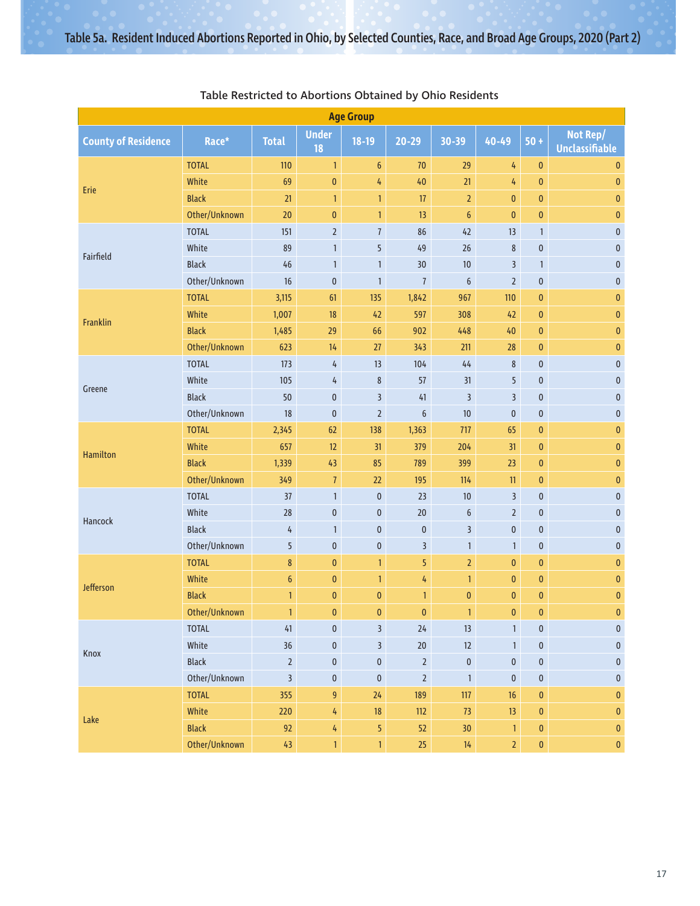# Table 5a. Resident Induced Abortions Reported in Ohio, by Selected Counties, Race, and Broad Age Groups, 2020 (Part 2)

Table Restricted to Abortions Obtained by Ohio Residents

| | | | Age Group | | | | | | |
|---|---|---|---|---|---|---|---|---|---|
| County of Residence | Race* | Total | Under 18 | 18-19 | 20-29 | 30-39 | 40-49 | 50 + | Not Rep/ Unclassifiable |
| Erie | TOTAL | 110 | 1 | 6 | 70 | 29 | 4 | 0 | 0 |
| | White | 69 | 0 | 4 | 40 | 21 | 4 | 0 | 0 |
| | Black | 21 | 1 | 1 | 17 | 2 | 0 | 0 | 0 |
| | Other/Unknown | 20 | 0 | 1 | 13 | 6 | 0 | 0 | 0 |
| Fairfield | TOTAL | 151 | 2 | 7 | 86 | 42 | 13 | 1 | 0 |
| | White | 89 | 1 | 5 | 49 | 26 | 8 | 0 | 0 |
| | Black | 46 | 1 | 1 | 30 | 10 | 3 | 1 | 0 |
| | Other/Unknown | 16 | 0 | 1 | 7 | 6 | 2 | 0 | 0 |
| Franklin | TOTAL | 3,115 | 61 | 135 | 1,842 | 967 | 110 | 0 | 0 |
| | White | 1,007 | 18 | 42 | 597 | 308 | 42 | 0 | 0 |
| | Black | 1,485 | 29 | 66 | 902 | 448 | 40 | 0 | 0 |
| | Other/Unknown | 623 | 14 | 27 | 343 | 211 | 28 | 0 | 0 |
| Greene | TOTAL | 173 | 4 | 13 | 104 | 44 | 8 | 0 | 0 |
| | White | 105 | 4 | 8 | 57 | 31 | 5 | 0 | 0 |
| | Black | 50 | 0 | 3 | 41 | 3 | 3 | 0 | 0 |
| | Other/Unknown | 18 | 0 | 2 | 6 | 10 | 0 | 0 | 0 |
| Hamilton | TOTAL | 2,345 | 62 | 138 | 1,363 | 717 | 65 | 0 | 0 |
| | White | 657 | 12 | 31 | 379 | 204 | 31 | 0 | 0 |
| | Black | 1,339 | 43 | 85 | 789 | 399 | 23 | 0 | 0 |
| | Other/Unknown | 349 | 7 | 22 | 195 | 114 | 11 | 0 | 0 |
| Hancock | TOTAL | 37 | 1 | 0 | 23 | 10 | 3 | 0 | 0 |
| | White | 28 | 0 | 0 | 20 | 6 | 2 | 0 | 0 |
| | Black | 4 | 1 | 0 | 0 | 3 | 0 | 0 | 0 |
| | Other/Unknown | 5 | 0 | 0 | 3 | 1 | 1 | 0 | 0 |
| Jefferson | TOTAL | 8 | 0 | 1 | 5 | 2 | 0 | 0 | 0 |
| | White | 6 | 0 | 1 | 4 | 1 | 0 | 0 | 0 |
| | Black | 1 | 0 | 0 | 1 | 0 | 0 | 0 | 0 |
| | Other/Unknown | 1 | 0 | 0 | 0 | 1 | 0 | 0 | 0 |
| Knox | TOTAL | 41 | 0 | 3 | 24 | 13 | 1 | 0 | 0 |
| | White | 36 | 0 | 3 | 20 | 12 | 1 | 0 | 0 |
| | Black | 2 | 0 | 0 | 2 | 0 | 0 | 0 | 0 |
| | Other/Unknown | 3 | 0 | 0 | 2 | 1 | 0 | 0 | 0 |
| Lake | TOTAL | 355 | 9 | 24 | 189 | 117 | 16 | 0 | 0 |
| | White | 220 | 4 | 18 | 112 | 73 | 13 | 0 | 0 |
| | Black | 92 | 4 | 5 | 52 | 30 | 1 | 0 | 0 |
| | Other/Unknown | 43 | 1 | 1 | 25 | 14 | 2 | 0 | 0 |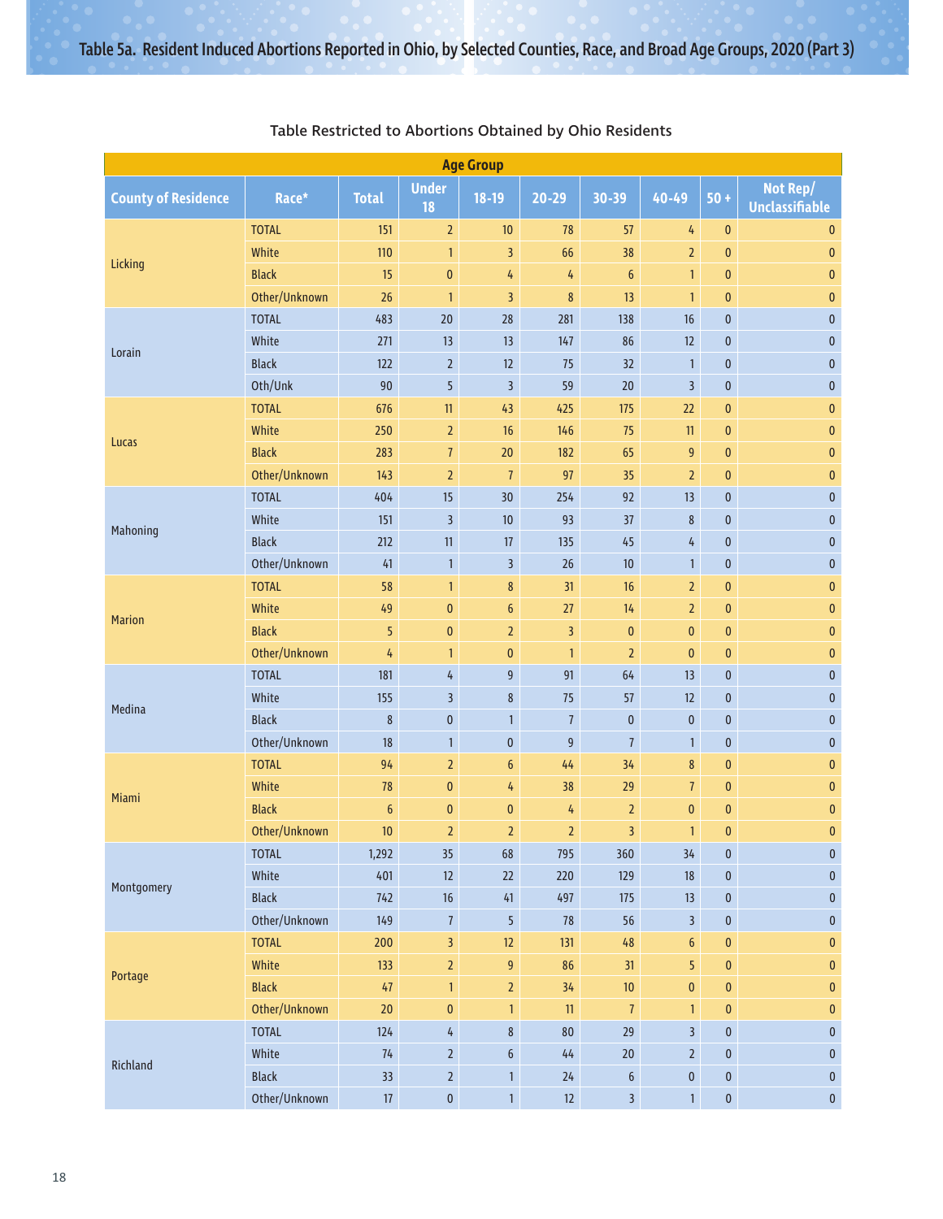# Table 5a. Resident Induced Abortions Reported in Ohio, by Selected Counties, Race, and Broad Age Groups, 2020 (Part 3)

Table Restricted to Abortions Obtained by Ohio Residents

| County of Residence | Race* | Total | Age Group: Under 18 | 18-19 | 20-29 | 30-39 | 40-49 | 50 + | Not Rep/ Unclassifiable |
|---|---|---|---|---|---|---|---|---|---|
| Licking | TOTAL | 151 | 2 | 10 | 78 | 57 | 4 | 0 | 0 |
| | White | 110 | 1 | 3 | 66 | 38 | 2 | 0 | 0 |
| | Black | 15 | 0 | 4 | 4 | 6 | 1 | 0 | 0 |
| | Other/Unknown | 26 | 1 | 3 | 8 | 13 | 1 | 0 | 0 |
| Lorain | TOTAL | 483 | 20 | 28 | 281 | 138 | 16 | 0 | 0 |
| | White | 271 | 13 | 13 | 147 | 86 | 12 | 0 | 0 |
| | Black | 122 | 2 | 12 | 75 | 32 | 1 | 0 | 0 |
| | Oth/Unk | 90 | 5 | 3 | 59 | 20 | 3 | 0 | 0 |
| Lucas | TOTAL | 676 | 11 | 43 | 425 | 175 | 22 | 0 | 0 |
| | White | 250 | 2 | 16 | 146 | 75 | 11 | 0 | 0 |
| | Black | 283 | 7 | 20 | 182 | 65 | 9 | 0 | 0 |
| | Other/Unknown | 143 | 2 | 7 | 97 | 35 | 2 | 0 | 0 |
| Mahoning | TOTAL | 404 | 15 | 30 | 254 | 92 | 13 | 0 | 0 |
| | White | 151 | 3 | 10 | 93 | 37 | 8 | 0 | 0 |
| | Black | 212 | 11 | 17 | 135 | 45 | 4 | 0 | 0 |
| | Other/Unknown | 41 | 1 | 3 | 26 | 10 | 1 | 0 | 0 |
| Marion | TOTAL | 58 | 1 | 8 | 31 | 16 | 2 | 0 | 0 |
| | White | 49 | 0 | 6 | 27 | 14 | 2 | 0 | 0 |
| | Black | 5 | 0 | 2 | 3 | 0 | 0 | 0 | 0 |
| | Other/Unknown | 4 | 1 | 0 | 1 | 2 | 0 | 0 | 0 |
| Medina | TOTAL | 181 | 4 | 9 | 91 | 64 | 13 | 0 | 0 |
| | White | 155 | 3 | 8 | 75 | 57 | 12 | 0 | 0 |
| | Black | 8 | 0 | 1 | 7 | 0 | 0 | 0 | 0 |
| | Other/Unknown | 18 | 1 | 0 | 9 | 7 | 1 | 0 | 0 |
| Miami | TOTAL | 94 | 2 | 6 | 44 | 34 | 8 | 0 | 0 |
| | White | 78 | 0 | 4 | 38 | 29 | 7 | 0 | 0 |
| | Black | 6 | 0 | 0 | 4 | 2 | 0 | 0 | 0 |
| | Other/Unknown | 10 | 2 | 2 | 2 | 3 | 1 | 0 | 0 |
| Montgomery | TOTAL | 1,292 | 35 | 68 | 795 | 360 | 34 | 0 | 0 |
| | White | 401 | 12 | 22 | 220 | 129 | 18 | 0 | 0 |
| | Black | 742 | 16 | 41 | 497 | 175 | 13 | 0 | 0 |
| | Other/Unknown | 149 | 7 | 5 | 78 | 56 | 3 | 0 | 0 |
| Portage | TOTAL | 200 | 3 | 12 | 131 | 48 | 6 | 0 | 0 |
| | White | 133 | 2 | 9 | 86 | 31 | 5 | 0 | 0 |
| | Black | 47 | 1 | 2 | 34 | 10 | 0 | 0 | 0 |
| | Other/Unknown | 20 | 0 | 1 | 11 | 7 | 1 | 0 | 0 |
| Richland | TOTAL | 124 | 4 | 8 | 80 | 29 | 3 | 0 | 0 |
| | White | 74 | 2 | 6 | 44 | 20 | 2 | 0 | 0 |
| | Black | 33 | 2 | 1 | 24 | 6 | 0 | 0 | 0 |
| | Other/Unknown | 17 | 0 | 1 | 12 | 3 | 1 | 0 | 0 |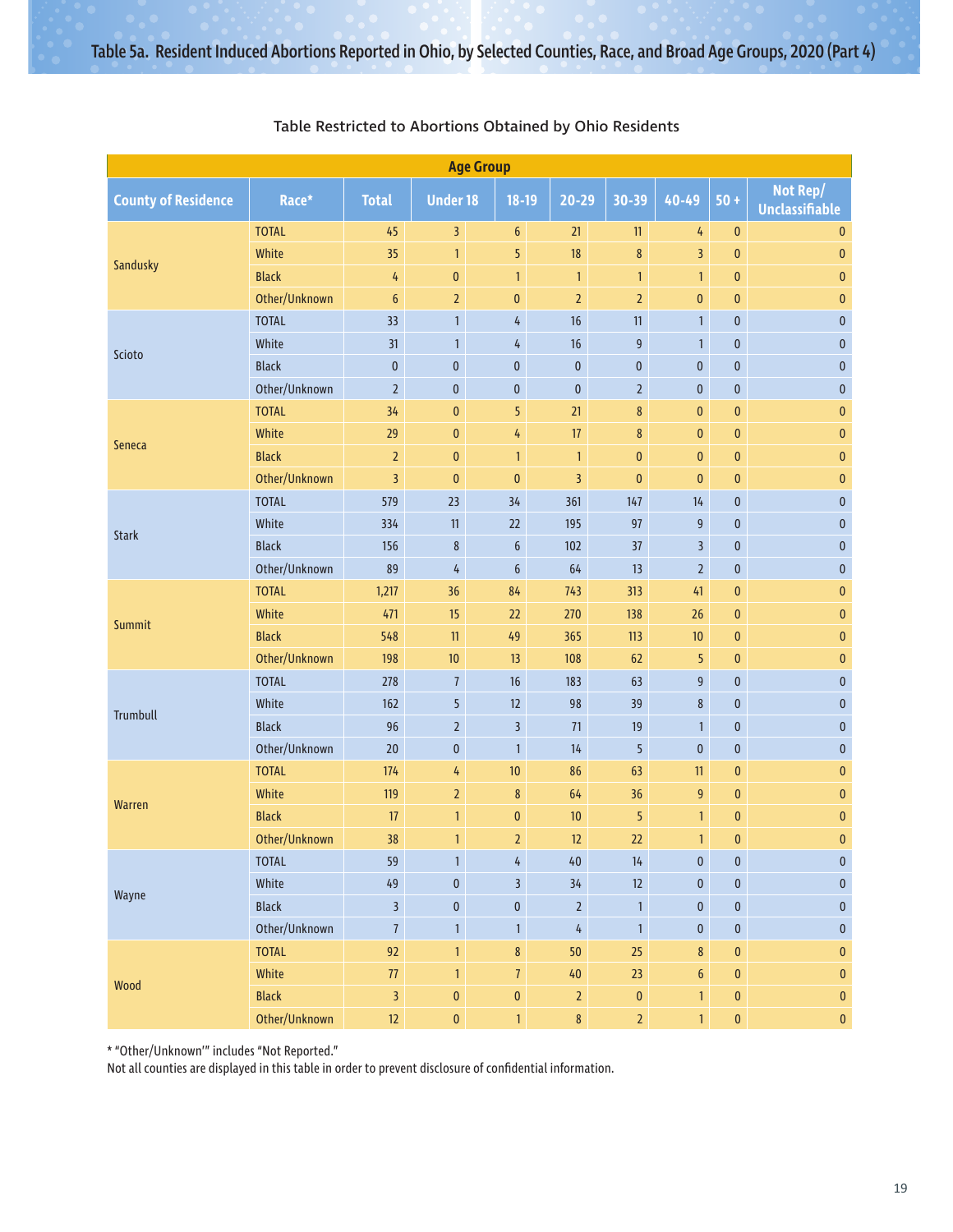# Table 5a. Resident Induced Abortions Reported in Ohio, by Selected Counties, Race, and Broad Age Groups, 2020 (Part 4)

Table Restricted to Abortions Obtained by Ohio Residents

| | | | Age Group | | | | | | |
|---|---|---|---|---|---|---|---|---|---|
| County of Residence | Race* | Total | Under 18 | 18-19 | 20-29 | 30-39 | 40-49 | 50 + | Not Rep/ Unclassifiable |
| Sandusky | TOTAL | 45 | 3 | 6 | 21 | 11 | 4 | 0 | 0 |
| | White | 35 | 1 | 5 | 18 | 8 | 3 | 0 | 0 |
| | Black | 4 | 0 | 1 | 1 | 1 | 1 | 0 | 0 |
| | Other/Unknown | 6 | 2 | 0 | 2 | 2 | 0 | 0 | 0 |
| Scioto | TOTAL | 33 | 1 | 4 | 16 | 11 | 1 | 0 | 0 |
| | White | 31 | 1 | 4 | 16 | 9 | 1 | 0 | 0 |
| | Black | 0 | 0 | 0 | 0 | 0 | 0 | 0 | 0 |
| | Other/Unknown | 2 | 0 | 0 | 0 | 2 | 0 | 0 | 0 |
| Seneca | TOTAL | 34 | 0 | 5 | 21 | 8 | 0 | 0 | 0 |
| | White | 29 | 0 | 4 | 17 | 8 | 0 | 0 | 0 |
| | Black | 2 | 0 | 1 | 1 | 0 | 0 | 0 | 0 |
| | Other/Unknown | 3 | 0 | 0 | 3 | 0 | 0 | 0 | 0 |
| Stark | TOTAL | 579 | 23 | 34 | 361 | 147 | 14 | 0 | 0 |
| | White | 334 | 11 | 22 | 195 | 97 | 9 | 0 | 0 |
| | Black | 156 | 8 | 6 | 102 | 37 | 3 | 0 | 0 |
| | Other/Unknown | 89 | 4 | 6 | 64 | 13 | 2 | 0 | 0 |
| Summit | TOTAL | 1,217 | 36 | 84 | 743 | 313 | 41 | 0 | 0 |
| | White | 471 | 15 | 22 | 270 | 138 | 26 | 0 | 0 |
| | Black | 548 | 11 | 49 | 365 | 113 | 10 | 0 | 0 |
| | Other/Unknown | 198 | 10 | 13 | 108 | 62 | 5 | 0 | 0 |
| Trumbull | TOTAL | 278 | 7 | 16 | 183 | 63 | 9 | 0 | 0 |
| | White | 162 | 5 | 12 | 98 | 39 | 8 | 0 | 0 |
| | Black | 96 | 2 | 3 | 71 | 19 | 1 | 0 | 0 |
| | Other/Unknown | 20 | 0 | 1 | 14 | 5 | 0 | 0 | 0 |
| Warren | TOTAL | 174 | 4 | 10 | 86 | 63 | 11 | 0 | 0 |
| | White | 119 | 2 | 8 | 64 | 36 | 9 | 0 | 0 |
| | Black | 17 | 1 | 0 | 10 | 5 | 1 | 0 | 0 |
| | Other/Unknown | 38 | 1 | 2 | 12 | 22 | 1 | 0 | 0 |
| Wayne | TOTAL | 59 | 1 | 4 | 40 | 14 | 0 | 0 | 0 |
| | White | 49 | 0 | 3 | 34 | 12 | 0 | 0 | 0 |
| | Black | 3 | 0 | 0 | 2 | 1 | 0 | 0 | 0 |
| | Other/Unknown | 7 | 1 | 1 | 4 | 1 | 0 | 0 | 0 |
| Wood | TOTAL | 92 | 1 | 8 | 50 | 25 | 8 | 0 | 0 |
| | White | 77 | 1 | 7 | 40 | 23 | 6 | 0 | 0 |
| | Black | 3 | 0 | 0 | 2 | 0 | 1 | 0 | 0 |
| | Other/Unknown | 12 | 0 | 1 | 8 | 2 | 1 | 0 | 0 |

* "Other/Unknown'" includes "Not Reported."
Not all counties are displayed in this table in order to prevent disclosure of confidential information.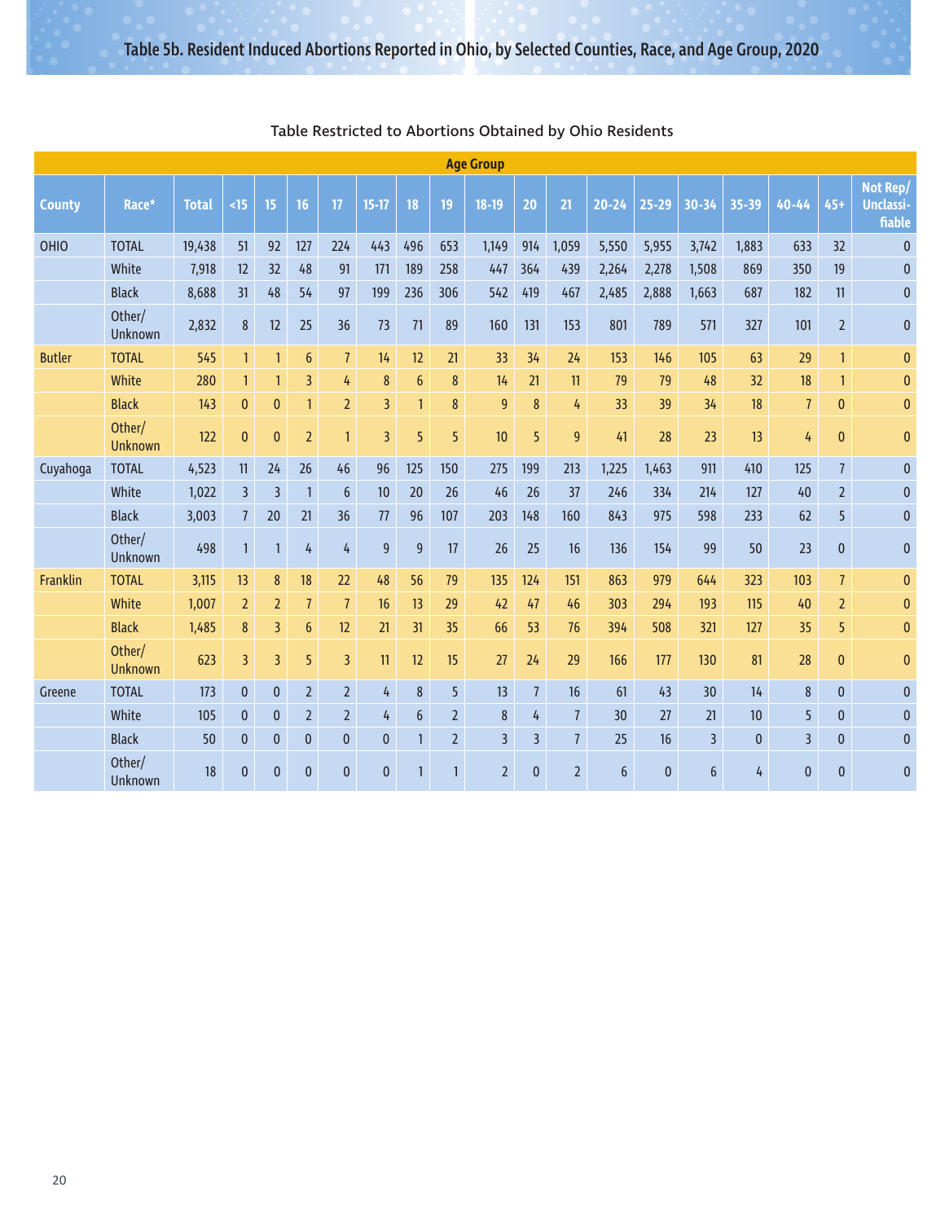## Table 5b. Resident Induced Abortions Reported in Ohio, by Selected Counties, Race, and Age Group, 2020

Table Restricted to Abortions Obtained by Ohio Residents

| County | Race* | Total | Age Group | | | | | | | | | | | | | | | | |
|---|---|---|---|---|---|---|---|---|---|---|---|---|---|---|---|---|---|---|---|
| | | | <15 | 15 | 16 | 17 | 15-17 | 18 | 19 | 18-19 | 20 | 21 | 20-24 | 25-29 | 30-34 | 35-39 | 40-44 | 45+ | Not Rep/ Unclassi-fiable |
| OHIO | TOTAL | 19,438 | 51 | 92 | 127 | 224 | 443 | 496 | 653 | 1,149 | 914 | 1,059 | 5,550 | 5,955 | 3,742 | 1,883 | 633 | 32 | 0 |
| | White | 7,918 | 12 | 32 | 48 | 91 | 171 | 189 | 258 | 447 | 364 | 439 | 2,264 | 2,278 | 1,508 | 869 | 350 | 19 | 0 |
| | Black | 8,688 | 31 | 48 | 54 | 97 | 199 | 236 | 306 | 542 | 419 | 467 | 2,485 | 2,888 | 1,663 | 687 | 182 | 11 | 0 |
| | Other/ Unknown | 2,832 | 8 | 12 | 25 | 36 | 73 | 71 | 89 | 160 | 131 | 153 | 801 | 789 | 571 | 327 | 101 | 2 | 0 |
| Butler | TOTAL | 545 | 1 | 1 | 6 | 7 | 14 | 12 | 21 | 33 | 34 | 24 | 153 | 146 | 105 | 63 | 29 | 1 | 0 |
| | White | 280 | 1 | 1 | 3 | 4 | 8 | 6 | 8 | 14 | 21 | 11 | 79 | 79 | 48 | 32 | 18 | 1 | 0 |
| | Black | 143 | 0 | 0 | 1 | 2 | 3 | 1 | 8 | 9 | 8 | 4 | 33 | 39 | 34 | 18 | 7 | 0 | 0 |
| | Other/ Unknown | 122 | 0 | 0 | 2 | 1 | 3 | 5 | 5 | 10 | 5 | 9 | 41 | 28 | 23 | 13 | 4 | 0 | 0 |
| Cuyahoga | TOTAL | 4,523 | 11 | 24 | 26 | 46 | 96 | 125 | 150 | 275 | 199 | 213 | 1,225 | 1,463 | 911 | 410 | 125 | 7 | 0 |
| | White | 1,022 | 3 | 3 | 1 | 6 | 10 | 20 | 26 | 46 | 26 | 37 | 246 | 334 | 214 | 127 | 40 | 2 | 0 |
| | Black | 3,003 | 7 | 20 | 21 | 36 | 77 | 96 | 107 | 203 | 148 | 160 | 843 | 975 | 598 | 233 | 62 | 5 | 0 |
| | Other/ Unknown | 498 | 1 | 1 | 4 | 4 | 9 | 9 | 17 | 26 | 25 | 16 | 136 | 154 | 99 | 50 | 23 | 0 | 0 |
| Franklin | TOTAL | 3,115 | 13 | 8 | 18 | 22 | 48 | 56 | 79 | 135 | 124 | 151 | 863 | 979 | 644 | 323 | 103 | 7 | 0 |
| | White | 1,007 | 2 | 2 | 7 | 7 | 16 | 13 | 29 | 42 | 47 | 46 | 303 | 294 | 193 | 115 | 40 | 2 | 0 |
| | Black | 1,485 | 8 | 3 | 6 | 12 | 21 | 31 | 35 | 66 | 53 | 76 | 394 | 508 | 321 | 127 | 35 | 5 | 0 |
| | Other/ Unknown | 623 | 3 | 3 | 5 | 3 | 11 | 12 | 15 | 27 | 24 | 29 | 166 | 177 | 130 | 81 | 28 | 0 | 0 |
| Greene | TOTAL | 173 | 0 | 0 | 2 | 2 | 4 | 8 | 5 | 13 | 7 | 16 | 61 | 43 | 30 | 14 | 8 | 0 | 0 |
| | White | 105 | 0 | 0 | 2 | 2 | 4 | 6 | 2 | 8 | 4 | 7 | 30 | 27 | 21 | 10 | 5 | 0 | 0 |
| | Black | 50 | 0 | 0 | 0 | 0 | 0 | 1 | 2 | 3 | 3 | 7 | 25 | 16 | 3 | 0 | 3 | 0 | 0 |
| | Other/ Unknown | 18 | 0 | 0 | 0 | 0 | 0 | 1 | 1 | 2 | 0 | 2 | 6 | 0 | 6 | 4 | 0 | 0 | 0 |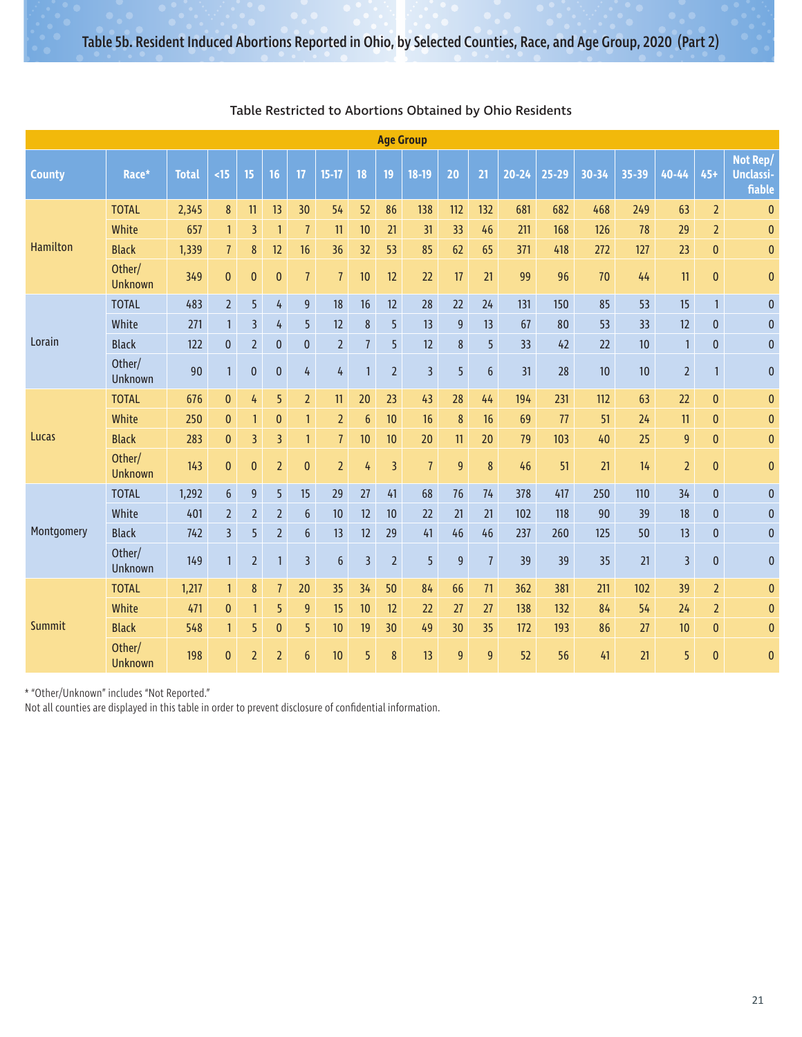## Table 5b. Resident Induced Abortions Reported in Ohio, by Selected Counties, Race, and Age Group, 2020 (Part 2)

Table Restricted to Abortions Obtained by Ohio Residents

| | | | Age Group | | | | | | | | | | | | | | | | | |
|---|---|---|---|---|---|---|---|---|---|---|---|---|---|---|---|---|---|---|---|---|
| County | Race* | Total | <15 | 15 | 16 | 17 | 15-17 | 18 | 19 | 18-19 | 20 | 21 | 20-24 | 25-29 | 30-34 | 35-39 | 40-44 | 45+ | Not Rep/ Unclassi-fiable |
| Hamilton | TOTAL | 2,345 | 8 | 11 | 13 | 30 | 54 | 52 | 86 | 138 | 112 | 132 | 681 | 682 | 468 | 249 | 63 | 2 | 0 |
| | White | 657 | 1 | 3 | 1 | 7 | 11 | 10 | 21 | 31 | 33 | 46 | 211 | 168 | 126 | 78 | 29 | 2 | 0 |
| | Black | 1,339 | 7 | 8 | 12 | 16 | 36 | 32 | 53 | 85 | 62 | 65 | 371 | 418 | 272 | 127 | 23 | 0 | 0 |
| | Other/ Unknown | 349 | 0 | 0 | 0 | 7 | 7 | 10 | 12 | 22 | 17 | 21 | 99 | 96 | 70 | 44 | 11 | 0 | 0 |
| Lorain | TOTAL | 483 | 2 | 5 | 4 | 9 | 18 | 16 | 12 | 28 | 22 | 24 | 131 | 150 | 85 | 53 | 15 | 1 | 0 |
| | White | 271 | 1 | 3 | 4 | 5 | 12 | 8 | 5 | 13 | 9 | 13 | 67 | 80 | 53 | 33 | 12 | 0 | 0 |
| | Black | 122 | 0 | 2 | 0 | 0 | 2 | 7 | 5 | 12 | 8 | 5 | 33 | 42 | 22 | 10 | 1 | 0 | 0 |
| | Other/ Unknown | 90 | 1 | 0 | 0 | 4 | 4 | 1 | 2 | 3 | 5 | 6 | 31 | 28 | 10 | 10 | 2 | 1 | 0 |
| Lucas | TOTAL | 676 | 0 | 4 | 5 | 2 | 11 | 20 | 23 | 43 | 28 | 44 | 194 | 231 | 112 | 63 | 22 | 0 | 0 |
| | White | 250 | 0 | 1 | 0 | 1 | 2 | 6 | 10 | 16 | 8 | 16 | 69 | 77 | 51 | 24 | 11 | 0 | 0 |
| | Black | 283 | 0 | 3 | 3 | 1 | 7 | 10 | 10 | 20 | 11 | 20 | 79 | 103 | 40 | 25 | 9 | 0 | 0 |
| | Other/ Unknown | 143 | 0 | 0 | 2 | 0 | 2 | 4 | 3 | 7 | 9 | 8 | 46 | 51 | 21 | 14 | 2 | 0 | 0 |
| Montgomery | TOTAL | 1,292 | 6 | 9 | 5 | 15 | 29 | 27 | 41 | 68 | 76 | 74 | 378 | 417 | 250 | 110 | 34 | 0 | 0 |
| | White | 401 | 2 | 2 | 2 | 6 | 10 | 12 | 10 | 22 | 21 | 21 | 102 | 118 | 90 | 39 | 18 | 0 | 0 |
| | Black | 742 | 3 | 5 | 2 | 6 | 13 | 12 | 29 | 41 | 46 | 46 | 237 | 260 | 125 | 50 | 13 | 0 | 0 |
| | Other/ Unknown | 149 | 1 | 2 | 1 | 3 | 6 | 3 | 2 | 5 | 9 | 7 | 39 | 39 | 35 | 21 | 3 | 0 | 0 |
| Summit | TOTAL | 1,217 | 1 | 8 | 7 | 20 | 35 | 34 | 50 | 84 | 66 | 71 | 362 | 381 | 211 | 102 | 39 | 2 | 0 |
| | White | 471 | 0 | 1 | 5 | 9 | 15 | 10 | 12 | 22 | 27 | 27 | 138 | 132 | 84 | 54 | 24 | 2 | 0 |
| | Black | 548 | 1 | 5 | 0 | 5 | 10 | 19 | 30 | 49 | 30 | 35 | 172 | 193 | 86 | 27 | 10 | 0 | 0 |
| | Other/ Unknown | 198 | 0 | 2 | 2 | 6 | 10 | 5 | 8 | 13 | 9 | 9 | 52 | 56 | 41 | 21 | 5 | 0 | 0 |

* "Other/Unknown" includes "Not Reported."
Not all counties are displayed in this table in order to prevent disclosure of confidential information.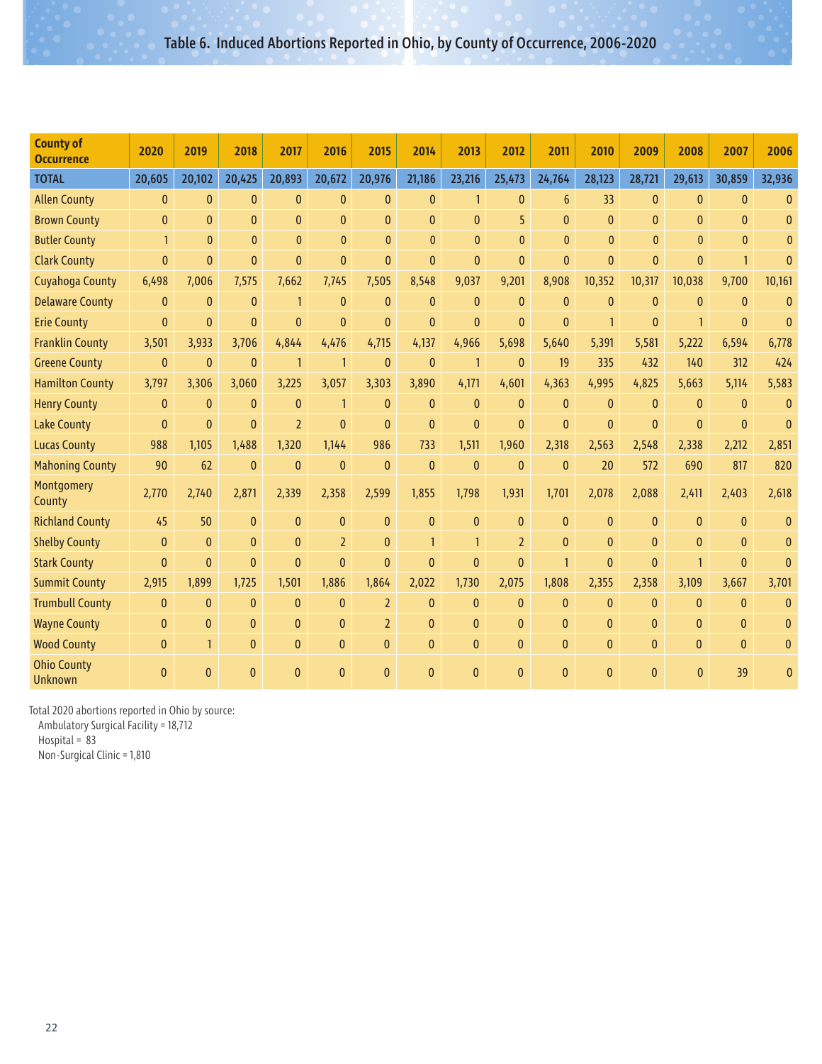## Table 6. Induced Abortions Reported in Ohio, by County of Occurrence, 2006-2020

| County of Occurrence | 2020 | 2019 | 2018 | 2017 | 2016 | 2015 | 2014 | 2013 | 2012 | 2011 | 2010 | 2009 | 2008 | 2007 | 2006 |
|---|---|---|---|---|---|---|---|---|---|---|---|---|---|---|---|
| **TOTAL** | 20,605 | 20,102 | 20,425 | 20,893 | 20,672 | 20,976 | 21,186 | 23,216 | 25,473 | 24,764 | 28,123 | 28,721 | 29,613 | 30,859 | 32,936 |
| Allen County | 0 | 0 | 0 | 0 | 0 | 0 | 0 | 1 | 0 | 6 | 33 | 0 | 0 | 0 | 0 |
| Brown County | 0 | 0 | 0 | 0 | 0 | 0 | 0 | 0 | 5 | 0 | 0 | 0 | 0 | 0 | 0 |
| Butler County | 1 | 0 | 0 | 0 | 0 | 0 | 0 | 0 | 0 | 0 | 0 | 0 | 0 | 0 | 0 |
| Clark County | 0 | 0 | 0 | 0 | 0 | 0 | 0 | 0 | 0 | 0 | 0 | 0 | 0 | 1 | 0 |
| Cuyahoga County | 6,498 | 7,006 | 7,575 | 7,662 | 7,745 | 7,505 | 8,548 | 9,037 | 9,201 | 8,908 | 10,352 | 10,317 | 10,038 | 9,700 | 10,161 |
| Delaware County | 0 | 0 | 0 | 1 | 0 | 0 | 0 | 0 | 0 | 0 | 0 | 0 | 0 | 0 | 0 |
| Erie County | 0 | 0 | 0 | 0 | 0 | 0 | 0 | 0 | 0 | 0 | 1 | 0 | 1 | 0 | 0 |
| Franklin County | 3,501 | 3,933 | 3,706 | 4,844 | 4,476 | 4,715 | 4,137 | 4,966 | 5,698 | 5,640 | 5,391 | 5,581 | 5,222 | 6,594 | 6,778 |
| Greene County | 0 | 0 | 0 | 1 | 1 | 0 | 0 | 1 | 0 | 19 | 335 | 432 | 140 | 312 | 424 |
| Hamilton County | 3,797 | 3,306 | 3,060 | 3,225 | 3,057 | 3,303 | 3,890 | 4,171 | 4,601 | 4,363 | 4,995 | 4,825 | 5,663 | 5,114 | 5,583 |
| Henry County | 0 | 0 | 0 | 0 | 1 | 0 | 0 | 0 | 0 | 0 | 0 | 0 | 0 | 0 | 0 |
| Lake County | 0 | 0 | 0 | 2 | 0 | 0 | 0 | 0 | 0 | 0 | 0 | 0 | 0 | 0 | 0 |
| Lucas County | 988 | 1,105 | 1,488 | 1,320 | 1,144 | 986 | 733 | 1,511 | 1,960 | 2,318 | 2,563 | 2,548 | 2,338 | 2,212 | 2,851 |
| Mahoning County | 90 | 62 | 0 | 0 | 0 | 0 | 0 | 0 | 0 | 0 | 20 | 572 | 690 | 817 | 820 |
| Montgomery County | 2,770 | 2,740 | 2,871 | 2,339 | 2,358 | 2,599 | 1,855 | 1,798 | 1,931 | 1,701 | 2,078 | 2,088 | 2,411 | 2,403 | 2,618 |
| Richland County | 45 | 50 | 0 | 0 | 0 | 0 | 0 | 0 | 0 | 0 | 0 | 0 | 0 | 0 | 0 |
| Shelby County | 0 | 0 | 0 | 0 | 2 | 0 | 1 | 1 | 2 | 0 | 0 | 0 | 0 | 0 | 0 |
| Stark County | 0 | 0 | 0 | 0 | 0 | 0 | 0 | 0 | 0 | 1 | 0 | 0 | 1 | 0 | 0 |
| Summit County | 2,915 | 1,899 | 1,725 | 1,501 | 1,886 | 1,864 | 2,022 | 1,730 | 2,075 | 1,808 | 2,355 | 2,358 | 3,109 | 3,667 | 3,701 |
| Trumbull County | 0 | 0 | 0 | 0 | 0 | 2 | 0 | 0 | 0 | 0 | 0 | 0 | 0 | 0 | 0 |
| Wayne County | 0 | 0 | 0 | 0 | 0 | 2 | 0 | 0 | 0 | 0 | 0 | 0 | 0 | 0 | 0 |
| Wood County | 0 | 1 | 0 | 0 | 0 | 0 | 0 | 0 | 0 | 0 | 0 | 0 | 0 | 0 | 0 |
| Ohio County Unknown | 0 | 0 | 0 | 0 | 0 | 0 | 0 | 0 | 0 | 0 | 0 | 0 | 0 | 39 | 0 |

Total 2020 abortions reported in Ohio by source:
Ambulatory Surgical Facility = 18,712
Hospital = 83
Non-Surgical Clinic = 1,810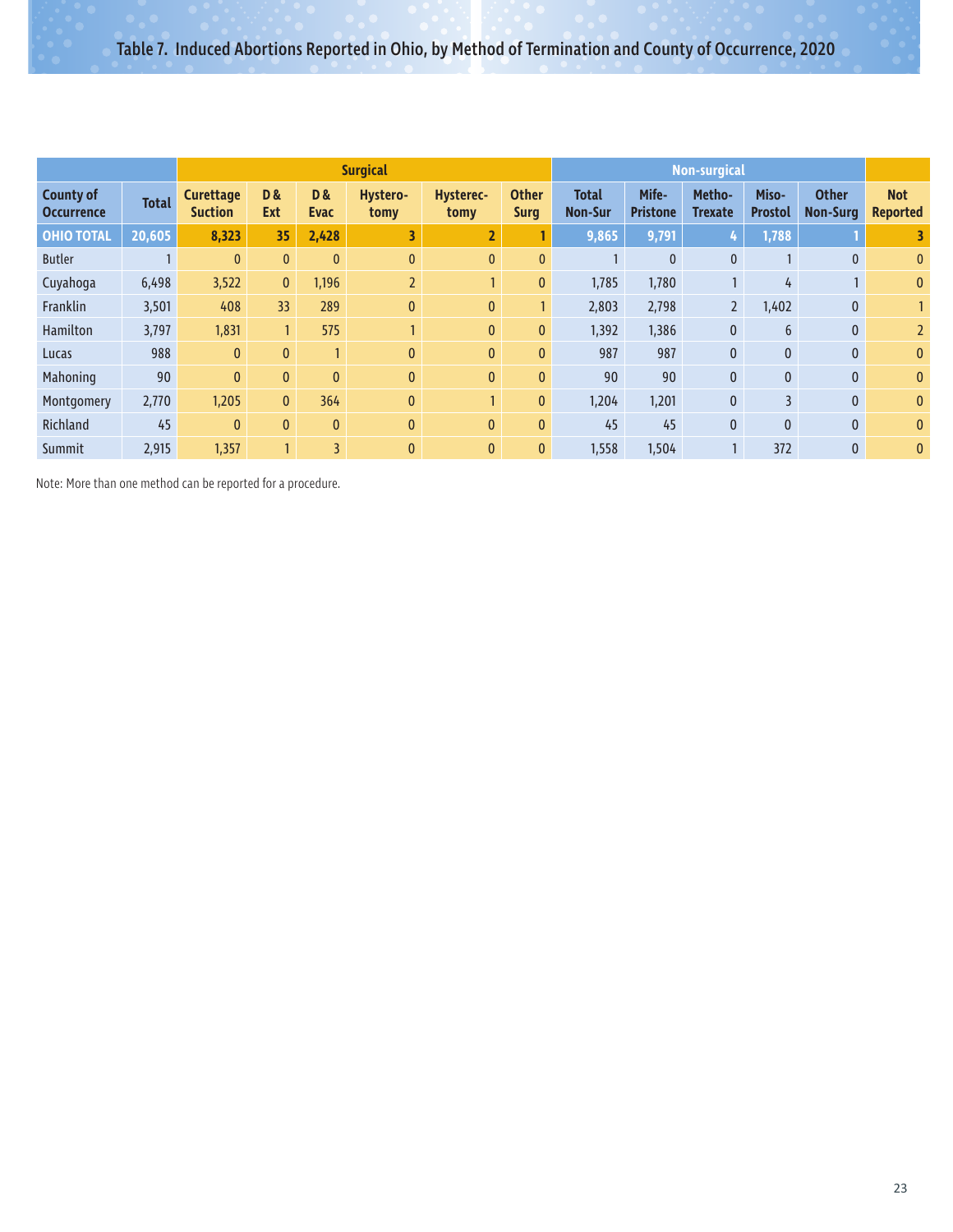## Table 7. Induced Abortions Reported in Ohio, by Method of Termination and County of Occurrence, 2020

| | | Surgical | | | | | | Non-surgical | | | | | |
|---|---|---|---|---|---|---|---|---|---|---|---|---|---|
| County of Occurrence | Total | Curettage Suction | D & Ext | D & Evac | Hystero-tomy | Hysterec-tomy | Other Surg | Total Non-Sur | Mife-Pristone | Metho-Trexate | Miso-Prostol | Other Non-Surg | Not Reported |
| **OHIO TOTAL** | **20,605** | **8,323** | **35** | **2,428** | **3** | **2** | **1** | **9,865** | **9,791** | **4** | **1,788** | **1** | **3** |
| Butler | 1 | 0 | 0 | 0 | 0 | 0 | 0 | 1 | 0 | 0 | 1 | 0 | 0 |
| Cuyahoga | 6,498 | 3,522 | 0 | 1,196 | 2 | 1 | 0 | 1,785 | 1,780 | 1 | 4 | 1 | 0 |
| Franklin | 3,501 | 408 | 33 | 289 | 0 | 0 | 1 | 2,803 | 2,798 | 2 | 1,402 | 0 | 1 |
| Hamilton | 3,797 | 1,831 | 1 | 575 | 1 | 0 | 0 | 1,392 | 1,386 | 0 | 6 | 0 | 2 |
| Lucas | 988 | 0 | 0 | 1 | 0 | 0 | 0 | 987 | 987 | 0 | 0 | 0 | 0 |
| Mahoning | 90 | 0 | 0 | 0 | 0 | 0 | 0 | 90 | 90 | 0 | 0 | 0 | 0 |
| Montgomery | 2,770 | 1,205 | 0 | 364 | 0 | 1 | 0 | 1,204 | 1,201 | 0 | 3 | 0 | 0 |
| Richland | 45 | 0 | 0 | 0 | 0 | 0 | 0 | 45 | 45 | 0 | 0 | 0 | 0 |
| Summit | 2,915 | 1,357 | 1 | 3 | 0 | 0 | 0 | 1,558 | 1,504 | 1 | 372 | 0 | 0 |

Note: More than one method can be reported for a procedure.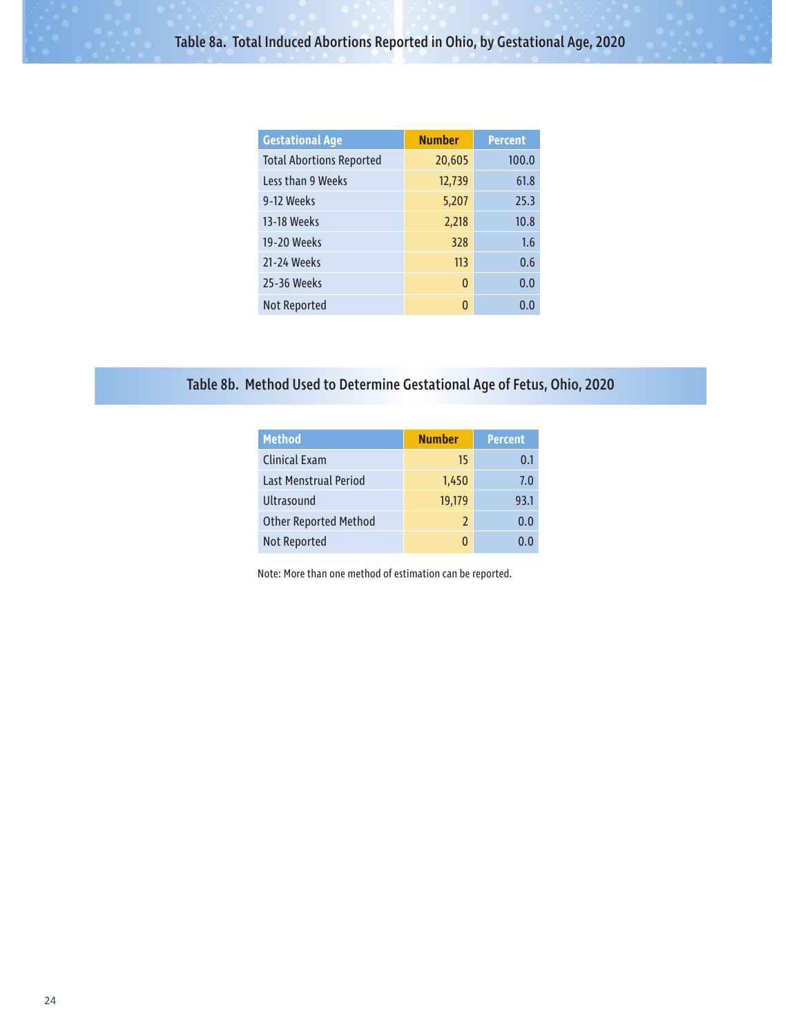## Table 8a. Total Induced Abortions Reported in Ohio, by Gestational Age, 2020

| Gestational Age | Number | Percent |
|---|---|---|
| Total Abortions Reported | 20,605 | 100.0 |
| Less than 9 Weeks | 12,739 | 61.8 |
| 9-12 Weeks | 5,207 | 25.3 |
| 13-18 Weeks | 2,218 | 10.8 |
| 19-20 Weeks | 328 | 1.6 |
| 21-24 Weeks | 113 | 0.6 |
| 25-36 Weeks | 0 | 0.0 |
| Not Reported | 0 | 0.0 |

## Table 8b. Method Used to Determine Gestational Age of Fetus, Ohio, 2020

| Method | Number | Percent |
|---|---|---|
| Clinical Exam | 15 | 0.1 |
| Last Menstrual Period | 1,450 | 7.0 |
| Ultrasound | 19,179 | 93.1 |
| Other Reported Method | 2 | 0.0 |
| Not Reported | 0 | 0.0 |

Note: More than one method of estimation can be reported.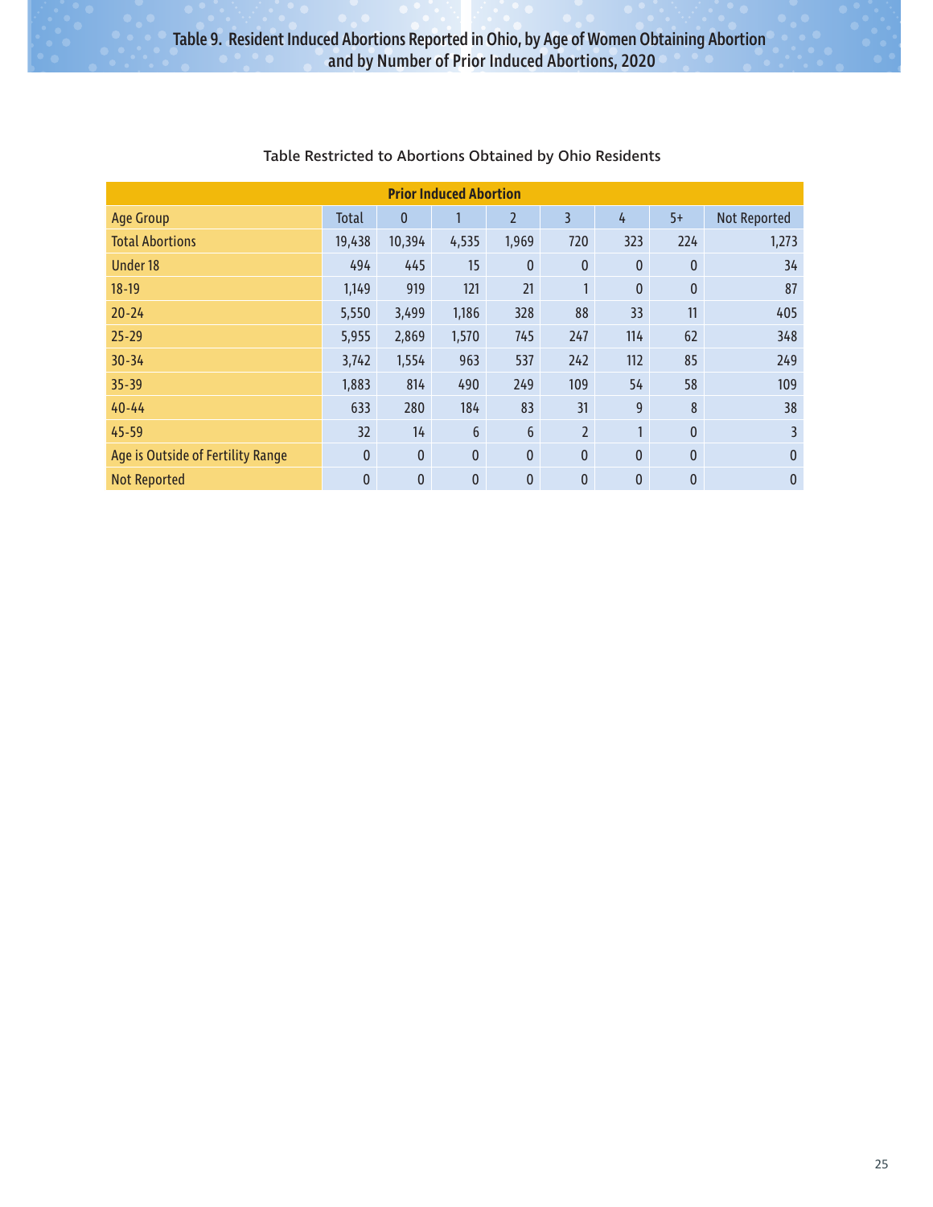# Table 9. Resident Induced Abortions Reported in Ohio, by Age of Women Obtaining Abortion and by Number of Prior Induced Abortions, 2020

Table Restricted to Abortions Obtained by Ohio Residents

| | Prior Induced Abortion | | | | | | | |
|---|---|---|---|---|---|---|---|---|
| Age Group | Total | 0 | 1 | 2 | 3 | 4 | 5+ | Not Reported |
| Total Abortions | 19,438 | 10,394 | 4,535 | 1,969 | 720 | 323 | 224 | 1,273 |
| Under 18 | 494 | 445 | 15 | 0 | 0 | 0 | 0 | 34 |
| 18-19 | 1,149 | 919 | 121 | 21 | 1 | 0 | 0 | 87 |
| 20-24 | 5,550 | 3,499 | 1,186 | 328 | 88 | 33 | 11 | 405 |
| 25-29 | 5,955 | 2,869 | 1,570 | 745 | 247 | 114 | 62 | 348 |
| 30-34 | 3,742 | 1,554 | 963 | 537 | 242 | 112 | 85 | 249 |
| 35-39 | 1,883 | 814 | 490 | 249 | 109 | 54 | 58 | 109 |
| 40-44 | 633 | 280 | 184 | 83 | 31 | 9 | 8 | 38 |
| 45-59 | 32 | 14 | 6 | 6 | 2 | 1 | 0 | 3 |
| Age is Outside of Fertility Range | 0 | 0 | 0 | 0 | 0 | 0 | 0 | 0 |
| Not Reported | 0 | 0 | 0 | 0 | 0 | 0 | 0 | 0 |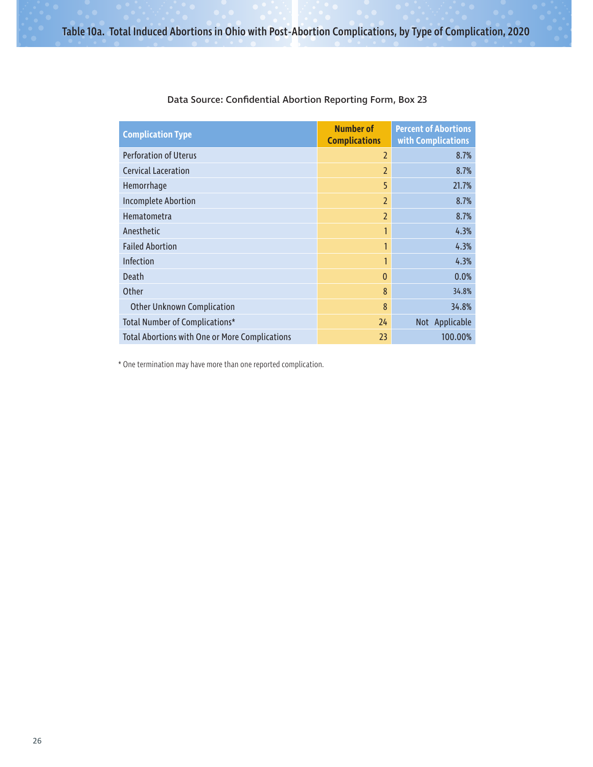## Table 10a. Total Induced Abortions in Ohio with Post-Abortion Complications, by Type of Complication, 2020

Data Source: Confidential Abortion Reporting Form, Box 23

| Complication Type | Number of Complications | Percent of Abortions with Complications |
|---|---|---|
| Perforation of Uterus | 2 | 8.7% |
| Cervical Laceration | 2 | 8.7% |
| Hemorrhage | 5 | 21.7% |
| Incomplete Abortion | 2 | 8.7% |
| Hematometra | 2 | 8.7% |
| Anesthetic | 1 | 4.3% |
| Failed Abortion | 1 | 4.3% |
| Infection | 1 | 4.3% |
| Death | 0 | 0.0% |
| Other | 8 | 34.8% |
| Other Unknown Complication | 8 | 34.8% |
| Total Number of Complications* | 24 | Not Applicable |
| Total Abortions with One or More Complications | 23 | 100.00% |

* One termination may have more than one reported complication.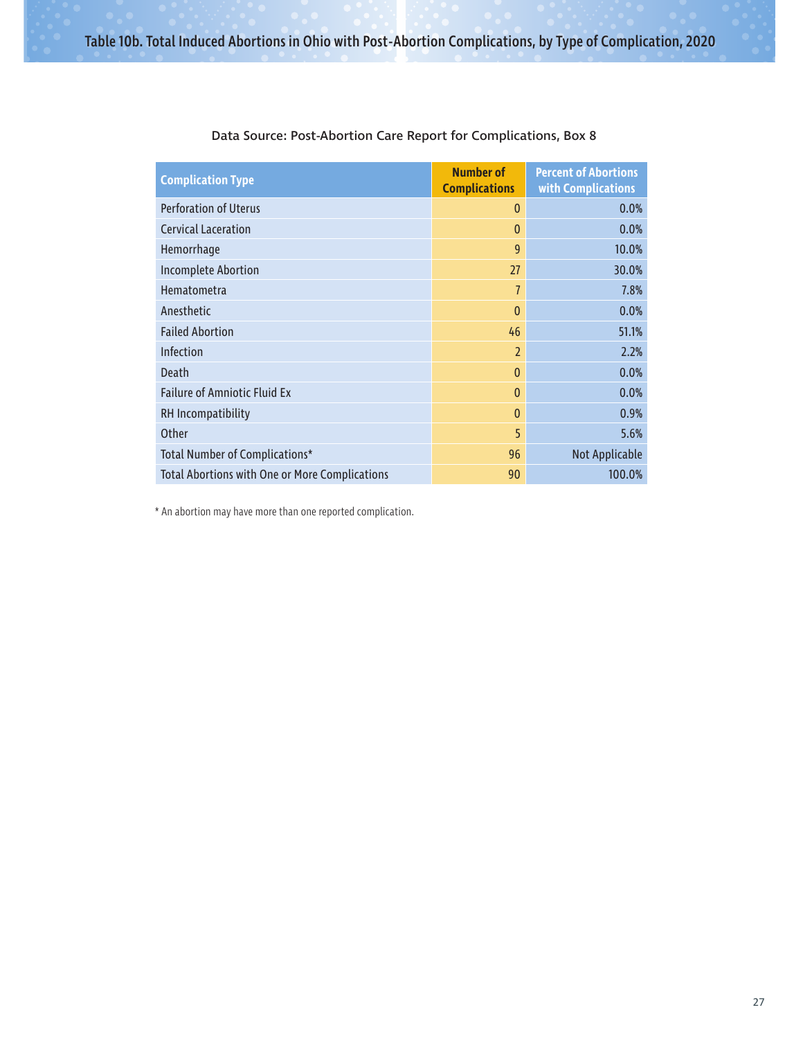## Table 10b. Total Induced Abortions in Ohio with Post-Abortion Complications, by Type of Complication, 2020

Data Source: Post-Abortion Care Report for Complications, Box 8

| Complication Type | Number of Complications | Percent of Abortions with Complications |
|---|---|---|
| Perforation of Uterus | 0 | 0.0% |
| Cervical Laceration | 0 | 0.0% |
| Hemorrhage | 9 | 10.0% |
| Incomplete Abortion | 27 | 30.0% |
| Hematometra | 7 | 7.8% |
| Anesthetic | 0 | 0.0% |
| Failed Abortion | 46 | 51.1% |
| Infection | 2 | 2.2% |
| Death | 0 | 0.0% |
| Failure of Amniotic Fluid Ex | 0 | 0.0% |
| RH Incompatibility | 0 | 0.9% |
| Other | 5 | 5.6% |
| Total Number of Complications* | 96 | Not Applicable |
| Total Abortions with One or More Complications | 90 | 100.0% |

* An abortion may have more than one reported complication.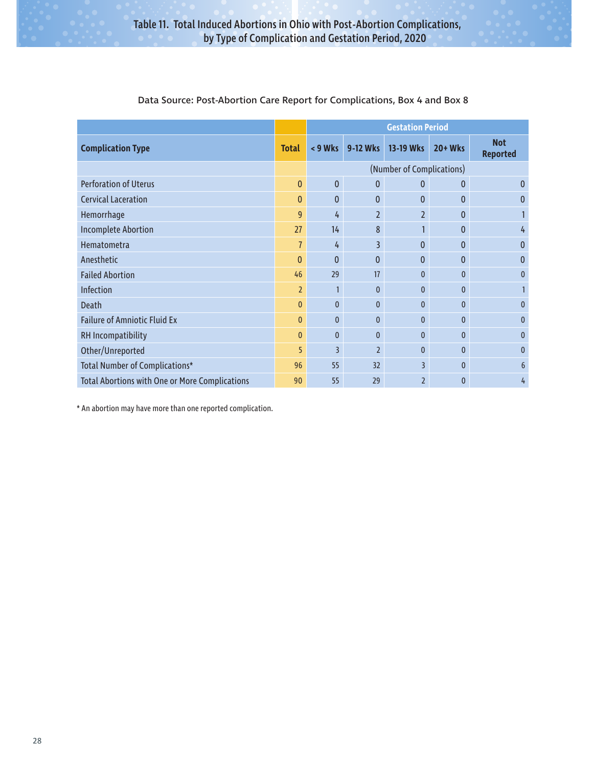# Table 11. Total Induced Abortions in Ohio with Post-Abortion Complications, by Type of Complication and Gestation Period, 2020

Data Source: Post-Abortion Care Report for Complications, Box 4 and Box 8

| Complication Type | Total | Gestation Period | | | | |
|---|---|---|---|---|---|---|
| | | < 9 Wks | 9-12 Wks | 13-19 Wks | 20+ Wks | Not Reported |
| | | (Number of Complications) | | | | |
| Perforation of Uterus | 0 | 0 | 0 | 0 | 0 | 0 |
| Cervical Laceration | 0 | 0 | 0 | 0 | 0 | 0 |
| Hemorrhage | 9 | 4 | 2 | 2 | 0 | 1 |
| Incomplete Abortion | 27 | 14 | 8 | 1 | 0 | 4 |
| Hematometra | 7 | 4 | 3 | 0 | 0 | 0 |
| Anesthetic | 0 | 0 | 0 | 0 | 0 | 0 |
| Failed Abortion | 46 | 29 | 17 | 0 | 0 | 0 |
| Infection | 2 | 1 | 0 | 0 | 0 | 1 |
| Death | 0 | 0 | 0 | 0 | 0 | 0 |
| Failure of Amniotic Fluid Ex | 0 | 0 | 0 | 0 | 0 | 0 |
| RH Incompatibility | 0 | 0 | 0 | 0 | 0 | 0 |
| Other/Unreported | 5 | 3 | 2 | 0 | 0 | 0 |
| Total Number of Complications* | 96 | 55 | 32 | 3 | 0 | 6 |
| Total Abortions with One or More Complications | 90 | 55 | 29 | 2 | 0 | 4 |

* An abortion may have more than one reported complication.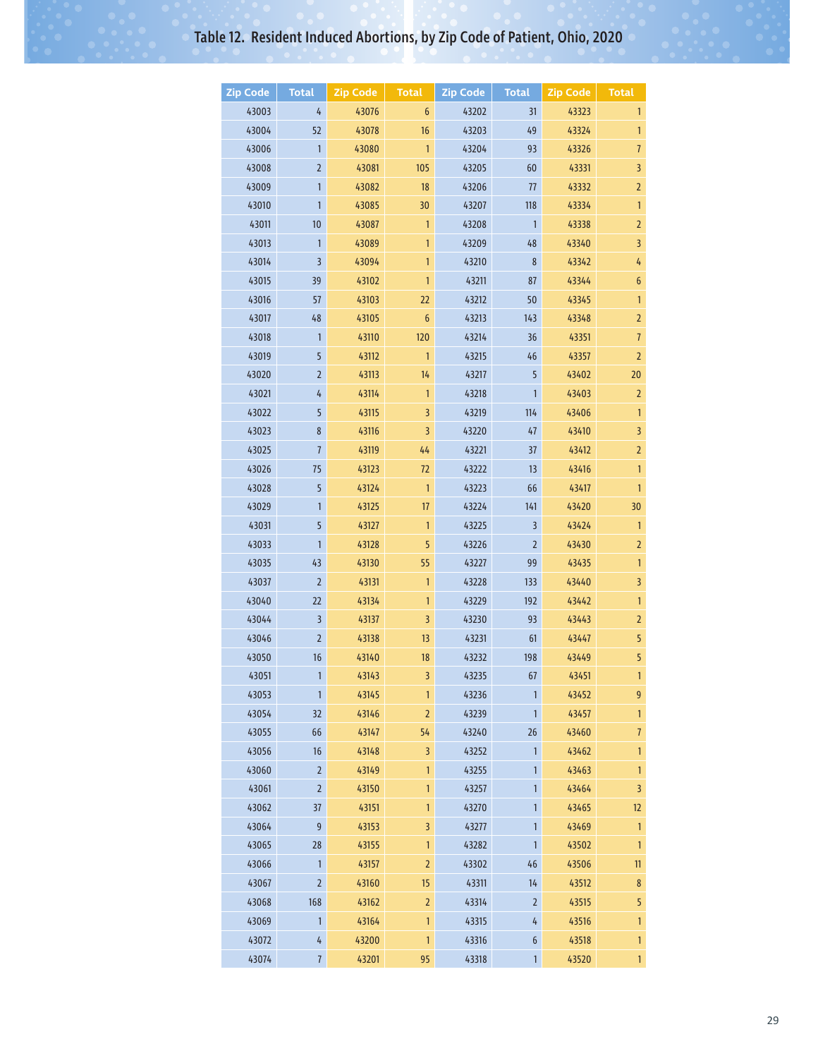# Table 12. Resident Induced Abortions, by Zip Code of Patient, Ohio, 2020

| Zip Code | Total | Zip Code | Total | Zip Code | Total | Zip Code | Total |
|---|---|---|---|---|---|---|---|
| 43003 | 4 | 43076 | 6 | 43202 | 31 | 43323 | 1 |
| 43004 | 52 | 43078 | 16 | 43203 | 49 | 43324 | 1 |
| 43006 | 1 | 43080 | 1 | 43204 | 93 | 43326 | 7 |
| 43008 | 2 | 43081 | 105 | 43205 | 60 | 43331 | 3 |
| 43009 | 1 | 43082 | 18 | 43206 | 77 | 43332 | 2 |
| 43010 | 1 | 43085 | 30 | 43207 | 118 | 43334 | 1 |
| 43011 | 10 | 43087 | 1 | 43208 | 1 | 43338 | 2 |
| 43013 | 1 | 43089 | 1 | 43209 | 48 | 43340 | 3 |
| 43014 | 3 | 43094 | 1 | 43210 | 8 | 43342 | 4 |
| 43015 | 39 | 43102 | 1 | 43211 | 87 | 43344 | 6 |
| 43016 | 57 | 43103 | 22 | 43212 | 50 | 43345 | 1 |
| 43017 | 48 | 43105 | 6 | 43213 | 143 | 43348 | 2 |
| 43018 | 1 | 43110 | 120 | 43214 | 36 | 43351 | 7 |
| 43019 | 5 | 43112 | 1 | 43215 | 46 | 43357 | 2 |
| 43020 | 2 | 43113 | 14 | 43217 | 5 | 43402 | 20 |
| 43021 | 4 | 43114 | 1 | 43218 | 1 | 43403 | 2 |
| 43022 | 5 | 43115 | 3 | 43219 | 114 | 43406 | 1 |
| 43023 | 8 | 43116 | 3 | 43220 | 47 | 43410 | 3 |
| 43025 | 7 | 43119 | 44 | 43221 | 37 | 43412 | 2 |
| 43026 | 75 | 43123 | 72 | 43222 | 13 | 43416 | 1 |
| 43028 | 5 | 43124 | 1 | 43223 | 66 | 43417 | 1 |
| 43029 | 1 | 43125 | 17 | 43224 | 141 | 43420 | 30 |
| 43031 | 5 | 43127 | 1 | 43225 | 3 | 43424 | 1 |
| 43033 | 1 | 43128 | 5 | 43226 | 2 | 43430 | 2 |
| 43035 | 43 | 43130 | 55 | 43227 | 99 | 43435 | 1 |
| 43037 | 2 | 43131 | 1 | 43228 | 133 | 43440 | 3 |
| 43040 | 22 | 43134 | 1 | 43229 | 192 | 43442 | 1 |
| 43044 | 3 | 43137 | 3 | 43230 | 93 | 43443 | 2 |
| 43046 | 2 | 43138 | 13 | 43231 | 61 | 43447 | 5 |
| 43050 | 16 | 43140 | 18 | 43232 | 198 | 43449 | 5 |
| 43051 | 1 | 43143 | 3 | 43235 | 67 | 43451 | 1 |
| 43053 | 1 | 43145 | 1 | 43236 | 1 | 43452 | 9 |
| 43054 | 32 | 43146 | 2 | 43239 | 1 | 43457 | 1 |
| 43055 | 66 | 43147 | 54 | 43240 | 26 | 43460 | 7 |
| 43056 | 16 | 43148 | 3 | 43252 | 1 | 43462 | 1 |
| 43060 | 2 | 43149 | 1 | 43255 | 1 | 43463 | 1 |
| 43061 | 2 | 43150 | 1 | 43257 | 1 | 43464 | 3 |
| 43062 | 37 | 43151 | 1 | 43270 | 1 | 43465 | 12 |
| 43064 | 9 | 43153 | 3 | 43277 | 1 | 43469 | 1 |
| 43065 | 28 | 43155 | 1 | 43282 | 1 | 43502 | 1 |
| 43066 | 1 | 43157 | 2 | 43302 | 46 | 43506 | 11 |
| 43067 | 2 | 43160 | 15 | 43311 | 14 | 43512 | 8 |
| 43068 | 168 | 43162 | 2 | 43314 | 2 | 43515 | 5 |
| 43069 | 1 | 43164 | 1 | 43315 | 4 | 43516 | 1 |
| 43072 | 4 | 43200 | 1 | 43316 | 6 | 43518 | 1 |
| 43074 | 7 | 43201 | 95 | 43318 | 1 | 43520 | 1 |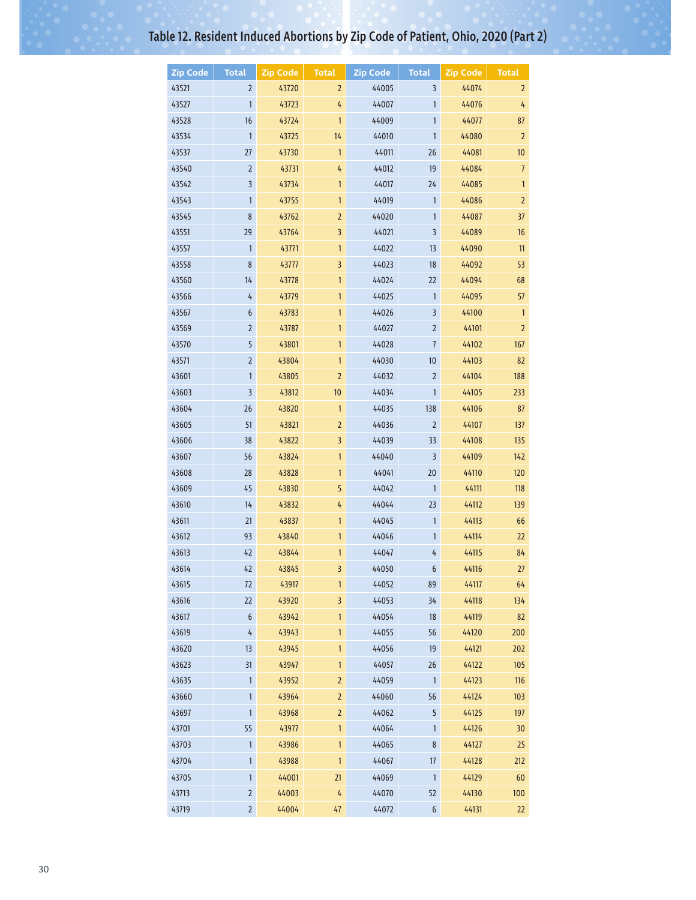# Table 12. Resident Induced Abortions by Zip Code of Patient, Ohio, 2020 (Part 2)

| Zip Code | Total | Zip Code | Total | Zip Code | Total | Zip Code | Total |
|---|---|---|---|---|---|---|---|
| 43521 | 2 | 43720 | 2 | 44005 | 3 | 44074 | 2 |
| 43527 | 1 | 43723 | 4 | 44007 | 1 | 44076 | 4 |
| 43528 | 16 | 43724 | 1 | 44009 | 1 | 44077 | 87 |
| 43534 | 1 | 43725 | 14 | 44010 | 1 | 44080 | 2 |
| 43537 | 27 | 43730 | 1 | 44011 | 26 | 44081 | 10 |
| 43540 | 2 | 43731 | 4 | 44012 | 19 | 44084 | 7 |
| 43542 | 3 | 43734 | 1 | 44017 | 24 | 44085 | 1 |
| 43543 | 1 | 43755 | 1 | 44019 | 1 | 44086 | 2 |
| 43545 | 8 | 43762 | 2 | 44020 | 1 | 44087 | 37 |
| 43551 | 29 | 43764 | 3 | 44021 | 3 | 44089 | 16 |
| 43557 | 1 | 43771 | 1 | 44022 | 13 | 44090 | 11 |
| 43558 | 8 | 43777 | 3 | 44023 | 18 | 44092 | 53 |
| 43560 | 14 | 43778 | 1 | 44024 | 22 | 44094 | 68 |
| 43566 | 4 | 43779 | 1 | 44025 | 1 | 44095 | 57 |
| 43567 | 6 | 43783 | 1 | 44026 | 3 | 44100 | 1 |
| 43569 | 2 | 43787 | 1 | 44027 | 2 | 44101 | 2 |
| 43570 | 5 | 43801 | 1 | 44028 | 7 | 44102 | 167 |
| 43571 | 2 | 43804 | 1 | 44030 | 10 | 44103 | 82 |
| 43601 | 1 | 43805 | 2 | 44032 | 2 | 44104 | 188 |
| 43603 | 3 | 43812 | 10 | 44034 | 1 | 44105 | 233 |
| 43604 | 26 | 43820 | 1 | 44035 | 138 | 44106 | 87 |
| 43605 | 51 | 43821 | 2 | 44036 | 2 | 44107 | 137 |
| 43606 | 38 | 43822 | 3 | 44039 | 33 | 44108 | 135 |
| 43607 | 56 | 43824 | 1 | 44040 | 3 | 44109 | 142 |
| 43608 | 28 | 43828 | 1 | 44041 | 20 | 44110 | 120 |
| 43609 | 45 | 43830 | 5 | 44042 | 1 | 44111 | 118 |
| 43610 | 14 | 43832 | 4 | 44044 | 23 | 44112 | 139 |
| 43611 | 21 | 43837 | 1 | 44045 | 1 | 44113 | 66 |
| 43612 | 93 | 43840 | 1 | 44046 | 1 | 44114 | 22 |
| 43613 | 42 | 43844 | 1 | 44047 | 4 | 44115 | 84 |
| 43614 | 42 | 43845 | 3 | 44050 | 6 | 44116 | 27 |
| 43615 | 72 | 43917 | 1 | 44052 | 89 | 44117 | 64 |
| 43616 | 22 | 43920 | 3 | 44053 | 34 | 44118 | 134 |
| 43617 | 6 | 43942 | 1 | 44054 | 18 | 44119 | 82 |
| 43619 | 4 | 43943 | 1 | 44055 | 56 | 44120 | 200 |
| 43620 | 13 | 43945 | 1 | 44056 | 19 | 44121 | 202 |
| 43623 | 31 | 43947 | 1 | 44057 | 26 | 44122 | 105 |
| 43635 | 1 | 43952 | 2 | 44059 | 1 | 44123 | 116 |
| 43660 | 1 | 43964 | 2 | 44060 | 56 | 44124 | 103 |
| 43697 | 1 | 43968 | 2 | 44062 | 5 | 44125 | 197 |
| 43701 | 55 | 43977 | 1 | 44064 | 1 | 44126 | 30 |
| 43703 | 1 | 43986 | 1 | 44065 | 8 | 44127 | 25 |
| 43704 | 1 | 43988 | 1 | 44067 | 17 | 44128 | 212 |
| 43705 | 1 | 44001 | 21 | 44069 | 1 | 44129 | 60 |
| 43713 | 2 | 44003 | 4 | 44070 | 52 | 44130 | 100 |
| 43719 | 2 | 44004 | 47 | 44072 | 6 | 44131 | 22 |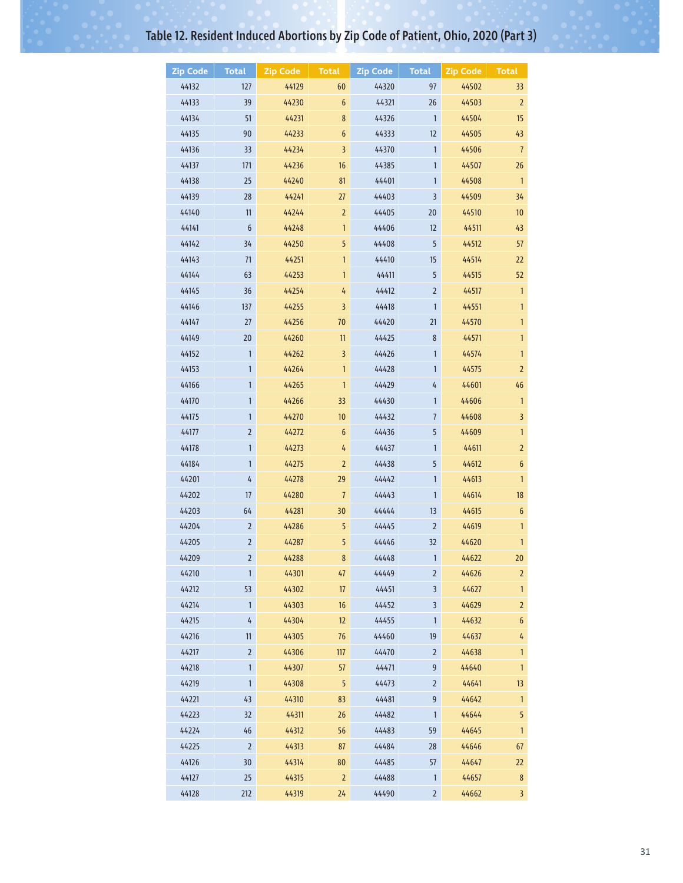# Table 12. Resident Induced Abortions by Zip Code of Patient, Ohio, 2020 (Part 3)

| Zip Code | Total | Zip Code | Total | Zip Code | Total | Zip Code | Total |
|---|---|---|---|---|---|---|---|
| 44132 | 127 | 44129 | 60 | 44320 | 97 | 44502 | 33 |
| 44133 | 39 | 44230 | 6 | 44321 | 26 | 44503 | 2 |
| 44134 | 51 | 44231 | 8 | 44326 | 1 | 44504 | 15 |
| 44135 | 90 | 44233 | 6 | 44333 | 12 | 44505 | 43 |
| 44136 | 33 | 44234 | 3 | 44370 | 1 | 44506 | 7 |
| 44137 | 171 | 44236 | 16 | 44385 | 1 | 44507 | 26 |
| 44138 | 25 | 44240 | 81 | 44401 | 1 | 44508 | 1 |
| 44139 | 28 | 44241 | 27 | 44403 | 3 | 44509 | 34 |
| 44140 | 11 | 44244 | 2 | 44405 | 20 | 44510 | 10 |
| 44141 | 6 | 44248 | 1 | 44406 | 12 | 44511 | 43 |
| 44142 | 34 | 44250 | 5 | 44408 | 5 | 44512 | 57 |
| 44143 | 71 | 44251 | 1 | 44410 | 15 | 44514 | 22 |
| 44144 | 63 | 44253 | 1 | 44411 | 5 | 44515 | 52 |
| 44145 | 36 | 44254 | 4 | 44412 | 2 | 44517 | 1 |
| 44146 | 137 | 44255 | 3 | 44418 | 1 | 44551 | 1 |
| 44147 | 27 | 44256 | 70 | 44420 | 21 | 44570 | 1 |
| 44149 | 20 | 44260 | 11 | 44425 | 8 | 44571 | 1 |
| 44152 | 1 | 44262 | 3 | 44426 | 1 | 44574 | 1 |
| 44153 | 1 | 44264 | 1 | 44428 | 1 | 44575 | 2 |
| 44166 | 1 | 44265 | 1 | 44429 | 4 | 44601 | 46 |
| 44170 | 1 | 44266 | 33 | 44430 | 1 | 44606 | 1 |
| 44175 | 1 | 44270 | 10 | 44432 | 7 | 44608 | 3 |
| 44177 | 2 | 44272 | 6 | 44436 | 5 | 44609 | 1 |
| 44178 | 1 | 44273 | 4 | 44437 | 1 | 44611 | 2 |
| 44184 | 1 | 44275 | 2 | 44438 | 5 | 44612 | 6 |
| 44201 | 4 | 44278 | 29 | 44442 | 1 | 44613 | 1 |
| 44202 | 17 | 44280 | 7 | 44443 | 1 | 44614 | 18 |
| 44203 | 64 | 44281 | 30 | 44444 | 13 | 44615 | 6 |
| 44204 | 2 | 44286 | 5 | 44445 | 2 | 44619 | 1 |
| 44205 | 2 | 44287 | 5 | 44446 | 32 | 44620 | 1 |
| 44209 | 2 | 44288 | 8 | 44448 | 1 | 44622 | 20 |
| 44210 | 1 | 44301 | 47 | 44449 | 2 | 44626 | 2 |
| 44212 | 53 | 44302 | 17 | 44451 | 3 | 44627 | 1 |
| 44214 | 1 | 44303 | 16 | 44452 | 3 | 44629 | 2 |
| 44215 | 4 | 44304 | 12 | 44455 | 1 | 44632 | 6 |
| 44216 | 11 | 44305 | 76 | 44460 | 19 | 44637 | 4 |
| 44217 | 2 | 44306 | 117 | 44470 | 2 | 44638 | 1 |
| 44218 | 1 | 44307 | 57 | 44471 | 9 | 44640 | 1 |
| 44219 | 1 | 44308 | 5 | 44473 | 2 | 44641 | 13 |
| 44221 | 43 | 44310 | 83 | 44481 | 9 | 44642 | 1 |
| 44223 | 32 | 44311 | 26 | 44482 | 1 | 44644 | 5 |
| 44224 | 46 | 44312 | 56 | 44483 | 59 | 44645 | 1 |
| 44225 | 2 | 44313 | 87 | 44484 | 28 | 44646 | 67 |
| 44126 | 30 | 44314 | 80 | 44485 | 57 | 44647 | 22 |
| 44127 | 25 | 44315 | 2 | 44488 | 1 | 44657 | 8 |
| 44128 | 212 | 44319 | 24 | 44490 | 2 | 44662 | 3 |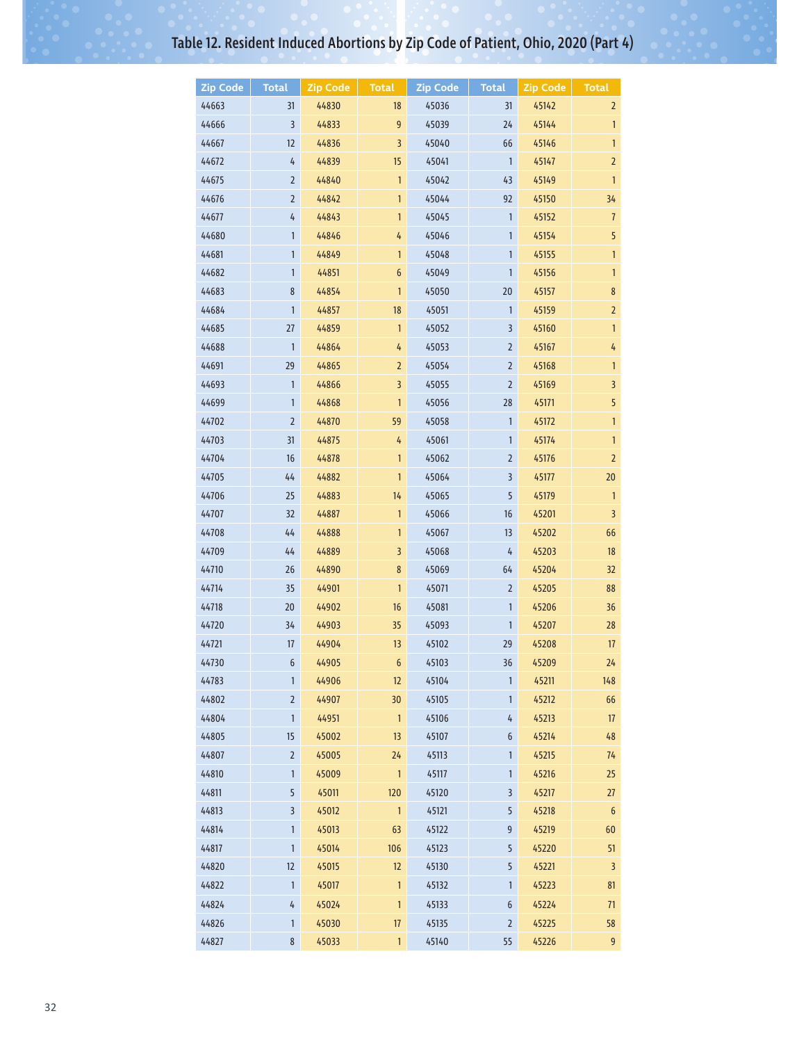# Table 12. Resident Induced Abortions by Zip Code of Patient, Ohio, 2020 (Part 4)

| Zip Code | Total | Zip Code | Total | Zip Code | Total | Zip Code | Total |
|---|---|---|---|---|---|---|---|
| 44663 | 31 | 44830 | 18 | 45036 | 31 | 45142 | 2 |
| 44666 | 3 | 44833 | 9 | 45039 | 24 | 45144 | 1 |
| 44667 | 12 | 44836 | 3 | 45040 | 66 | 45146 | 1 |
| 44672 | 4 | 44839 | 15 | 45041 | 1 | 45147 | 2 |
| 44675 | 2 | 44840 | 1 | 45042 | 43 | 45149 | 1 |
| 44676 | 2 | 44842 | 1 | 45044 | 92 | 45150 | 34 |
| 44677 | 4 | 44843 | 1 | 45045 | 1 | 45152 | 7 |
| 44680 | 1 | 44846 | 4 | 45046 | 1 | 45154 | 5 |
| 44681 | 1 | 44849 | 1 | 45048 | 1 | 45155 | 1 |
| 44682 | 1 | 44851 | 6 | 45049 | 1 | 45156 | 1 |
| 44683 | 8 | 44854 | 1 | 45050 | 20 | 45157 | 8 |
| 44684 | 1 | 44857 | 18 | 45051 | 1 | 45159 | 2 |
| 44685 | 27 | 44859 | 1 | 45052 | 3 | 45160 | 1 |
| 44688 | 1 | 44864 | 4 | 45053 | 2 | 45167 | 4 |
| 44691 | 29 | 44865 | 2 | 45054 | 2 | 45168 | 1 |
| 44693 | 1 | 44866 | 3 | 45055 | 2 | 45169 | 3 |
| 44699 | 1 | 44868 | 1 | 45056 | 28 | 45171 | 5 |
| 44702 | 2 | 44870 | 59 | 45058 | 1 | 45172 | 1 |
| 44703 | 31 | 44875 | 4 | 45061 | 1 | 45174 | 1 |
| 44704 | 16 | 44878 | 1 | 45062 | 2 | 45176 | 2 |
| 44705 | 44 | 44882 | 1 | 45064 | 3 | 45177 | 20 |
| 44706 | 25 | 44883 | 14 | 45065 | 5 | 45179 | 1 |
| 44707 | 32 | 44887 | 1 | 45066 | 16 | 45201 | 3 |
| 44708 | 44 | 44888 | 1 | 45067 | 13 | 45202 | 66 |
| 44709 | 44 | 44889 | 3 | 45068 | 4 | 45203 | 18 |
| 44710 | 26 | 44890 | 8 | 45069 | 64 | 45204 | 32 |
| 44714 | 35 | 44901 | 1 | 45071 | 2 | 45205 | 88 |
| 44718 | 20 | 44902 | 16 | 45081 | 1 | 45206 | 36 |
| 44720 | 34 | 44903 | 35 | 45093 | 1 | 45207 | 28 |
| 44721 | 17 | 44904 | 13 | 45102 | 29 | 45208 | 17 |
| 44730 | 6 | 44905 | 6 | 45103 | 36 | 45209 | 24 |
| 44783 | 1 | 44906 | 12 | 45104 | 1 | 45211 | 148 |
| 44802 | 2 | 44907 | 30 | 45105 | 1 | 45212 | 66 |
| 44804 | 1 | 44951 | 1 | 45106 | 4 | 45213 | 17 |
| 44805 | 15 | 45002 | 13 | 45107 | 6 | 45214 | 48 |
| 44807 | 2 | 45005 | 24 | 45113 | 1 | 45215 | 74 |
| 44810 | 1 | 45009 | 1 | 45117 | 1 | 45216 | 25 |
| 44811 | 5 | 45011 | 120 | 45120 | 3 | 45217 | 27 |
| 44813 | 3 | 45012 | 1 | 45121 | 5 | 45218 | 6 |
| 44814 | 1 | 45013 | 63 | 45122 | 9 | 45219 | 60 |
| 44817 | 1 | 45014 | 106 | 45123 | 5 | 45220 | 51 |
| 44820 | 12 | 45015 | 12 | 45130 | 5 | 45221 | 3 |
| 44822 | 1 | 45017 | 1 | 45132 | 1 | 45223 | 81 |
| 44824 | 4 | 45024 | 1 | 45133 | 6 | 45224 | 71 |
| 44826 | 1 | 45030 | 17 | 45135 | 2 | 45225 | 58 |
| 44827 | 8 | 45033 | 1 | 45140 | 55 | 45226 | 9 |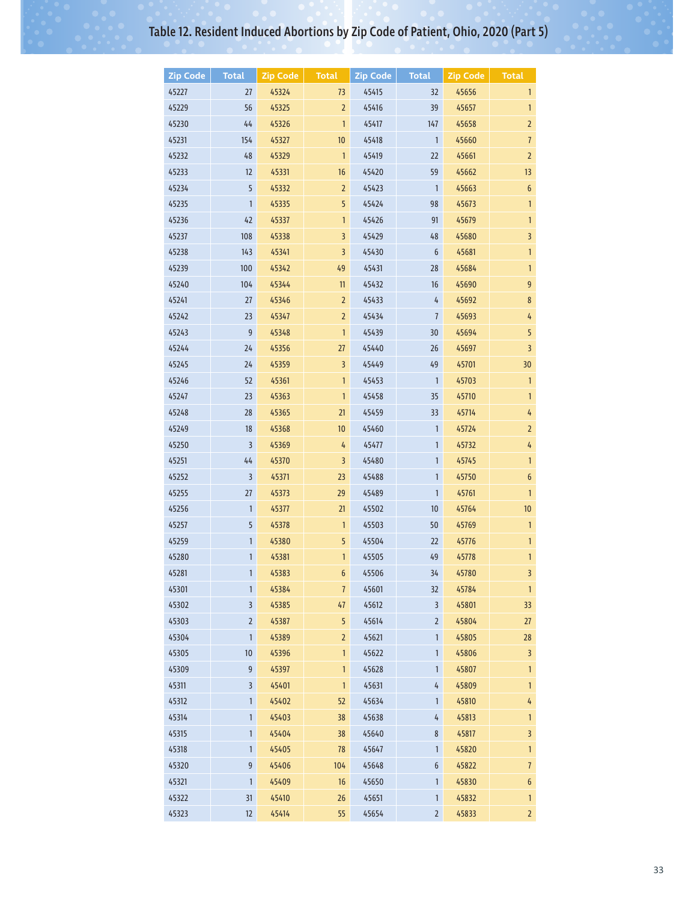# Table 12. Resident Induced Abortions by Zip Code of Patient, Ohio, 2020 (Part 5)

| Zip Code | Total | Zip Code | Total | Zip Code | Total | Zip Code | Total |
|---|---|---|---|---|---|---|---|
| 45227 | 27 | 45324 | 73 | 45415 | 32 | 45656 | 1 |
| 45229 | 56 | 45325 | 2 | 45416 | 39 | 45657 | 1 |
| 45230 | 44 | 45326 | 1 | 45417 | 147 | 45658 | 2 |
| 45231 | 154 | 45327 | 10 | 45418 | 1 | 45660 | 7 |
| 45232 | 48 | 45329 | 1 | 45419 | 22 | 45661 | 2 |
| 45233 | 12 | 45331 | 16 | 45420 | 59 | 45662 | 13 |
| 45234 | 5 | 45332 | 2 | 45423 | 1 | 45663 | 6 |
| 45235 | 1 | 45335 | 5 | 45424 | 98 | 45673 | 1 |
| 45236 | 42 | 45337 | 1 | 45426 | 91 | 45679 | 1 |
| 45237 | 108 | 45338 | 3 | 45429 | 48 | 45680 | 3 |
| 45238 | 143 | 45341 | 3 | 45430 | 6 | 45681 | 1 |
| 45239 | 100 | 45342 | 49 | 45431 | 28 | 45684 | 1 |
| 45240 | 104 | 45344 | 11 | 45432 | 16 | 45690 | 9 |
| 45241 | 27 | 45346 | 2 | 45433 | 4 | 45692 | 8 |
| 45242 | 23 | 45347 | 2 | 45434 | 7 | 45693 | 4 |
| 45243 | 9 | 45348 | 1 | 45439 | 30 | 45694 | 5 |
| 45244 | 24 | 45356 | 27 | 45440 | 26 | 45697 | 3 |
| 45245 | 24 | 45359 | 3 | 45449 | 49 | 45701 | 30 |
| 45246 | 52 | 45361 | 1 | 45453 | 1 | 45703 | 1 |
| 45247 | 23 | 45363 | 1 | 45458 | 35 | 45710 | 1 |
| 45248 | 28 | 45365 | 21 | 45459 | 33 | 45714 | 4 |
| 45249 | 18 | 45368 | 10 | 45460 | 1 | 45724 | 2 |
| 45250 | 3 | 45369 | 4 | 45477 | 1 | 45732 | 4 |
| 45251 | 44 | 45370 | 3 | 45480 | 1 | 45745 | 1 |
| 45252 | 3 | 45371 | 23 | 45488 | 1 | 45750 | 6 |
| 45255 | 27 | 45373 | 29 | 45489 | 1 | 45761 | 1 |
| 45256 | 1 | 45377 | 21 | 45502 | 10 | 45764 | 10 |
| 45257 | 5 | 45378 | 1 | 45503 | 50 | 45769 | 1 |
| 45259 | 1 | 45380 | 5 | 45504 | 22 | 45776 | 1 |
| 45280 | 1 | 45381 | 1 | 45505 | 49 | 45778 | 1 |
| 45281 | 1 | 45383 | 6 | 45506 | 34 | 45780 | 3 |
| 45301 | 1 | 45384 | 7 | 45601 | 32 | 45784 | 1 |
| 45302 | 3 | 45385 | 47 | 45612 | 3 | 45801 | 33 |
| 45303 | 2 | 45387 | 5 | 45614 | 2 | 45804 | 27 |
| 45304 | 1 | 45389 | 2 | 45621 | 1 | 45805 | 28 |
| 45305 | 10 | 45396 | 1 | 45622 | 1 | 45806 | 3 |
| 45309 | 9 | 45397 | 1 | 45628 | 1 | 45807 | 1 |
| 45311 | 3 | 45401 | 1 | 45631 | 4 | 45809 | 1 |
| 45312 | 1 | 45402 | 52 | 45634 | 1 | 45810 | 4 |
| 45314 | 1 | 45403 | 38 | 45638 | 4 | 45813 | 1 |
| 45315 | 1 | 45404 | 38 | 45640 | 8 | 45817 | 3 |
| 45318 | 1 | 45405 | 78 | 45647 | 1 | 45820 | 1 |
| 45320 | 9 | 45406 | 104 | 45648 | 6 | 45822 | 7 |
| 45321 | 1 | 45409 | 16 | 45650 | 1 | 45830 | 6 |
| 45322 | 31 | 45410 | 26 | 45651 | 1 | 45832 | 1 |
| 45323 | 12 | 45414 | 55 | 45654 | 2 | 45833 | 2 |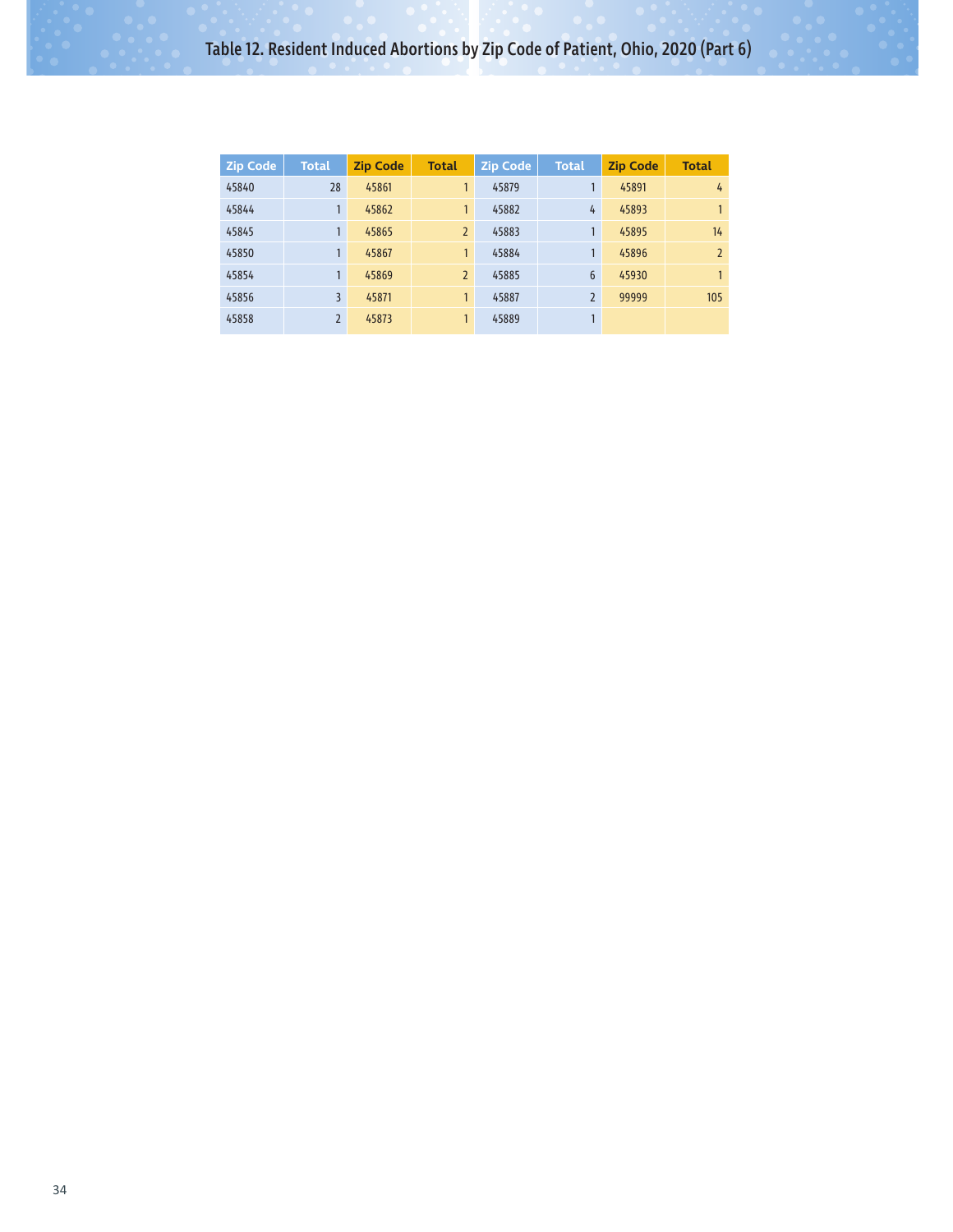# Table 12. Resident Induced Abortions by Zip Code of Patient, Ohio, 2020 (Part 6)

| Zip Code | Total | Zip Code | Total | Zip Code | Total | Zip Code | Total |
|---|---|---|---|---|---|---|---|
| 45840 | 28 | 45861 | 1 | 45879 | 1 | 45891 | 4 |
| 45844 | 1 | 45862 | 1 | 45882 | 4 | 45893 | 1 |
| 45845 | 1 | 45865 | 2 | 45883 | 1 | 45895 | 14 |
| 45850 | 1 | 45867 | 1 | 45884 | 1 | 45896 | 2 |
| 45854 | 1 | 45869 | 2 | 45885 | 6 | 45930 | 1 |
| 45856 | 3 | 45871 | 1 | 45887 | 2 | 99999 | 105 |
| 45858 | 2 | 45873 | 1 | 45889 | 1 | | |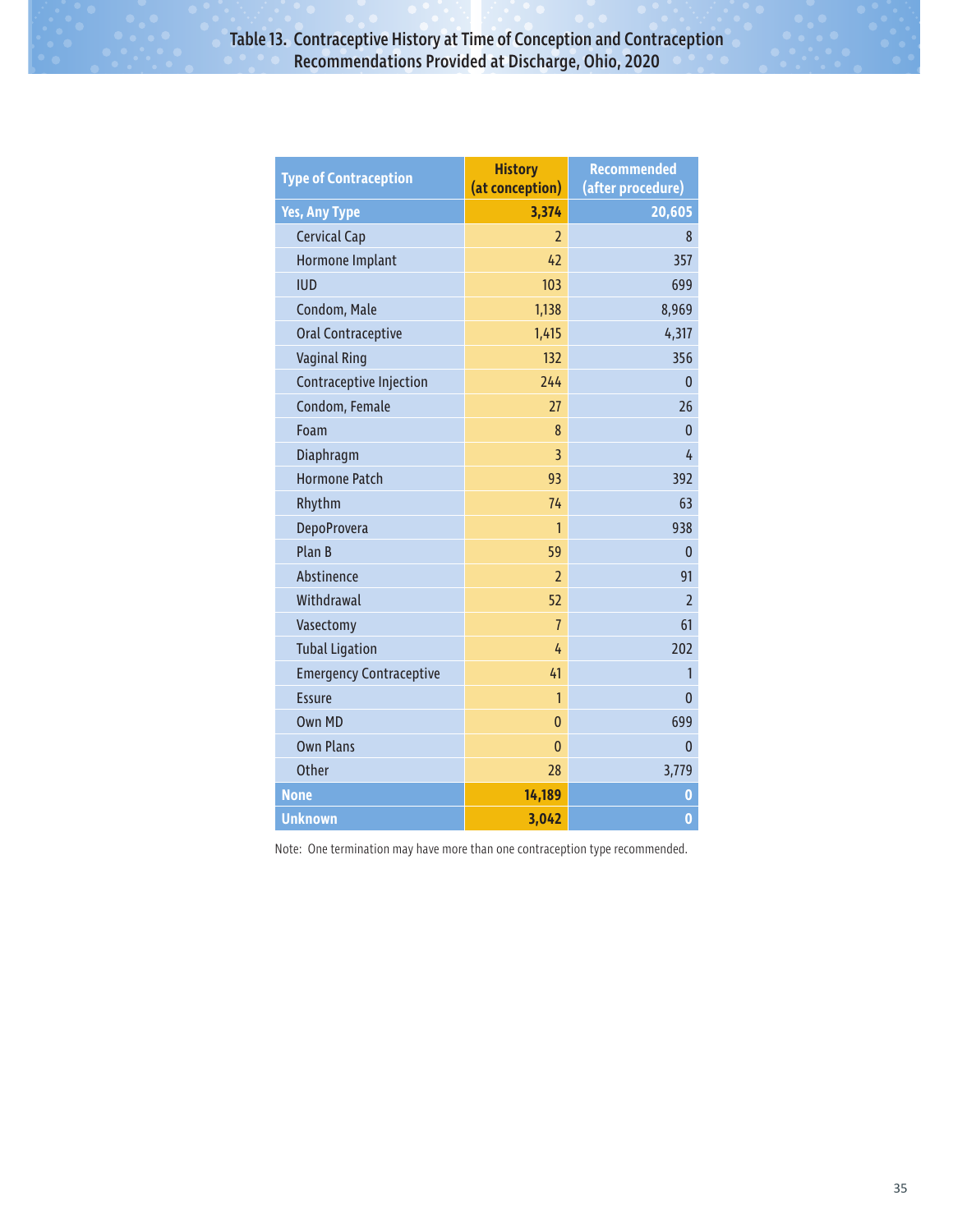## Table 13. Contraceptive History at Time of Conception and Contraception Recommendations Provided at Discharge, Ohio, 2020

| Type of Contraception | History (at conception) | Recommended (after procedure) |
|---|---|---|
| **Yes, Any Type** | **3,374** | **20,605** |
| Cervical Cap | 2 | 8 |
| Hormone Implant | 42 | 357 |
| IUD | 103 | 699 |
| Condom, Male | 1,138 | 8,969 |
| Oral Contraceptive | 1,415 | 4,317 |
| Vaginal Ring | 132 | 356 |
| Contraceptive Injection | 244 | 0 |
| Condom, Female | 27 | 26 |
| Foam | 8 | 0 |
| Diaphragm | 3 | 4 |
| Hormone Patch | 93 | 392 |
| Rhythm | 74 | 63 |
| DepoProvera | 1 | 938 |
| Plan B | 59 | 0 |
| Abstinence | 2 | 91 |
| Withdrawal | 52 | 2 |
| Vasectomy | 7 | 61 |
| Tubal Ligation | 4 | 202 |
| Emergency Contraceptive | 41 | 1 |
| Essure | 1 | 0 |
| Own MD | 0 | 699 |
| Own Plans | 0 | 0 |
| Other | 28 | 3,779 |
| **None** | **14,189** | **0** |
| **Unknown** | **3,042** | **0** |

Note: One termination may have more than one contraception type recommended.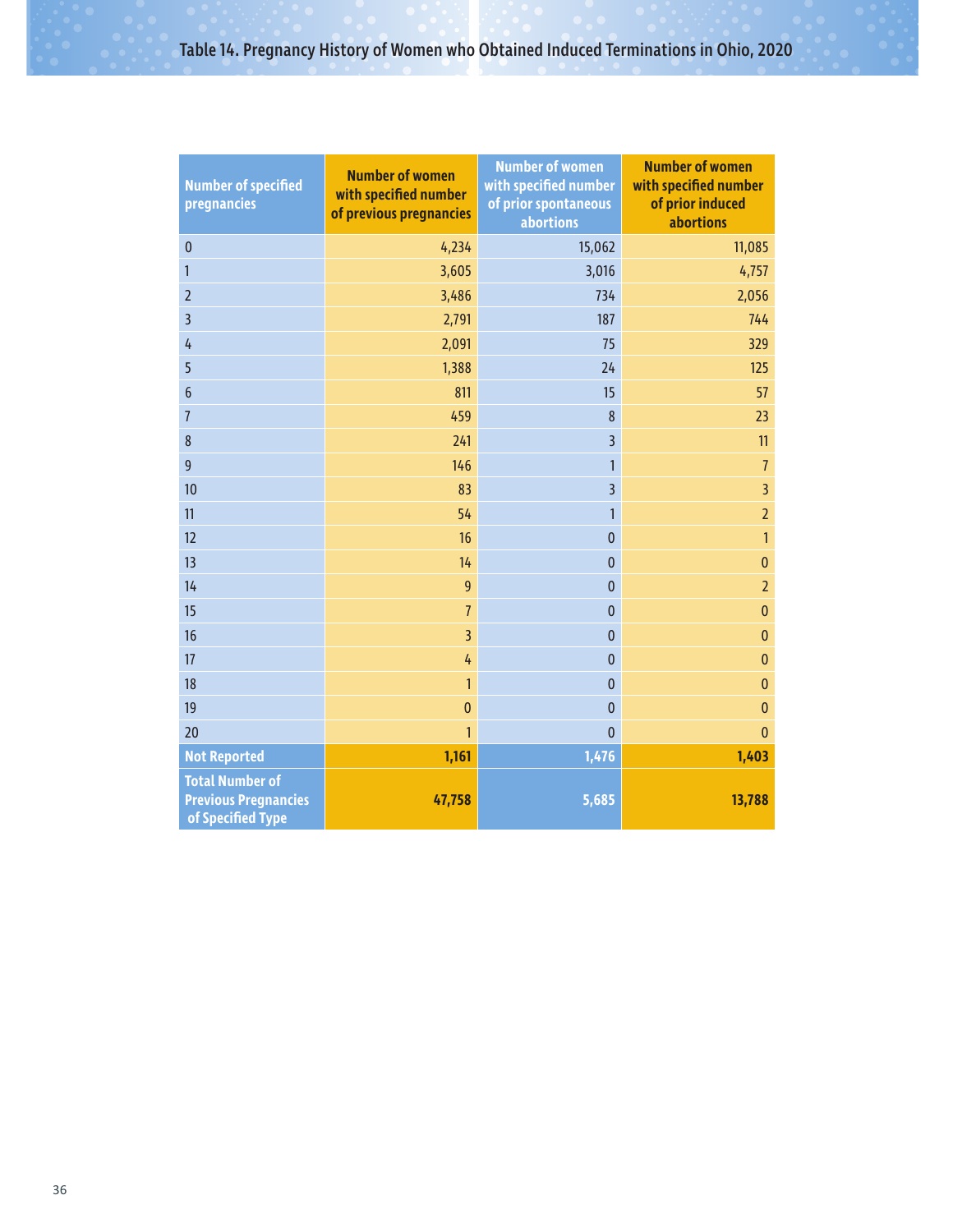## Table 14. Pregnancy History of Women who Obtained Induced Terminations in Ohio, 2020

| Number of specified pregnancies | Number of women with specified number of previous pregnancies | Number of women with specified number of prior spontaneous abortions | Number of women with specified number of prior induced abortions |
|---|---|---|---|
| 0 | 4,234 | 15,062 | 11,085 |
| 1 | 3,605 | 3,016 | 4,757 |
| 2 | 3,486 | 734 | 2,056 |
| 3 | 2,791 | 187 | 744 |
| 4 | 2,091 | 75 | 329 |
| 5 | 1,388 | 24 | 125 |
| 6 | 811 | 15 | 57 |
| 7 | 459 | 8 | 23 |
| 8 | 241 | 3 | 11 |
| 9 | 146 | 1 | 7 |
| 10 | 83 | 3 | 3 |
| 11 | 54 | 1 | 2 |
| 12 | 16 | 0 | 1 |
| 13 | 14 | 0 | 0 |
| 14 | 9 | 0 | 2 |
| 15 | 7 | 0 | 0 |
| 16 | 3 | 0 | 0 |
| 17 | 4 | 0 | 0 |
| 18 | 1 | 0 | 0 |
| 19 | 0 | 0 | 0 |
| 20 | 1 | 0 | 0 |
| **Not Reported** | **1,161** | **1,476** | **1,403** |
| **Total Number of Previous Pregnancies of Specified Type** | **47,758** | **5,685** | **13,788** |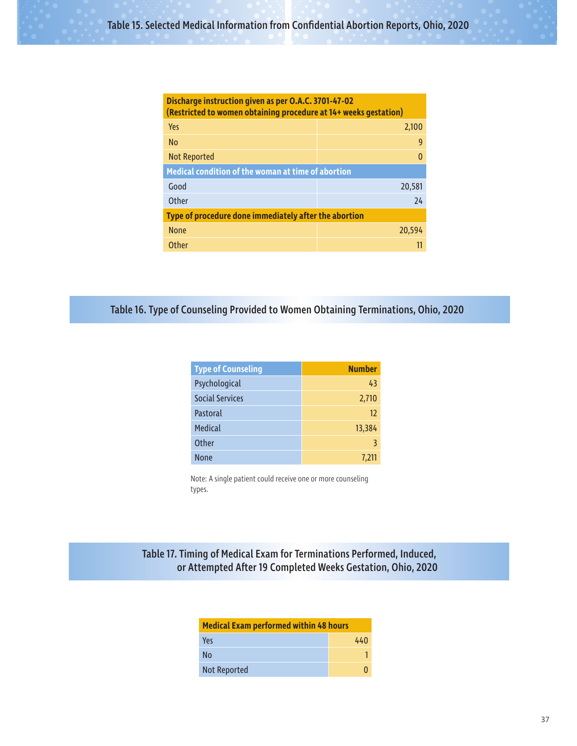## Table 15. Selected Medical Information from Confidential Abortion Reports, Ohio, 2020

| Discharge instruction given as per O.A.C. 3701-47-02 (Restricted to women obtaining procedure at 14+ weeks gestation) | |
|---|---|
| Yes | 2,100 |
| No | 9 |
| Not Reported | 0 |
| **Medical condition of the woman at time of abortion** | |
| Good | 20,581 |
| Other | 24 |
| **Type of procedure done immediately after the abortion** | |
| None | 20,594 |
| Other | 11 |

## Table 16. Type of Counseling Provided to Women Obtaining Terminations, Ohio, 2020

| Type of Counseling | Number |
|---|---|
| Psychological | 43 |
| Social Services | 2,710 |
| Pastoral | 12 |
| Medical | 13,384 |
| Other | 3 |
| None | 7,211 |

Note: A single patient could receive one or more counseling types.

## Table 17. Timing of Medical Exam for Terminations Performed, Induced, or Attempted After 19 Completed Weeks Gestation, Ohio, 2020

| Medical Exam performed within 48 hours | |
|---|---|
| Yes | 440 |
| No | 1 |
| Not Reported | 0 |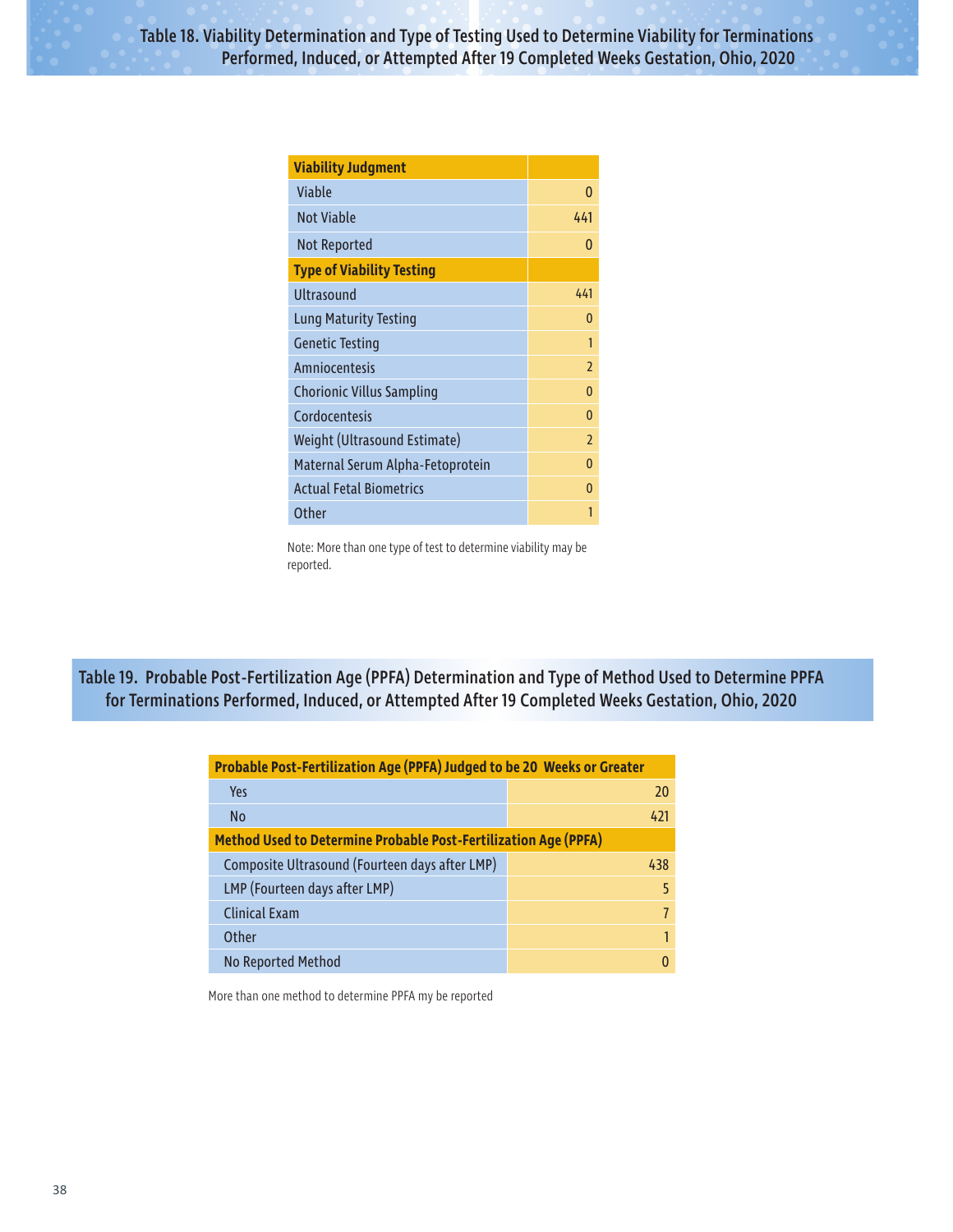## Table 18. Viability Determination and Type of Testing Used to Determine Viability for Terminations Performed, Induced, or Attempted After 19 Completed Weeks Gestation, Ohio, 2020

| Viability Judgment | |
|---|---|
| Viable | 0 |
| Not Viable | 441 |
| Not Reported | 0 |
| **Type of Viability Testing** | |
| Ultrasound | 441 |
| Lung Maturity Testing | 0 |
| Genetic Testing | 1 |
| Amniocentesis | 2 |
| Chorionic Villus Sampling | 0 |
| Cordocentesis | 0 |
| Weight (Ultrasound Estimate) | 2 |
| Maternal Serum Alpha-Fetoprotein | 0 |
| Actual Fetal Biometrics | 0 |
| Other | 1 |

Note: More than one type of test to determine viability may be reported.

## Table 19. Probable Post-Fertilization Age (PPFA) Determination and Type of Method Used to Determine PPFA for Terminations Performed, Induced, or Attempted After 19 Completed Weeks Gestation, Ohio, 2020

| Probable Post-Fertilization Age (PPFA) Judged to be 20 Weeks or Greater | |
|---|---|
| Yes | 20 |
| No | 421 |
| **Method Used to Determine Probable Post-Fertilization Age (PPFA)** | |
| Composite Ultrasound (Fourteen days after LMP) | 438 |
| LMP (Fourteen days after LMP) | 5 |
| Clinical Exam | 7 |
| Other | 1 |
| No Reported Method | 0 |

More than one method to determine PPFA my be reported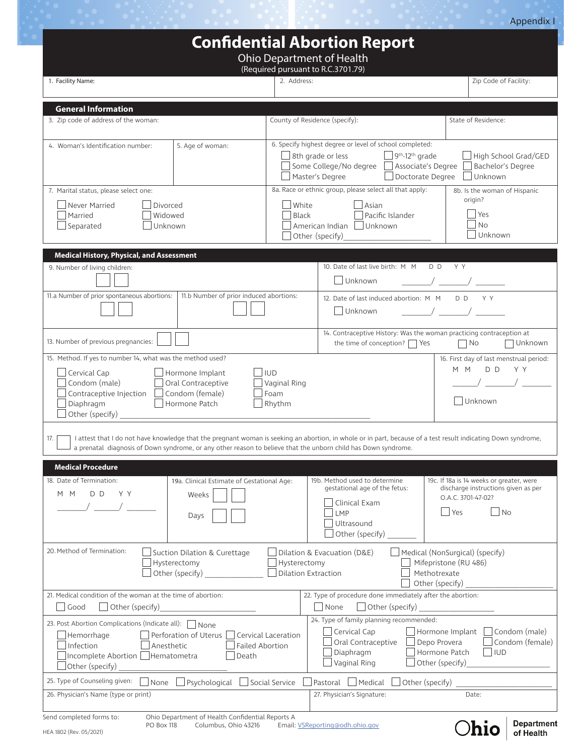Appendix I

# Confidential Abortion Report

Ohio Department of Health
(Required pursuant to R.C.3701.79)

| 1. Facility Name: | 2. Address: | Zip Code of Facility: |
|---|---|---|
| | | |

## General Information

| 3. Zip code of address of the woman: | County of Residence (specify): | State of Residence: |
|---|---|---|
| | | |

4. Woman's Identification number:

5. Age of woman:

6. Specify highest degree or level of school completed:
- ☐ 8th grade or less
- ☐ 9th-12th grade
- ☐ High School Grad/GED
- ☐ Some College/No degree
- ☐ Associate's Degree
- ☐ Bachelor's Degree
- ☐ Master's Degree
- ☐ Doctorate Degree
- ☐ Unknown

7. Marital status, please select one:
- ☐ Never Married
- ☐ Divorced
- ☐ Married
- ☐ Widowed
- ☐ Separated
- ☐ Unknown

8a. Race or ethnic group, please select all that apply:
- ☐ White
- ☐ Asian
- ☐ Black
- ☐ Pacific Islander
- ☐ American Indian
- ☐ Unknown
- ☐ Other (specify)__________________

8b. Is the woman of Hispanic origin?
- ☐ Yes
- ☐ No
- ☐ Unknown

## Medical History, Physical, and Assessment

9. Number of living children: ☐☐

10. Date of last live birth: M M / D D / Y Y ______/ ______/ ______
- ☐ Unknown

11.a Number of prior spontaneous abortions: ☐☐

11.b Number of prior induced abortions: ☐☐

12. Date of last induced abortion: M M / D D / Y Y ______/ ______/ ______
- ☐ Unknown

13. Number of previous pregnancies: ☐☐

14. Contraceptive History: Was the woman practicing contraception at the time of conception? ☐ Yes ☐ No ☐ Unknown

15. Method. If yes to number 14, what was the method used?
- ☐ Cervical Cap
- ☐ Hormone Implant
- ☐ IUD
- ☐ Condom (male)
- ☐ Oral Contraceptive
- ☐ Vaginal Ring
- ☐ Contraceptive Injection
- ☐ Condom (female)
- ☐ Foam
- ☐ Diaphragm
- ☐ Hormone Patch
- ☐ Rhythm
- ☐ Other (specify) ____________________________________________

16. First day of last menstrual period: M M / D D / Y Y ______/ ______/ ______
- ☐ Unknown

17. ☐ I attest that I do not have knowledge that the pregnant woman is seeking an abortion, in whole or in part, because of a test result indicating Down syndrome, a prenatal diagnosis of Down syndrome, or any other reason to believe that the unborn child has Down syndrome.

## Medical Procedure

18. Date of Termination: M M / D D / Y Y ______/ ______/ ______

19a. Clinical Estimate of Gestational Age:
- Weeks ☐☐
- Days ☐☐

19b. Method used to determine gestational age of the fetus:
- ☐ Clinical Exam
- ☐ LMP
- ☐ Ultrasound
- ☐ Other (specify) _______

19c. If 18a is 14 weeks or greater, were discharge instructions given as per O.A.C. 3701-47-02?
- ☐ Yes
- ☐ No

20. Method of Termination:
- ☐ Suction Dilation & Curettage
- ☐ Hysterectomy
- ☐ Other (specify) ____________
- ☐ Dilation & Evacuation (D&E)
- ☐ Hysterectomy
- ☐ Dilation Extraction
- ☐ Medical (NonSurgical) (specify)
  - ☐ Mifepristone (RU 486)
  - ☐ Methotrexate
  - ☐ Other (specify) ________________

21. Medical condition of the woman at the time of abortion:
- ☐ Good
- ☐ Other (specify)________________

22. Type of procedure done immediately after the abortion:
- ☐ None
- ☐ Other (specify) ______________

23. Post Abortion Complications (Indicate all): ☐ None
- ☐ Hemorrhage
- ☐ Perforation of Uterus
- ☐ Cervical Laceration
- ☐ Infection
- ☐ Anesthetic
- ☐ Failed Abortion
- ☐ Incomplete Abortion
- ☐ Hematometra
- ☐ Death
- ☐ Other (specify) ____________________

24. Type of family planning recommended:
- ☐ Cervical Cap
- ☐ Hormone Implant
- ☐ Condom (male)
- ☐ Oral Contraceptive
- ☐ Depo Provera
- ☐ Condom (female)
- ☐ Diaphragm
- ☐ Hormone Patch
- ☐ IUD
- ☐ Vaginal Ring
- ☐ Other (specify)________________

25. Type of Counseling given: ☐ None ☐ Psychological ☐ Social Service ☐ Pastoral ☐ Medical ☐ Other (specify) ________________

| 26. Physician's Name (type or print) | 27. Physician's Signature: | Date: |
|---|---|---|
| | | |

Send completed forms to: Ohio Department of Health Confidential Reports A
PO Box 118 Columbus, Ohio 43216 Email: VSReporting@odh.ohio.gov

HEA 1802 (Rev. 05/2021)

Ohio Department of Health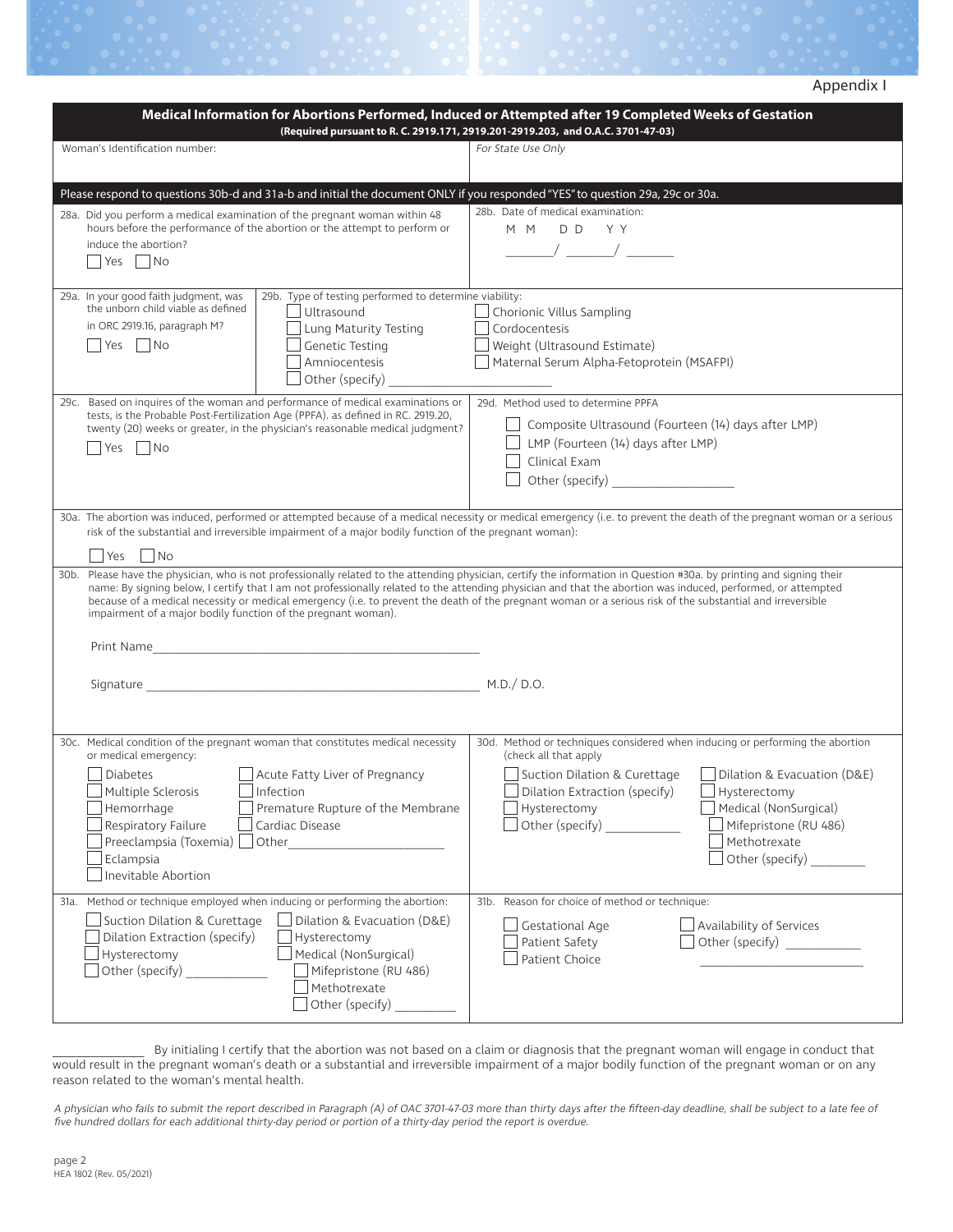Appendix I

## Medical Information for Abortions Performed, Induced or Attempted after 19 Completed Weeks of Gestation

**(Required pursuant to R. C. 2919.171, 2919.201-2919.203, and O.A.C. 3701-47-03)**

| Woman's Identification number: | *For State Use Only* |
|---|---|
| | |

**Please respond to questions 30b-d and 31a-b and initial the document ONLY if you responded "YES" to question 29a, 29c or 30a.**

28a. Did you perform a medical examination of the pregnant woman within 48 hours before the performance of the abortion or the attempt to perform or induce the abortion?

☐ Yes ☐ No

28b. Date of medical examination:

M M / D D / Y Y

________/ ________/ ________

29a. In your good faith judgment, was the unborn child viable as defined in ORC 2919.16, paragraph M?

☐ Yes ☐ No

29b. Type of testing performed to determine viability:

- ☐ Ultrasound
- ☐ Lung Maturity Testing
- ☐ Genetic Testing
- ☐ Amniocentesis
- ☐ Other (specify) ________________________
- ☐ Chorionic Villus Sampling
- ☐ Cordocentesis
- ☐ Weight (Ultrasound Estimate)
- ☐ Maternal Serum Alpha-Fetoprotein (MSAFPI)

29c. Based on inquires of the woman and performance of medical examinations or tests, is the Probable Post-Fertilization Age (PPFA). as defined in RC. 2919.20, twenty (20) weeks or greater, in the physician's reasonable medical judgment?

☐ Yes ☐ No

29d. Method used to determine PPFA

- ☐ Composite Ultrasound (Fourteen (14) days after LMP)
- ☐ LMP (Fourteen (14) days after LMP)
- ☐ Clinical Exam
- ☐ Other (specify) ___________________

30a. The abortion was induced, performed or attempted because of a medical necessity or medical emergency (i.e. to prevent the death of the pregnant woman or a serious risk of the substantial and irreversible impairment of a major bodily function of the pregnant woman):

☐ Yes ☐ No

30b. Please have the physician, who is not professionally related to the attending physician, certify the information in Question #30a. by printing and signing their name: By signing below, I certify that I am not professionally related to the attending physician and that the abortion was induced, performed, or attempted because of a medical necessity or medical emergency (i.e. to prevent the death of the pregnant woman or a serious risk of the substantial and irreversible impairment of a major bodily function of the pregnant woman).

Print Name_____________________________________________________

Signature _____________________________________________________ M.D./ D.O.

30c. Medical condition of the pregnant woman that constitutes medical necessity or medical emergency:

- ☐ Diabetes
- ☐ Multiple Sclerosis
- ☐ Hemorrhage
- ☐ Respiratory Failure
- ☐ Preeclampsia (Toxemia)
- ☐ Eclampsia
- ☐ Inevitable Abortion
- ☐ Acute Fatty Liver of Pregnancy
- ☐ Infection
- ☐ Premature Rupture of the Membrane
- ☐ Cardiac Disease
- ☐ Other________________________

30d. Method or techniques considered when inducing or performing the abortion (check all that apply

- ☐ Suction Dilation & Curettage
- ☐ Dilation Extraction (specify)
- ☐ Hysterectomy
- ☐ Other (specify) ___________
- ☐ Dilation & Evacuation (D&E)
- ☐ Hysterectomy
- ☐ Medical (NonSurgical)
  - ☐ Mifepristone (RU 486)
  - ☐ Methotrexate
  - ☐ Other (specify) ________

31a. Method or technique employed when inducing or performing the abortion:

- ☐ Suction Dilation & Curettage
- ☐ Dilation Extraction (specify)
- ☐ Hysterectomy
- ☐ Other (specify) ____________
- ☐ Dilation & Evacuation (D&E)
- ☐ Hysterectomy
- ☐ Medical (NonSurgical)
  - ☐ Mifepristone (RU 486)
  - ☐ Methotrexate
  - ☐ Other (specify) _________

31b. Reason for choice of method or technique:

- ☐ Gestational Age
- ☐ Patient Safety
- ☐ Patient Choice
- ☐ Availability of Services
- ☐ Other (specify) ___________ ________________________

______________ By initialing I certify that the abortion was not based on a claim or diagnosis that the pregnant woman will engage in conduct that would result in the pregnant woman's death or a substantial and irreversible impairment of a major bodily function of the pregnant woman or on any reason related to the woman's mental health.

*A physician who fails to submit the report described in Paragraph (A) of OAC 3701-47-03 more than thirty days after the fifteen-day deadline, shall be subject to a late fee of five hundred dollars for each additional thirty-day period or portion of a thirty-day period the report is overdue.*

page 2
HEA 1802 (Rev. 05/2021)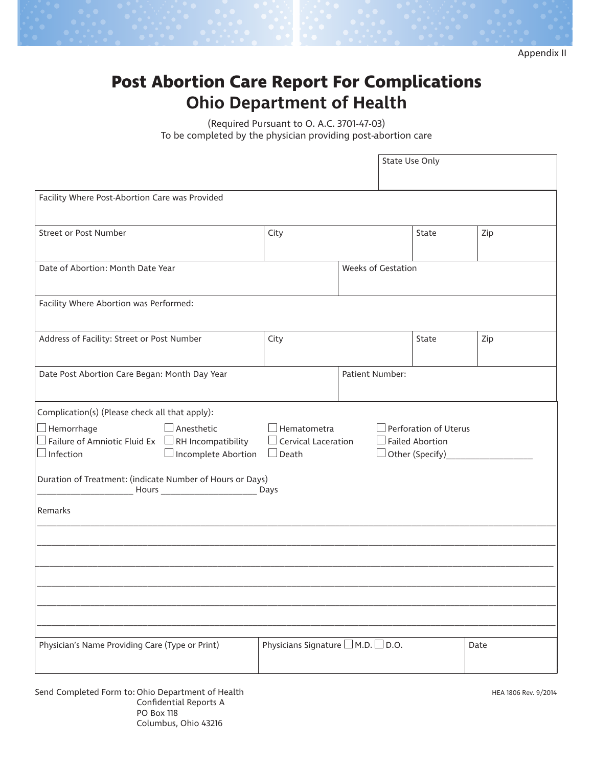Appendix II

# Post Abortion Care Report For Complications
## Ohio Department of Health

(Required Pursuant to O. A.C. 3701-47-03)
To be completed by the physician providing post-abortion care

| | | | State Use Only |
|---|---|---|---|
| Facility Where Post-Abortion Care was Provided | | | |
| Street or Post Number | City | State | Zip |
| Date of Abortion: Month Date Year | | Weeks of Gestation | |
| Facility Where Abortion was Performed: | | | |
| Address of Facility: Street or Post Number | City | State | Zip |
| Date Post Abortion Care Began: Month Day Year | | Patient Number: | |

Complication(s) (Please check all that apply):

| | | | |
|---|---|---|---|
| ☐ Hemorrhage | ☐ Anesthetic | ☐ Hematometra | ☐ Perforation of Uterus |
| ☐ Failure of Amniotic Fluid Ex | ☐ RH Incompatibility | ☐ Cervical Laceration | ☐ Failed Abortion |
| ☐ Infection | ☐ Incomplete Abortion | ☐ Death | ☐ Other (Specify)__________________ |

Duration of Treatment: (indicate Number of Hours or Days)
____________________ Hours ____________________ Days

Remarks

______________________________________________________________________________

______________________________________________________________________________

______________________________________________________________________________

______________________________________________________________________________

______________________________________________________________________________

______________________________________________________________________________

| Physician's Name Providing Care (Type or Print) | Physicians Signature ☐ M.D. ☐ D.O. | Date |
|---|---|---|
| | | |

Send Completed Form to: Ohio Department of Health
Confidential Reports A
PO Box 118
Columbus, Ohio 43216

HEA 1806 Rev. 9/2014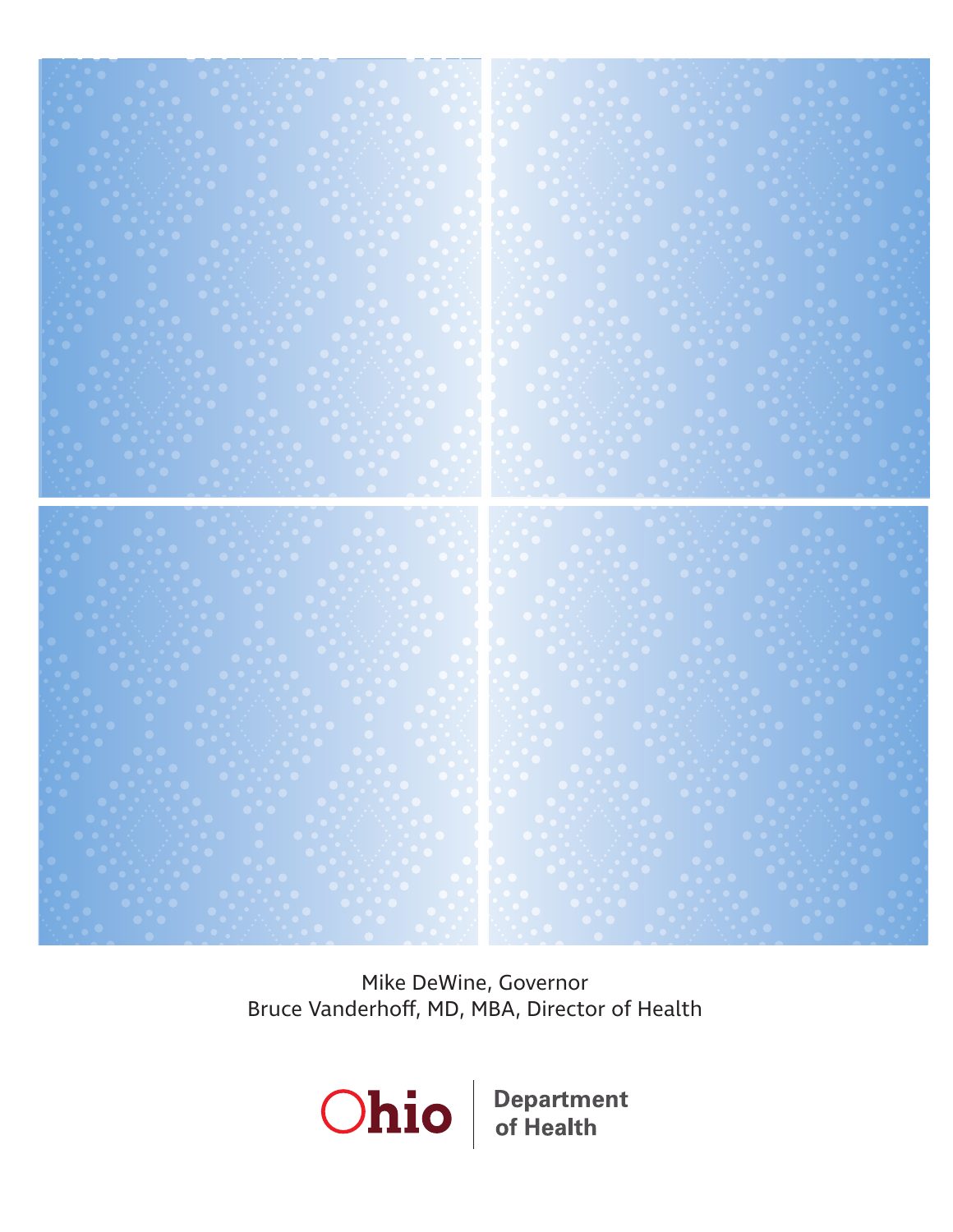Mike DeWine, Governor

Bruce Vanderhoff, MD, MBA, Director of Health

Ohio Department of Health